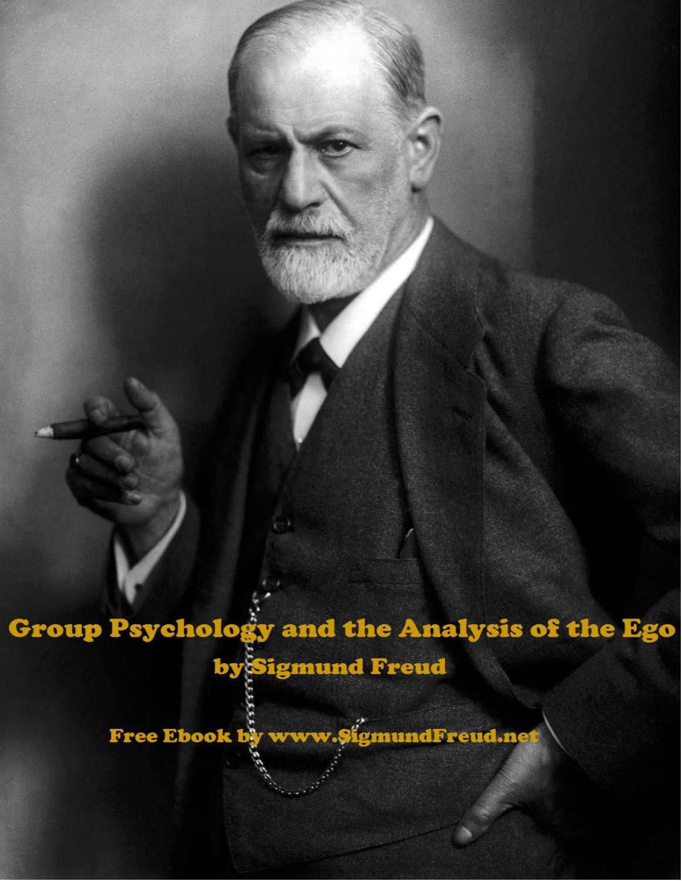# Group Psychology and the Analysis of the Ego

**by Sigmund Freud**

**Free Ebook by www.SigmundFreud.net**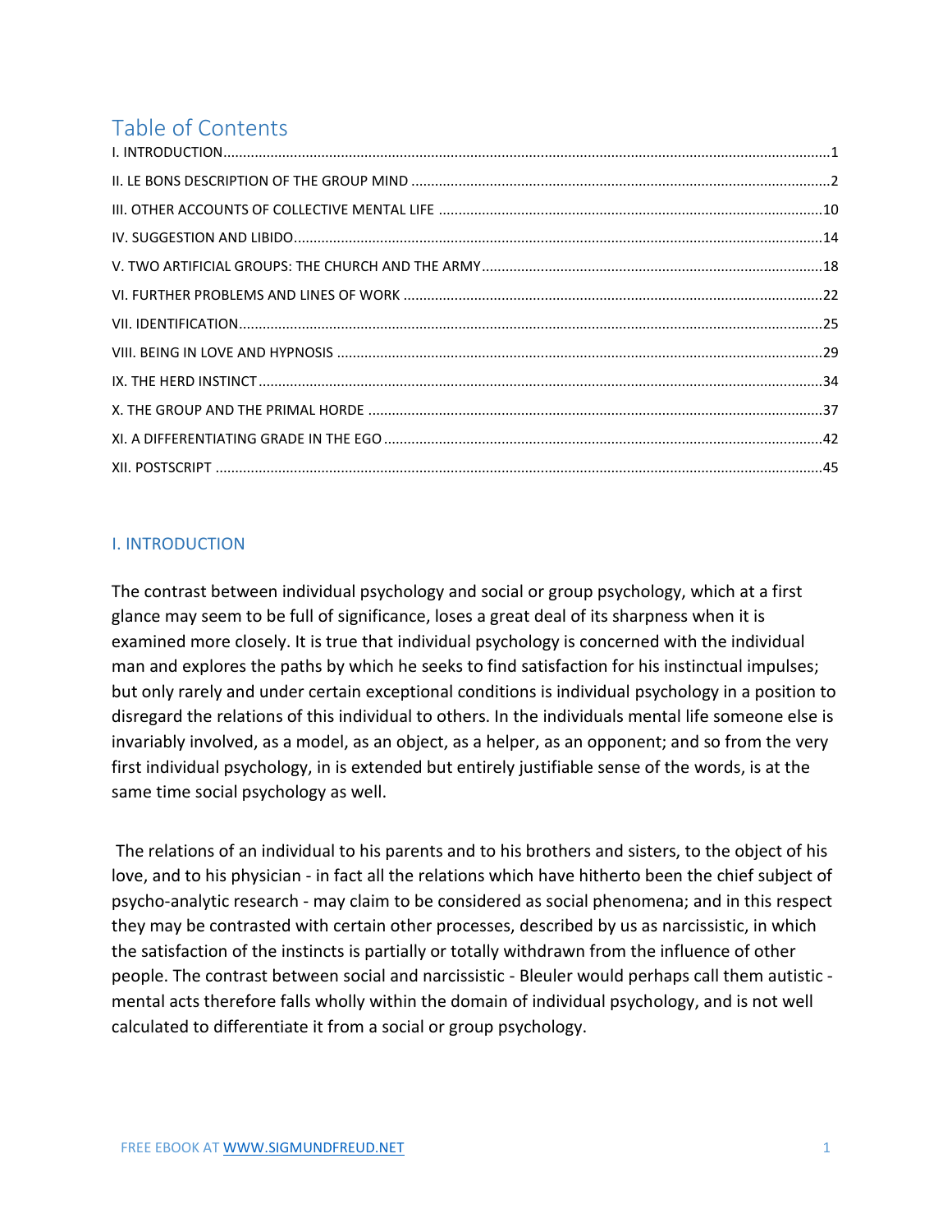# Table of Contents

I. INTRODUCTION ........................................ 1

II. LE BONS DESCRIPTION OF THE GROUP MIND ........................................ 2

III. OTHER ACCOUNTS OF COLLECTIVE MENTAL LIFE ........................................ 10

IV. SUGGESTION AND LIBIDO ........................................ 14

V. TWO ARTIFICIAL GROUPS: THE CHURCH AND THE ARMY ........................................ 18

VI. FURTHER PROBLEMS AND LINES OF WORK ........................................ 22

VII. IDENTIFICATION ........................................ 25

VIII. BEING IN LOVE AND HYPNOSIS ........................................ 29

IX. THE HERD INSTINCT ........................................ 34

X. THE GROUP AND THE PRIMAL HORDE ........................................ 37

XI. A DIFFERENTIATING GRADE IN THE EGO ........................................ 42

XII. POSTSCRIPT ........................................ 45

## I. INTRODUCTION

The contrast between individual psychology and social or group psychology, which at a first glance may seem to be full of significance, loses a great deal of its sharpness when it is examined more closely. It is true that individual psychology is concerned with the individual man and explores the paths by which he seeks to find satisfaction for his instinctual impulses; but only rarely and under certain exceptional conditions is individual psychology in a position to disregard the relations of this individual to others. In the individuals mental life someone else is invariably involved, as a model, as an object, as a helper, as an opponent; and so from the very first individual psychology, in is extended but entirely justifiable sense of the words, is at the same time social psychology as well.

The relations of an individual to his parents and to his brothers and sisters, to the object of his love, and to his physician - in fact all the relations which have hitherto been the chief subject of psycho-analytic research - may claim to be considered as social phenomena; and in this respect they may be contrasted with certain other processes, described by us as narcissistic, in which the satisfaction of the instincts is partially or totally withdrawn from the influence of other people. The contrast between social and narcissistic - Bleuler would perhaps call them autistic - mental acts therefore falls wholly within the domain of individual psychology, and is not well calculated to differentiate it from a social or group psychology.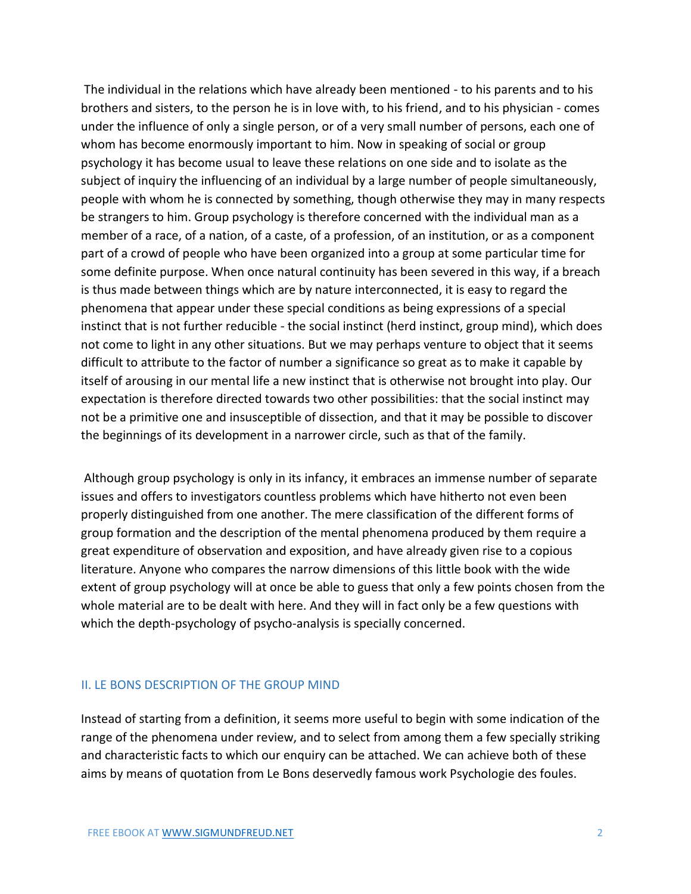The individual in the relations which have already been mentioned - to his parents and to his brothers and sisters, to the person he is in love with, to his friend, and to his physician - comes under the influence of only a single person, or of a very small number of persons, each one of whom has become enormously important to him. Now in speaking of social or group psychology it has become usual to leave these relations on one side and to isolate as the subject of inquiry the influencing of an individual by a large number of people simultaneously, people with whom he is connected by something, though otherwise they may in many respects be strangers to him. Group psychology is therefore concerned with the individual man as a member of a race, of a nation, of a caste, of a profession, of an institution, or as a component part of a crowd of people who have been organized into a group at some particular time for some definite purpose. When once natural continuity has been severed in this way, if a breach is thus made between things which are by nature interconnected, it is easy to regard the phenomena that appear under these special conditions as being expressions of a special instinct that is not further reducible - the social instinct (herd instinct, group mind), which does not come to light in any other situations. But we may perhaps venture to object that it seems difficult to attribute to the factor of number a significance so great as to make it capable by itself of arousing in our mental life a new instinct that is otherwise not brought into play. Our expectation is therefore directed towards two other possibilities: that the social instinct may not be a primitive one and insusceptible of dissection, and that it may be possible to discover the beginnings of its development in a narrower circle, such as that of the family.

Although group psychology is only in its infancy, it embraces an immense number of separate issues and offers to investigators countless problems which have hitherto not even been properly distinguished from one another. The mere classification of the different forms of group formation and the description of the mental phenomena produced by them require a great expenditure of observation and exposition, and have already given rise to a copious literature. Anyone who compares the narrow dimensions of this little book with the wide extent of group psychology will at once be able to guess that only a few points chosen from the whole material are to be dealt with here. And they will in fact only be a few questions with which the depth-psychology of psycho-analysis is specially concerned.

## II. LE BONS DESCRIPTION OF THE GROUP MIND

Instead of starting from a definition, it seems more useful to begin with some indication of the range of the phenomena under review, and to select from among them a few specially striking and characteristic facts to which our enquiry can be attached. We can achieve both of these aims by means of quotation from Le Bons deservedly famous work Psychologie des foules.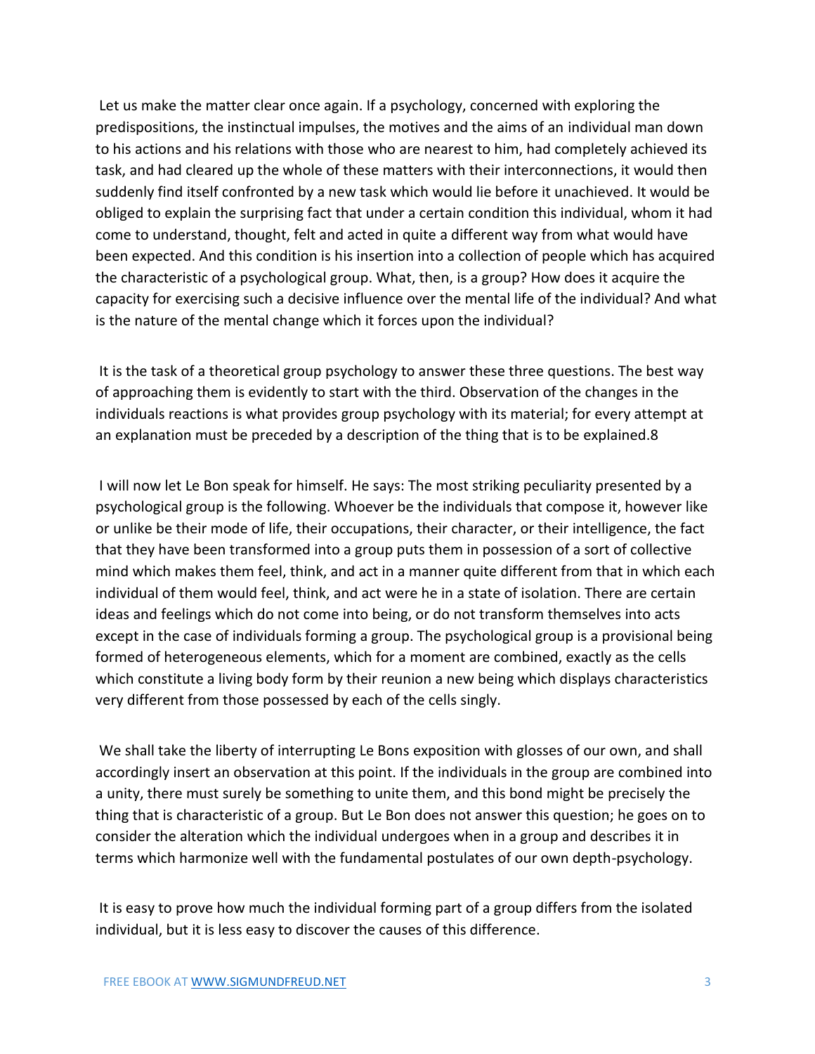Let us make the matter clear once again. If a psychology, concerned with exploring the predispositions, the instinctual impulses, the motives and the aims of an individual man down to his actions and his relations with those who are nearest to him, had completely achieved its task, and had cleared up the whole of these matters with their interconnections, it would then suddenly find itself confronted by a new task which would lie before it unachieved. It would be obliged to explain the surprising fact that under a certain condition this individual, whom it had come to understand, thought, felt and acted in quite a different way from what would have been expected. And this condition is his insertion into a collection of people which has acquired the characteristic of a psychological group. What, then, is a group? How does it acquire the capacity for exercising such a decisive influence over the mental life of the individual? And what is the nature of the mental change which it forces upon the individual?

It is the task of a theoretical group psychology to answer these three questions. The best way of approaching them is evidently to start with the third. Observation of the changes in the individuals reactions is what provides group psychology with its material; for every attempt at an explanation must be preceded by a description of the thing that is to be explained.8

I will now let Le Bon speak for himself. He says: The most striking peculiarity presented by a psychological group is the following. Whoever be the individuals that compose it, however like or unlike be their mode of life, their occupations, their character, or their intelligence, the fact that they have been transformed into a group puts them in possession of a sort of collective mind which makes them feel, think, and act in a manner quite different from that in which each individual of them would feel, think, and act were he in a state of isolation. There are certain ideas and feelings which do not come into being, or do not transform themselves into acts except in the case of individuals forming a group. The psychological group is a provisional being formed of heterogeneous elements, which for a moment are combined, exactly as the cells which constitute a living body form by their reunion a new being which displays characteristics very different from those possessed by each of the cells singly.

We shall take the liberty of interrupting Le Bons exposition with glosses of our own, and shall accordingly insert an observation at this point. If the individuals in the group are combined into a unity, there must surely be something to unite them, and this bond might be precisely the thing that is characteristic of a group. But Le Bon does not answer this question; he goes on to consider the alteration which the individual undergoes when in a group and describes it in terms which harmonize well with the fundamental postulates of our own depth-psychology.

It is easy to prove how much the individual forming part of a group differs from the isolated individual, but it is less easy to discover the causes of this difference.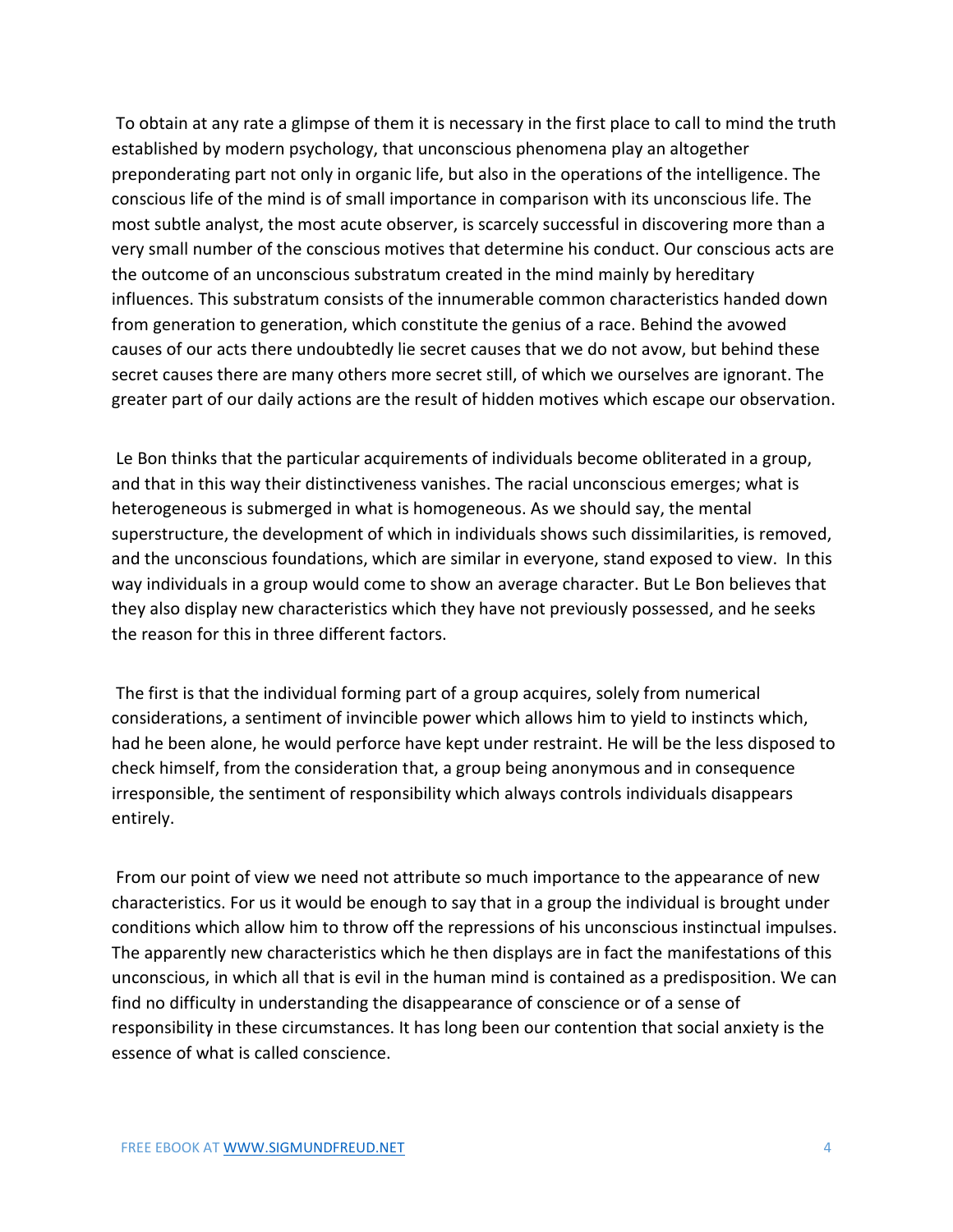To obtain at any rate a glimpse of them it is necessary in the first place to call to mind the truth established by modern psychology, that unconscious phenomena play an altogether preponderating part not only in organic life, but also in the operations of the intelligence. The conscious life of the mind is of small importance in comparison with its unconscious life. The most subtle analyst, the most acute observer, is scarcely successful in discovering more than a very small number of the conscious motives that determine his conduct. Our conscious acts are the outcome of an unconscious substratum created in the mind mainly by hereditary influences. This substratum consists of the innumerable common characteristics handed down from generation to generation, which constitute the genius of a race. Behind the avowed causes of our acts there undoubtedly lie secret causes that we do not avow, but behind these secret causes there are many others more secret still, of which we ourselves are ignorant. The greater part of our daily actions are the result of hidden motives which escape our observation.

Le Bon thinks that the particular acquirements of individuals become obliterated in a group, and that in this way their distinctiveness vanishes. The racial unconscious emerges; what is heterogeneous is submerged in what is homogeneous. As we should say, the mental superstructure, the development of which in individuals shows such dissimilarities, is removed, and the unconscious foundations, which are similar in everyone, stand exposed to view. In this way individuals in a group would come to show an average character. But Le Bon believes that they also display new characteristics which they have not previously possessed, and he seeks the reason for this in three different factors.

The first is that the individual forming part of a group acquires, solely from numerical considerations, a sentiment of invincible power which allows him to yield to instincts which, had he been alone, he would perforce have kept under restraint. He will be the less disposed to check himself, from the consideration that, a group being anonymous and in consequence irresponsible, the sentiment of responsibility which always controls individuals disappears entirely.

From our point of view we need not attribute so much importance to the appearance of new characteristics. For us it would be enough to say that in a group the individual is brought under conditions which allow him to throw off the repressions of his unconscious instinctual impulses. The apparently new characteristics which he then displays are in fact the manifestations of this unconscious, in which all that is evil in the human mind is contained as a predisposition. We can find no difficulty in understanding the disappearance of conscience or of a sense of responsibility in these circumstances. It has long been our contention that social anxiety is the essence of what is called conscience.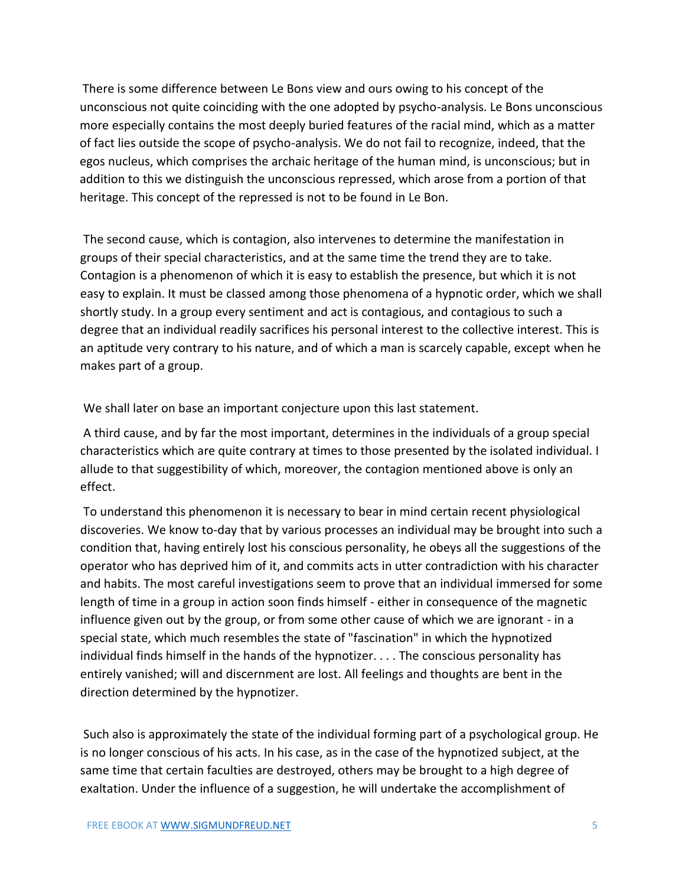There is some difference between Le Bons view and ours owing to his concept of the unconscious not quite coinciding with the one adopted by psycho-analysis. Le Bons unconscious more especially contains the most deeply buried features of the racial mind, which as a matter of fact lies outside the scope of psycho-analysis. We do not fail to recognize, indeed, that the egos nucleus, which comprises the archaic heritage of the human mind, is unconscious; but in addition to this we distinguish the unconscious repressed, which arose from a portion of that heritage. This concept of the repressed is not to be found in Le Bon.

The second cause, which is contagion, also intervenes to determine the manifestation in groups of their special characteristics, and at the same time the trend they are to take. Contagion is a phenomenon of which it is easy to establish the presence, but which it is not easy to explain. It must be classed among those phenomena of a hypnotic order, which we shall shortly study. In a group every sentiment and act is contagious, and contagious to such a degree that an individual readily sacrifices his personal interest to the collective interest. This is an aptitude very contrary to his nature, and of which a man is scarcely capable, except when he makes part of a group.

We shall later on base an important conjecture upon this last statement.

A third cause, and by far the most important, determines in the individuals of a group special characteristics which are quite contrary at times to those presented by the isolated individual. I allude to that suggestibility of which, moreover, the contagion mentioned above is only an effect.

To understand this phenomenon it is necessary to bear in mind certain recent physiological discoveries. We know to-day that by various processes an individual may be brought into such a condition that, having entirely lost his conscious personality, he obeys all the suggestions of the operator who has deprived him of it, and commits acts in utter contradiction with his character and habits. The most careful investigations seem to prove that an individual immersed for some length of time in a group in action soon finds himself - either in consequence of the magnetic influence given out by the group, or from some other cause of which we are ignorant - in a special state, which much resembles the state of "fascination" in which the hypnotized individual finds himself in the hands of the hypnotizer. . . . The conscious personality has entirely vanished; will and discernment are lost. All feelings and thoughts are bent in the direction determined by the hypnotizer.

Such also is approximately the state of the individual forming part of a psychological group. He is no longer conscious of his acts. In his case, as in the case of the hypnotized subject, at the same time that certain faculties are destroyed, others may be brought to a high degree of exaltation. Under the influence of a suggestion, he will undertake the accomplishment of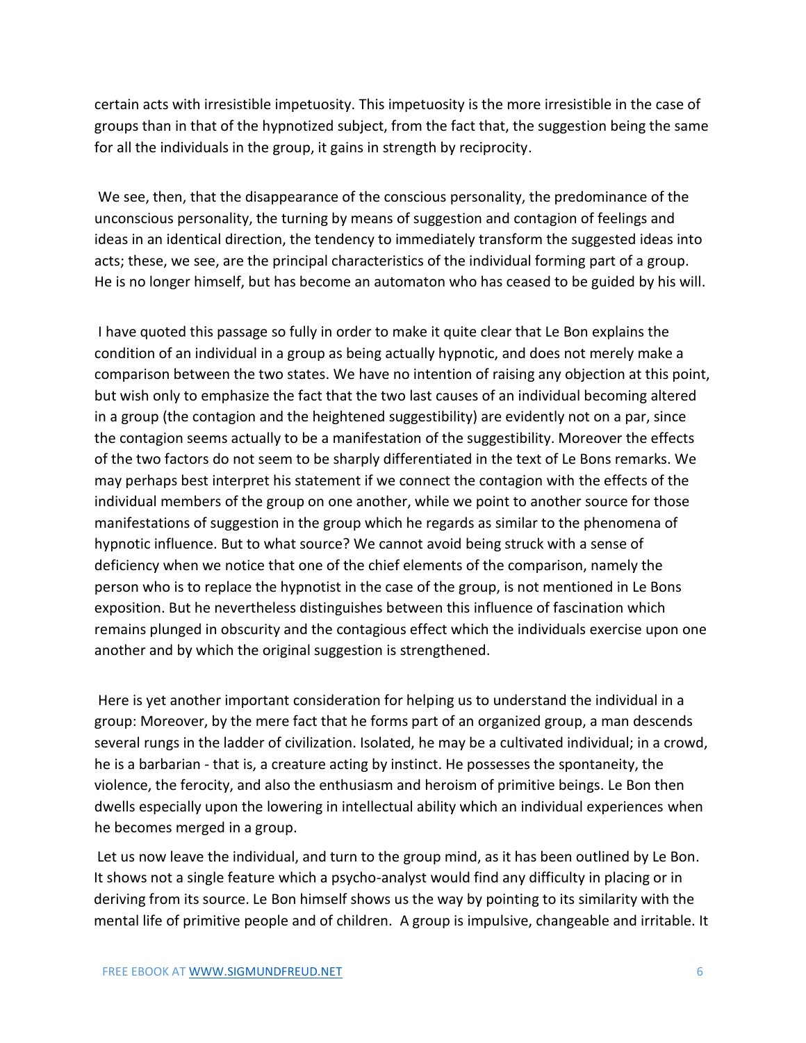certain acts with irresistible impetuosity. This impetuosity is the more irresistible in the case of groups than in that of the hypnotized subject, from the fact that, the suggestion being the same for all the individuals in the group, it gains in strength by reciprocity.

We see, then, that the disappearance of the conscious personality, the predominance of the unconscious personality, the turning by means of suggestion and contagion of feelings and ideas in an identical direction, the tendency to immediately transform the suggested ideas into acts; these, we see, are the principal characteristics of the individual forming part of a group. He is no longer himself, but has become an automaton who has ceased to be guided by his will.

I have quoted this passage so fully in order to make it quite clear that Le Bon explains the condition of an individual in a group as being actually hypnotic, and does not merely make a comparison between the two states. We have no intention of raising any objection at this point, but wish only to emphasize the fact that the two last causes of an individual becoming altered in a group (the contagion and the heightened suggestibility) are evidently not on a par, since the contagion seems actually to be a manifestation of the suggestibility. Moreover the effects of the two factors do not seem to be sharply differentiated in the text of Le Bons remarks. We may perhaps best interpret his statement if we connect the contagion with the effects of the individual members of the group on one another, while we point to another source for those manifestations of suggestion in the group which he regards as similar to the phenomena of hypnotic influence. But to what source? We cannot avoid being struck with a sense of deficiency when we notice that one of the chief elements of the comparison, namely the person who is to replace the hypnotist in the case of the group, is not mentioned in Le Bons exposition. But he nevertheless distinguishes between this influence of fascination which remains plunged in obscurity and the contagious effect which the individuals exercise upon one another and by which the original suggestion is strengthened.

Here is yet another important consideration for helping us to understand the individual in a group: Moreover, by the mere fact that he forms part of an organized group, a man descends several rungs in the ladder of civilization. Isolated, he may be a cultivated individual; in a crowd, he is a barbarian - that is, a creature acting by instinct. He possesses the spontaneity, the violence, the ferocity, and also the enthusiasm and heroism of primitive beings. Le Bon then dwells especially upon the lowering in intellectual ability which an individual experiences when he becomes merged in a group.

Let us now leave the individual, and turn to the group mind, as it has been outlined by Le Bon. It shows not a single feature which a psycho-analyst would find any difficulty in placing or in deriving from its source. Le Bon himself shows us the way by pointing to its similarity with the mental life of primitive people and of children. A group is impulsive, changeable and irritable. It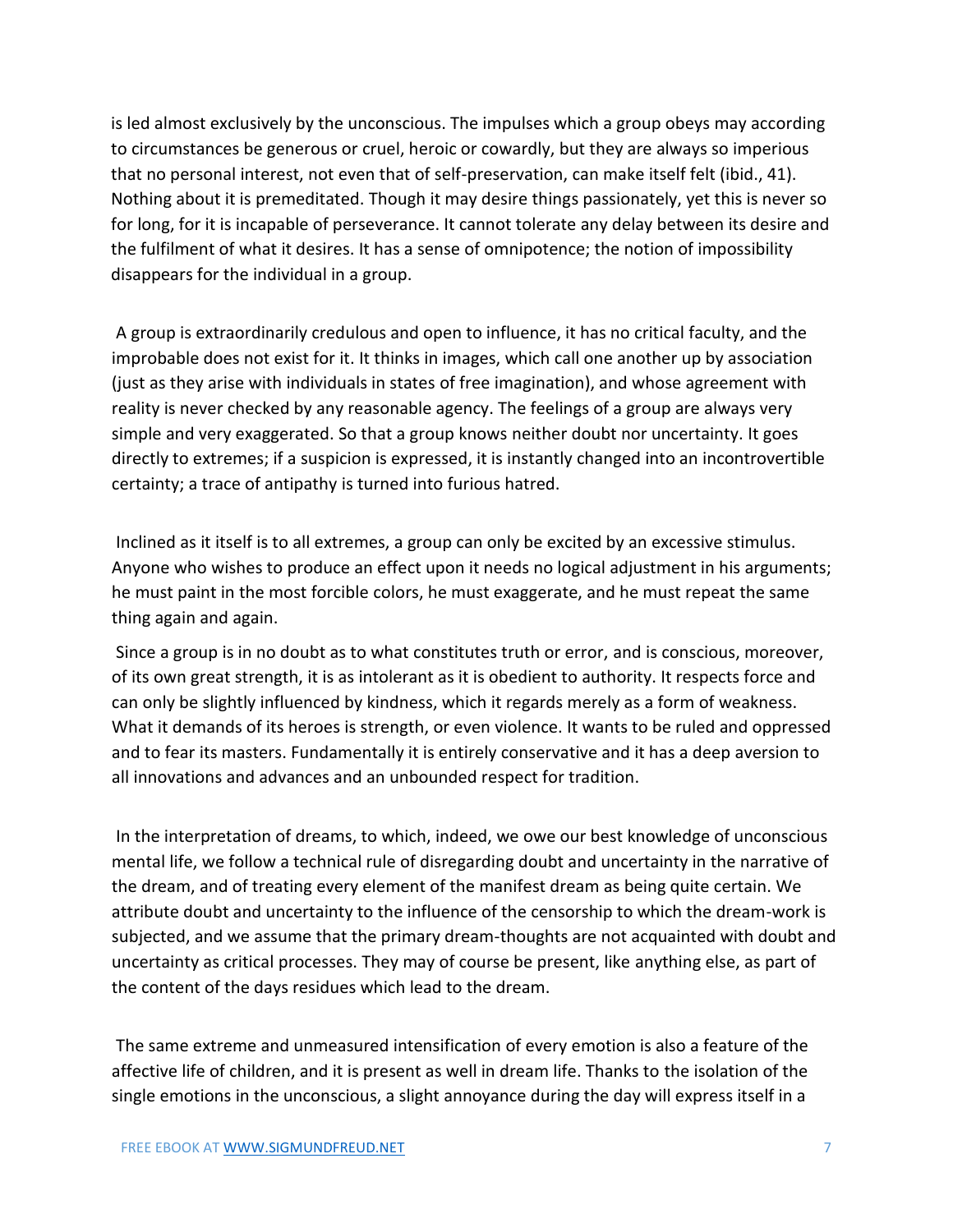is led almost exclusively by the unconscious. The impulses which a group obeys may according to circumstances be generous or cruel, heroic or cowardly, but they are always so imperious that no personal interest, not even that of self-preservation, can make itself felt (ibid., 41). Nothing about it is premeditated. Though it may desire things passionately, yet this is never so for long, for it is incapable of perseverance. It cannot tolerate any delay between its desire and the fulfilment of what it desires. It has a sense of omnipotence; the notion of impossibility disappears for the individual in a group.

A group is extraordinarily credulous and open to influence, it has no critical faculty, and the improbable does not exist for it. It thinks in images, which call one another up by association (just as they arise with individuals in states of free imagination), and whose agreement with reality is never checked by any reasonable agency. The feelings of a group are always very simple and very exaggerated. So that a group knows neither doubt nor uncertainty. It goes directly to extremes; if a suspicion is expressed, it is instantly changed into an incontrovertible certainty; a trace of antipathy is turned into furious hatred.

Inclined as it itself is to all extremes, a group can only be excited by an excessive stimulus. Anyone who wishes to produce an effect upon it needs no logical adjustment in his arguments; he must paint in the most forcible colors, he must exaggerate, and he must repeat the same thing again and again.

Since a group is in no doubt as to what constitutes truth or error, and is conscious, moreover, of its own great strength, it is as intolerant as it is obedient to authority. It respects force and can only be slightly influenced by kindness, which it regards merely as a form of weakness. What it demands of its heroes is strength, or even violence. It wants to be ruled and oppressed and to fear its masters. Fundamentally it is entirely conservative and it has a deep aversion to all innovations and advances and an unbounded respect for tradition.

In the interpretation of dreams, to which, indeed, we owe our best knowledge of unconscious mental life, we follow a technical rule of disregarding doubt and uncertainty in the narrative of the dream, and of treating every element of the manifest dream as being quite certain. We attribute doubt and uncertainty to the influence of the censorship to which the dream-work is subjected, and we assume that the primary dream-thoughts are not acquainted with doubt and uncertainty as critical processes. They may of course be present, like anything else, as part of the content of the days residues which lead to the dream.

The same extreme and unmeasured intensification of every emotion is also a feature of the affective life of children, and it is present as well in dream life. Thanks to the isolation of the single emotions in the unconscious, a slight annoyance during the day will express itself in a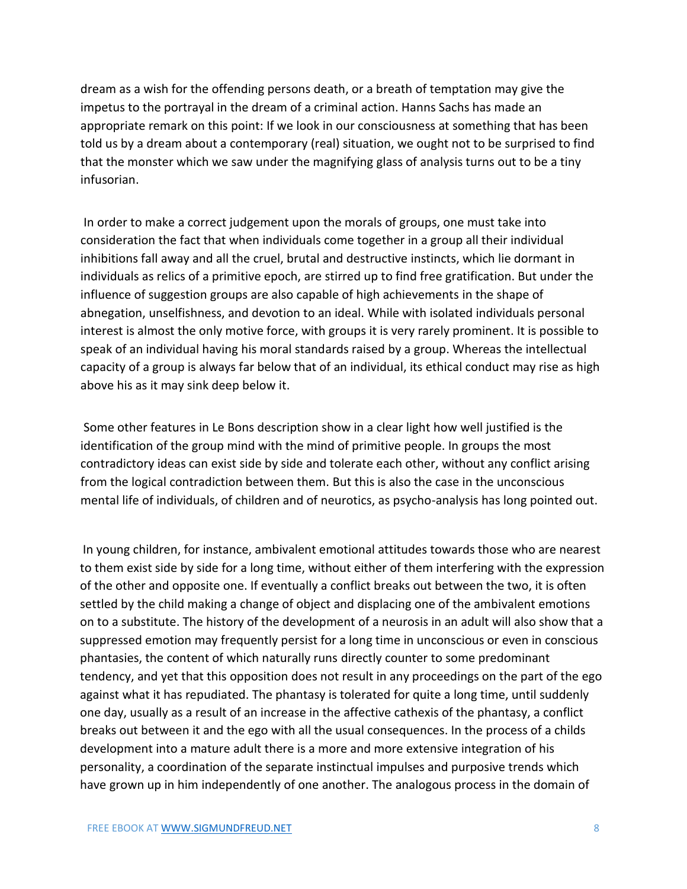dream as a wish for the offending persons death, or a breath of temptation may give the impetus to the portrayal in the dream of a criminal action. Hanns Sachs has made an appropriate remark on this point: If we look in our consciousness at something that has been told us by a dream about a contemporary (real) situation, we ought not to be surprised to find that the monster which we saw under the magnifying glass of analysis turns out to be a tiny infusorian.

In order to make a correct judgement upon the morals of groups, one must take into consideration the fact that when individuals come together in a group all their individual inhibitions fall away and all the cruel, brutal and destructive instincts, which lie dormant in individuals as relics of a primitive epoch, are stirred up to find free gratification. But under the influence of suggestion groups are also capable of high achievements in the shape of abnegation, unselfishness, and devotion to an ideal. While with isolated individuals personal interest is almost the only motive force, with groups it is very rarely prominent. It is possible to speak of an individual having his moral standards raised by a group. Whereas the intellectual capacity of a group is always far below that of an individual, its ethical conduct may rise as high above his as it may sink deep below it.

Some other features in Le Bons description show in a clear light how well justified is the identification of the group mind with the mind of primitive people. In groups the most contradictory ideas can exist side by side and tolerate each other, without any conflict arising from the logical contradiction between them. But this is also the case in the unconscious mental life of individuals, of children and of neurotics, as psycho-analysis has long pointed out.

In young children, for instance, ambivalent emotional attitudes towards those who are nearest to them exist side by side for a long time, without either of them interfering with the expression of the other and opposite one. If eventually a conflict breaks out between the two, it is often settled by the child making a change of object and displacing one of the ambivalent emotions on to a substitute. The history of the development of a neurosis in an adult will also show that a suppressed emotion may frequently persist for a long time in unconscious or even in conscious phantasies, the content of which naturally runs directly counter to some predominant tendency, and yet that this opposition does not result in any proceedings on the part of the ego against what it has repudiated. The phantasy is tolerated for quite a long time, until suddenly one day, usually as a result of an increase in the affective cathexis of the phantasy, a conflict breaks out between it and the ego with all the usual consequences. In the process of a childs development into a mature adult there is a more and more extensive integration of his personality, a coordination of the separate instinctual impulses and purposive trends which have grown up in him independently of one another. The analogous process in the domain of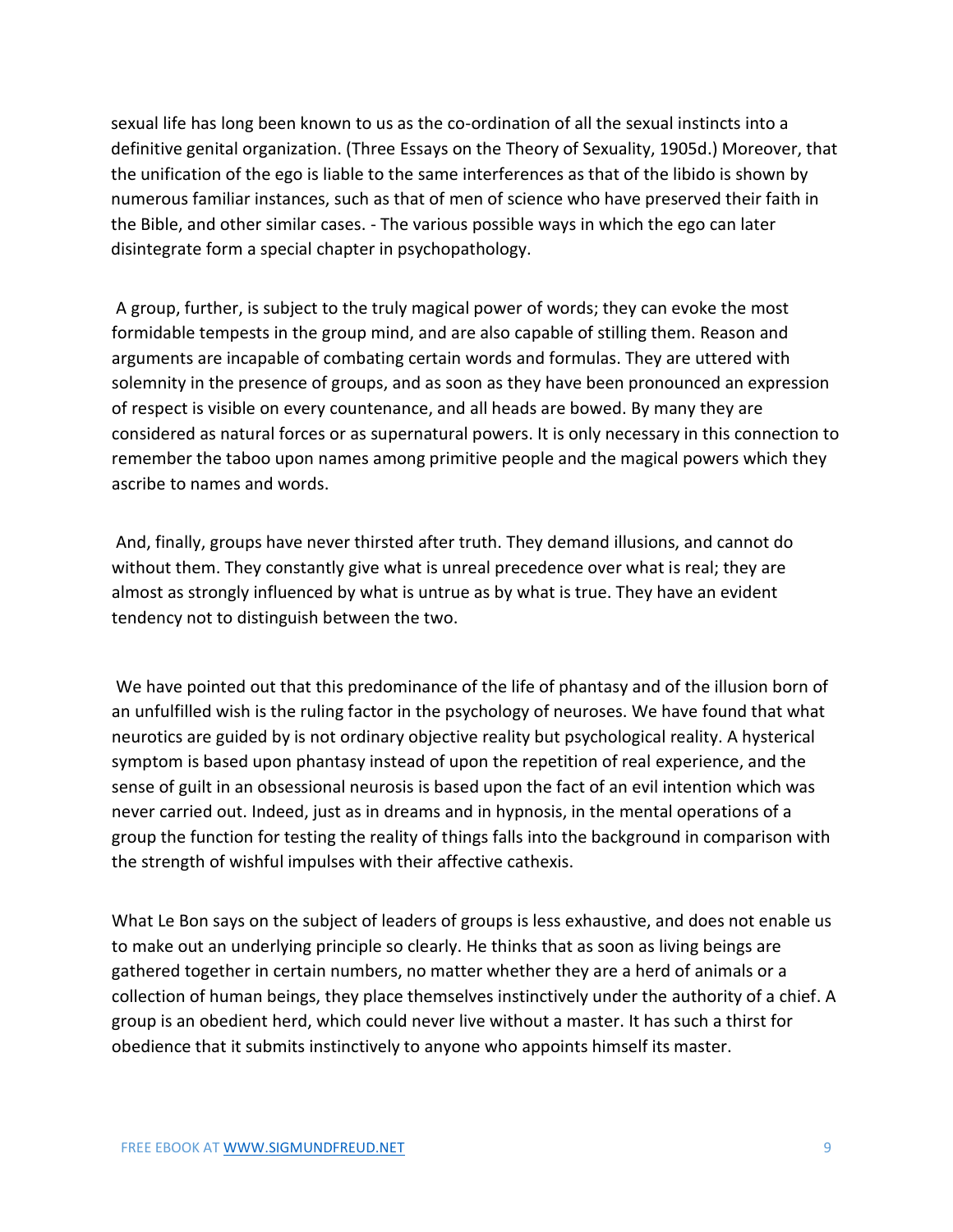sexual life has long been known to us as the co-ordination of all the sexual instincts into a definitive genital organization. (Three Essays on the Theory of Sexuality, 1905d.) Moreover, that the unification of the ego is liable to the same interferences as that of the libido is shown by numerous familiar instances, such as that of men of science who have preserved their faith in the Bible, and other similar cases. - The various possible ways in which the ego can later disintegrate form a special chapter in psychopathology.

A group, further, is subject to the truly magical power of words; they can evoke the most formidable tempests in the group mind, and are also capable of stilling them. Reason and arguments are incapable of combating certain words and formulas. They are uttered with solemnity in the presence of groups, and as soon as they have been pronounced an expression of respect is visible on every countenance, and all heads are bowed. By many they are considered as natural forces or as supernatural powers. It is only necessary in this connection to remember the taboo upon names among primitive people and the magical powers which they ascribe to names and words.

And, finally, groups have never thirsted after truth. They demand illusions, and cannot do without them. They constantly give what is unreal precedence over what is real; they are almost as strongly influenced by what is untrue as by what is true. They have an evident tendency not to distinguish between the two.

We have pointed out that this predominance of the life of phantasy and of the illusion born of an unfulfilled wish is the ruling factor in the psychology of neuroses. We have found that what neurotics are guided by is not ordinary objective reality but psychological reality. A hysterical symptom is based upon phantasy instead of upon the repetition of real experience, and the sense of guilt in an obsessional neurosis is based upon the fact of an evil intention which was never carried out. Indeed, just as in dreams and in hypnosis, in the mental operations of a group the function for testing the reality of things falls into the background in comparison with the strength of wishful impulses with their affective cathexis.

What Le Bon says on the subject of leaders of groups is less exhaustive, and does not enable us to make out an underlying principle so clearly. He thinks that as soon as living beings are gathered together in certain numbers, no matter whether they are a herd of animals or a collection of human beings, they place themselves instinctively under the authority of a chief. A group is an obedient herd, which could never live without a master. It has such a thirst for obedience that it submits instinctively to anyone who appoints himself its master.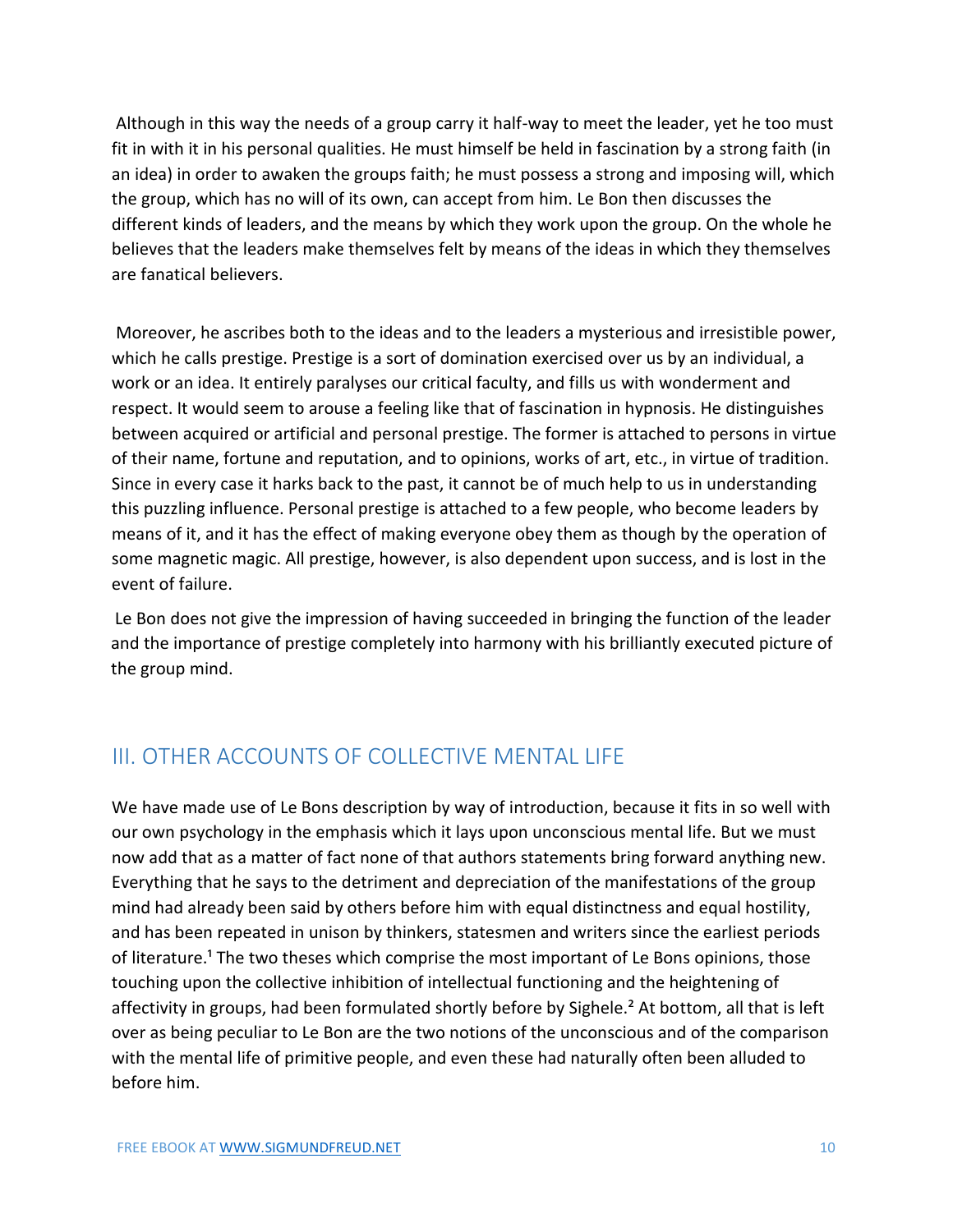Although in this way the needs of a group carry it half-way to meet the leader, yet he too must fit in with it in his personal qualities. He must himself be held in fascination by a strong faith (in an idea) in order to awaken the groups faith; he must possess a strong and imposing will, which the group, which has no will of its own, can accept from him. Le Bon then discusses the different kinds of leaders, and the means by which they work upon the group. On the whole he believes that the leaders make themselves felt by means of the ideas in which they themselves are fanatical believers.

Moreover, he ascribes both to the ideas and to the leaders a mysterious and irresistible power, which he calls prestige. Prestige is a sort of domination exercised over us by an individual, a work or an idea. It entirely paralyses our critical faculty, and fills us with wonderment and respect. It would seem to arouse a feeling like that of fascination in hypnosis. He distinguishes between acquired or artificial and personal prestige. The former is attached to persons in virtue of their name, fortune and reputation, and to opinions, works of art, etc., in virtue of tradition. Since in every case it harks back to the past, it cannot be of much help to us in understanding this puzzling influence. Personal prestige is attached to a few people, who become leaders by means of it, and it has the effect of making everyone obey them as though by the operation of some magnetic magic. All prestige, however, is also dependent upon success, and is lost in the event of failure.

Le Bon does not give the impression of having succeeded in bringing the function of the leader and the importance of prestige completely into harmony with his brilliantly executed picture of the group mind.

## III. OTHER ACCOUNTS OF COLLECTIVE MENTAL LIFE

We have made use of Le Bons description by way of introduction, because it fits in so well with our own psychology in the emphasis which it lays upon unconscious mental life. But we must now add that as a matter of fact none of that authors statements bring forward anything new. Everything that he says to the detriment and depreciation of the manifestations of the group mind had already been said by others before him with equal distinctness and equal hostility, and has been repeated in unison by thinkers, statesmen and writers since the earliest periods of literature.[1] The two theses which comprise the most important of Le Bons opinions, those touching upon the collective inhibition of intellectual functioning and the heightening of affectivity in groups, had been formulated shortly before by Sighele.[2] At bottom, all that is left over as being peculiar to Le Bon are the two notions of the unconscious and of the comparison with the mental life of primitive people, and even these had naturally often been alluded to before him.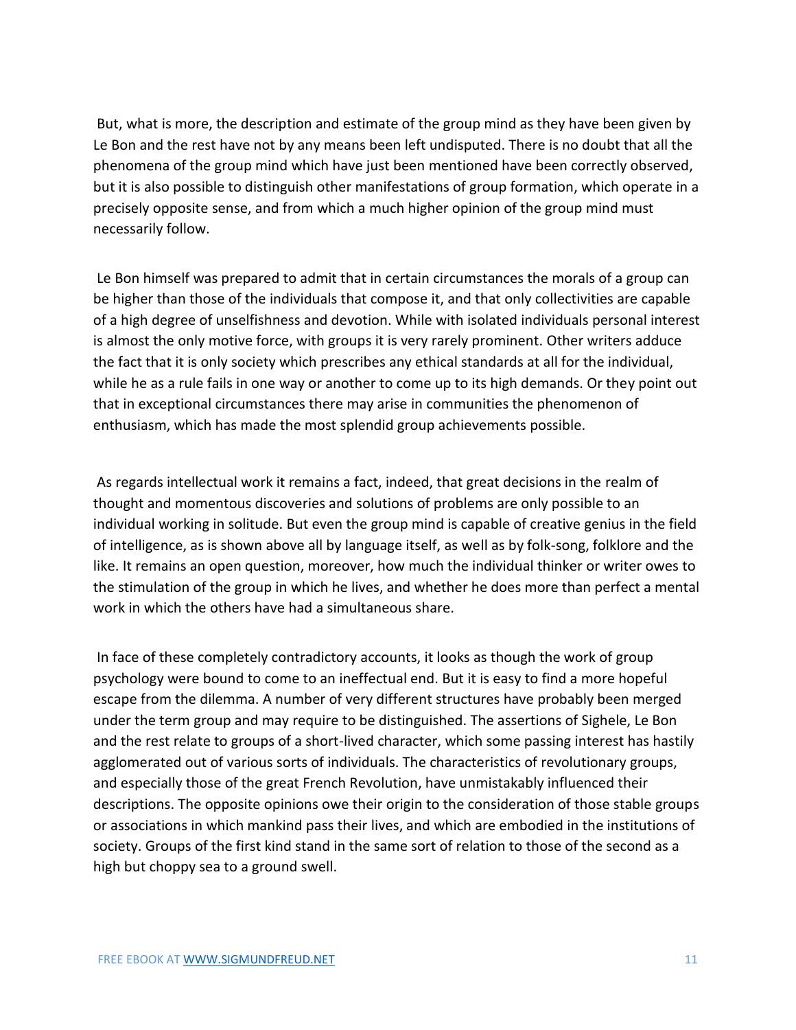But, what is more, the description and estimate of the group mind as they have been given by Le Bon and the rest have not by any means been left undisputed. There is no doubt that all the phenomena of the group mind which have just been mentioned have been correctly observed, but it is also possible to distinguish other manifestations of group formation, which operate in a precisely opposite sense, and from which a much higher opinion of the group mind must necessarily follow.

Le Bon himself was prepared to admit that in certain circumstances the morals of a group can be higher than those of the individuals that compose it, and that only collectivities are capable of a high degree of unselfishness and devotion. While with isolated individuals personal interest is almost the only motive force, with groups it is very rarely prominent. Other writers adduce the fact that it is only society which prescribes any ethical standards at all for the individual, while he as a rule fails in one way or another to come up to its high demands. Or they point out that in exceptional circumstances there may arise in communities the phenomenon of enthusiasm, which has made the most splendid group achievements possible.

As regards intellectual work it remains a fact, indeed, that great decisions in the realm of thought and momentous discoveries and solutions of problems are only possible to an individual working in solitude. But even the group mind is capable of creative genius in the field of intelligence, as is shown above all by language itself, as well as by folk-song, folklore and the like. It remains an open question, moreover, how much the individual thinker or writer owes to the stimulation of the group in which he lives, and whether he does more than perfect a mental work in which the others have had a simultaneous share.

In face of these completely contradictory accounts, it looks as though the work of group psychology were bound to come to an ineffectual end. But it is easy to find a more hopeful escape from the dilemma. A number of very different structures have probably been merged under the term group and may require to be distinguished. The assertions of Sighele, Le Bon and the rest relate to groups of a short-lived character, which some passing interest has hastily agglomerated out of various sorts of individuals. The characteristics of revolutionary groups, and especially those of the great French Revolution, have unmistakably influenced their descriptions. The opposite opinions owe their origin to the consideration of those stable groups or associations in which mankind pass their lives, and which are embodied in the institutions of society. Groups of the first kind stand in the same sort of relation to those of the second as a high but choppy sea to a ground swell.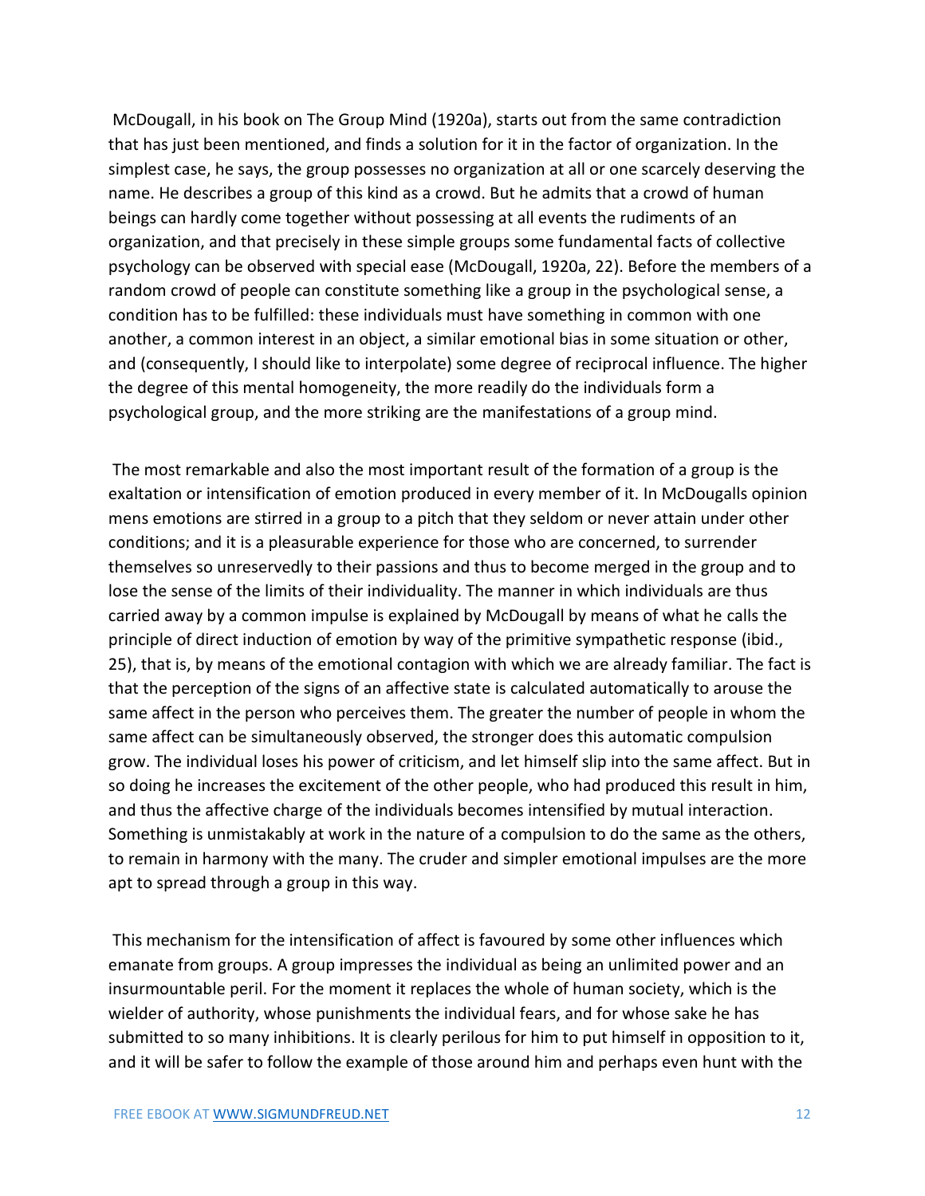McDougall, in his book on The Group Mind (1920a), starts out from the same contradiction that has just been mentioned, and finds a solution for it in the factor of organization. In the simplest case, he says, the group possesses no organization at all or one scarcely deserving the name. He describes a group of this kind as a crowd. But he admits that a crowd of human beings can hardly come together without possessing at all events the rudiments of an organization, and that precisely in these simple groups some fundamental facts of collective psychology can be observed with special ease (McDougall, 1920a, 22). Before the members of a random crowd of people can constitute something like a group in the psychological sense, a condition has to be fulfilled: these individuals must have something in common with one another, a common interest in an object, a similar emotional bias in some situation or other, and (consequently, I should like to interpolate) some degree of reciprocal influence. The higher the degree of this mental homogeneity, the more readily do the individuals form a psychological group, and the more striking are the manifestations of a group mind.

The most remarkable and also the most important result of the formation of a group is the exaltation or intensification of emotion produced in every member of it. In McDougalls opinion mens emotions are stirred in a group to a pitch that they seldom or never attain under other conditions; and it is a pleasurable experience for those who are concerned, to surrender themselves so unreservedly to their passions and thus to become merged in the group and to lose the sense of the limits of their individuality. The manner in which individuals are thus carried away by a common impulse is explained by McDougall by means of what he calls the principle of direct induction of emotion by way of the primitive sympathetic response (ibid., 25), that is, by means of the emotional contagion with which we are already familiar. The fact is that the perception of the signs of an affective state is calculated automatically to arouse the same affect in the person who perceives them. The greater the number of people in whom the same affect can be simultaneously observed, the stronger does this automatic compulsion grow. The individual loses his power of criticism, and let himself slip into the same affect. But in so doing he increases the excitement of the other people, who had produced this result in him, and thus the affective charge of the individuals becomes intensified by mutual interaction. Something is unmistakably at work in the nature of a compulsion to do the same as the others, to remain in harmony with the many. The cruder and simpler emotional impulses are the more apt to spread through a group in this way.

This mechanism for the intensification of affect is favoured by some other influences which emanate from groups. A group impresses the individual as being an unlimited power and an insurmountable peril. For the moment it replaces the whole of human society, which is the wielder of authority, whose punishments the individual fears, and for whose sake he has submitted to so many inhibitions. It is clearly perilous for him to put himself in opposition to it, and it will be safer to follow the example of those around him and perhaps even hunt with the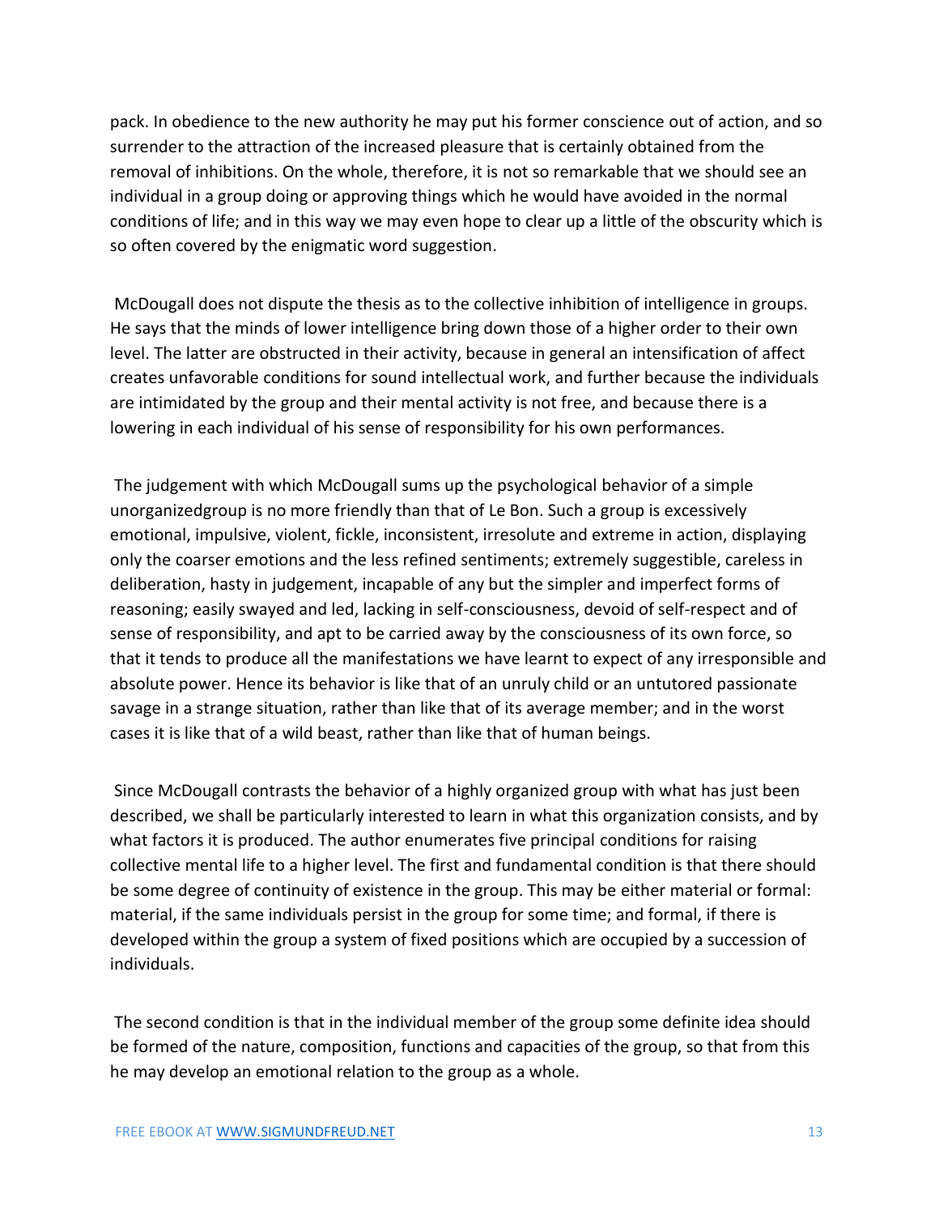pack. In obedience to the new authority he may put his former conscience out of action, and so surrender to the attraction of the increased pleasure that is certainly obtained from the removal of inhibitions. On the whole, therefore, it is not so remarkable that we should see an individual in a group doing or approving things which he would have avoided in the normal conditions of life; and in this way we may even hope to clear up a little of the obscurity which is so often covered by the enigmatic word suggestion.

McDougall does not dispute the thesis as to the collective inhibition of intelligence in groups. He says that the minds of lower intelligence bring down those of a higher order to their own level. The latter are obstructed in their activity, because in general an intensification of affect creates unfavorable conditions for sound intellectual work, and further because the individuals are intimidated by the group and their mental activity is not free, and because there is a lowering in each individual of his sense of responsibility for his own performances.

The judgement with which McDougall sums up the psychological behavior of a simple unorganizedgroup is no more friendly than that of Le Bon. Such a group is excessively emotional, impulsive, violent, fickle, inconsistent, irresolute and extreme in action, displaying only the coarser emotions and the less refined sentiments; extremely suggestible, careless in deliberation, hasty in judgement, incapable of any but the simpler and imperfect forms of reasoning; easily swayed and led, lacking in self-consciousness, devoid of self-respect and of sense of responsibility, and apt to be carried away by the consciousness of its own force, so that it tends to produce all the manifestations we have learnt to expect of any irresponsible and absolute power. Hence its behavior is like that of an unruly child or an untutored passionate savage in a strange situation, rather than like that of its average member; and in the worst cases it is like that of a wild beast, rather than like that of human beings.

Since McDougall contrasts the behavior of a highly organized group with what has just been described, we shall be particularly interested to learn in what this organization consists, and by what factors it is produced. The author enumerates five principal conditions for raising collective mental life to a higher level. The first and fundamental condition is that there should be some degree of continuity of existence in the group. This may be either material or formal: material, if the same individuals persist in the group for some time; and formal, if there is developed within the group a system of fixed positions which are occupied by a succession of individuals.

The second condition is that in the individual member of the group some definite idea should be formed of the nature, composition, functions and capacities of the group, so that from this he may develop an emotional relation to the group as a whole.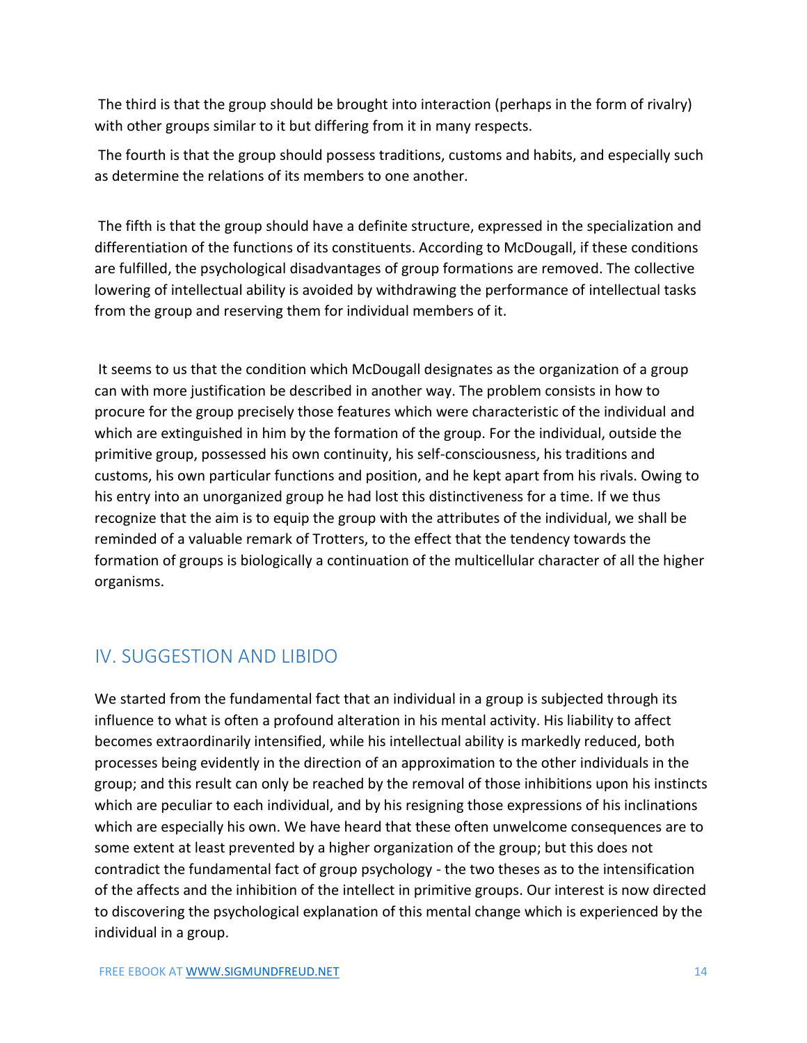The third is that the group should be brought into interaction (perhaps in the form of rivalry) with other groups similar to it but differing from it in many respects.

The fourth is that the group should possess traditions, customs and habits, and especially such as determine the relations of its members to one another.

The fifth is that the group should have a definite structure, expressed in the specialization and differentiation of the functions of its constituents. According to McDougall, if these conditions are fulfilled, the psychological disadvantages of group formations are removed. The collective lowering of intellectual ability is avoided by withdrawing the performance of intellectual tasks from the group and reserving them for individual members of it.

It seems to us that the condition which McDougall designates as the organization of a group can with more justification be described in another way. The problem consists in how to procure for the group precisely those features which were characteristic of the individual and which are extinguished in him by the formation of the group. For the individual, outside the primitive group, possessed his own continuity, his self-consciousness, his traditions and customs, his own particular functions and position, and he kept apart from his rivals. Owing to his entry into an unorganized group he had lost this distinctiveness for a time. If we thus recognize that the aim is to equip the group with the attributes of the individual, we shall be reminded of a valuable remark of Trotters, to the effect that the tendency towards the formation of groups is biologically a continuation of the multicellular character of all the higher organisms.

## IV. SUGGESTION AND LIBIDO

We started from the fundamental fact that an individual in a group is subjected through its influence to what is often a profound alteration in his mental activity. His liability to affect becomes extraordinarily intensified, while his intellectual ability is markedly reduced, both processes being evidently in the direction of an approximation to the other individuals in the group; and this result can only be reached by the removal of those inhibitions upon his instincts which are peculiar to each individual, and by his resigning those expressions of his inclinations which are especially his own. We have heard that these often unwelcome consequences are to some extent at least prevented by a higher organization of the group; but this does not contradict the fundamental fact of group psychology - the two theses as to the intensification of the affects and the inhibition of the intellect in primitive groups. Our interest is now directed to discovering the psychological explanation of this mental change which is experienced by the individual in a group.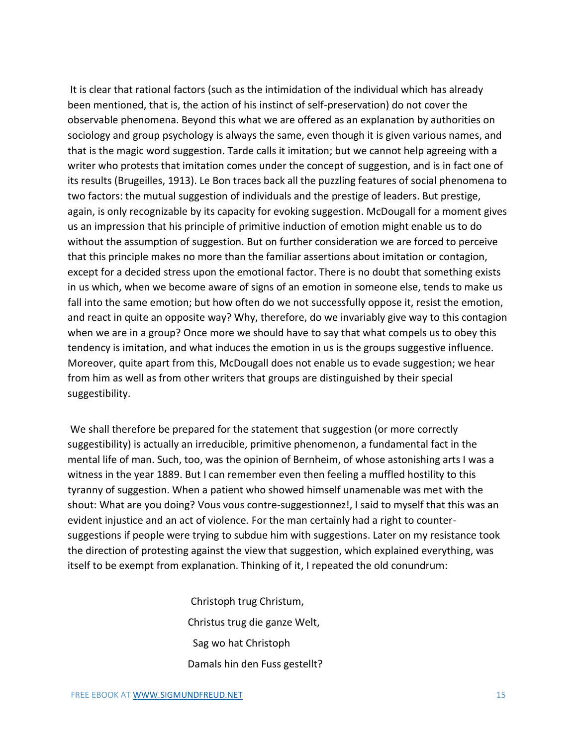It is clear that rational factors (such as the intimidation of the individual which has already been mentioned, that is, the action of his instinct of self-preservation) do not cover the observable phenomena. Beyond this what we are offered as an explanation by authorities on sociology and group psychology is always the same, even though it is given various names, and that is the magic word suggestion. Tarde calls it imitation; but we cannot help agreeing with a writer who protests that imitation comes under the concept of suggestion, and is in fact one of its results (Brugeilles, 1913). Le Bon traces back all the puzzling features of social phenomena to two factors: the mutual suggestion of individuals and the prestige of leaders. But prestige, again, is only recognizable by its capacity for evoking suggestion. McDougall for a moment gives us an impression that his principle of primitive induction of emotion might enable us to do without the assumption of suggestion. But on further consideration we are forced to perceive that this principle makes no more than the familiar assertions about imitation or contagion, except for a decided stress upon the emotional factor. There is no doubt that something exists in us which, when we become aware of signs of an emotion in someone else, tends to make us fall into the same emotion; but how often do we not successfully oppose it, resist the emotion, and react in quite an opposite way? Why, therefore, do we invariably give way to this contagion when we are in a group? Once more we should have to say that what compels us to obey this tendency is imitation, and what induces the emotion in us is the groups suggestive influence. Moreover, quite apart from this, McDougall does not enable us to evade suggestion; we hear from him as well as from other writers that groups are distinguished by their special suggestibility.

We shall therefore be prepared for the statement that suggestion (or more correctly suggestibility) is actually an irreducible, primitive phenomenon, a fundamental fact in the mental life of man. Such, too, was the opinion of Bernheim, of whose astonishing arts I was a witness in the year 1889. But I can remember even then feeling a muffled hostility to this tyranny of suggestion. When a patient who showed himself unamenable was met with the shout: What are you doing? Vous vous contre-suggestionnez!, I said to myself that this was an evident injustice and an act of violence. For the man certainly had a right to counter-suggestions if people were trying to subdue him with suggestions. Later on my resistance took the direction of protesting against the view that suggestion, which explained everything, was itself to be exempt from explanation. Thinking of it, I repeated the old conundrum:

> Christoph trug Christum,
> Christus trug die ganze Welt,
> Sag wo hat Christoph
> Damals hin den Fuss gestellt?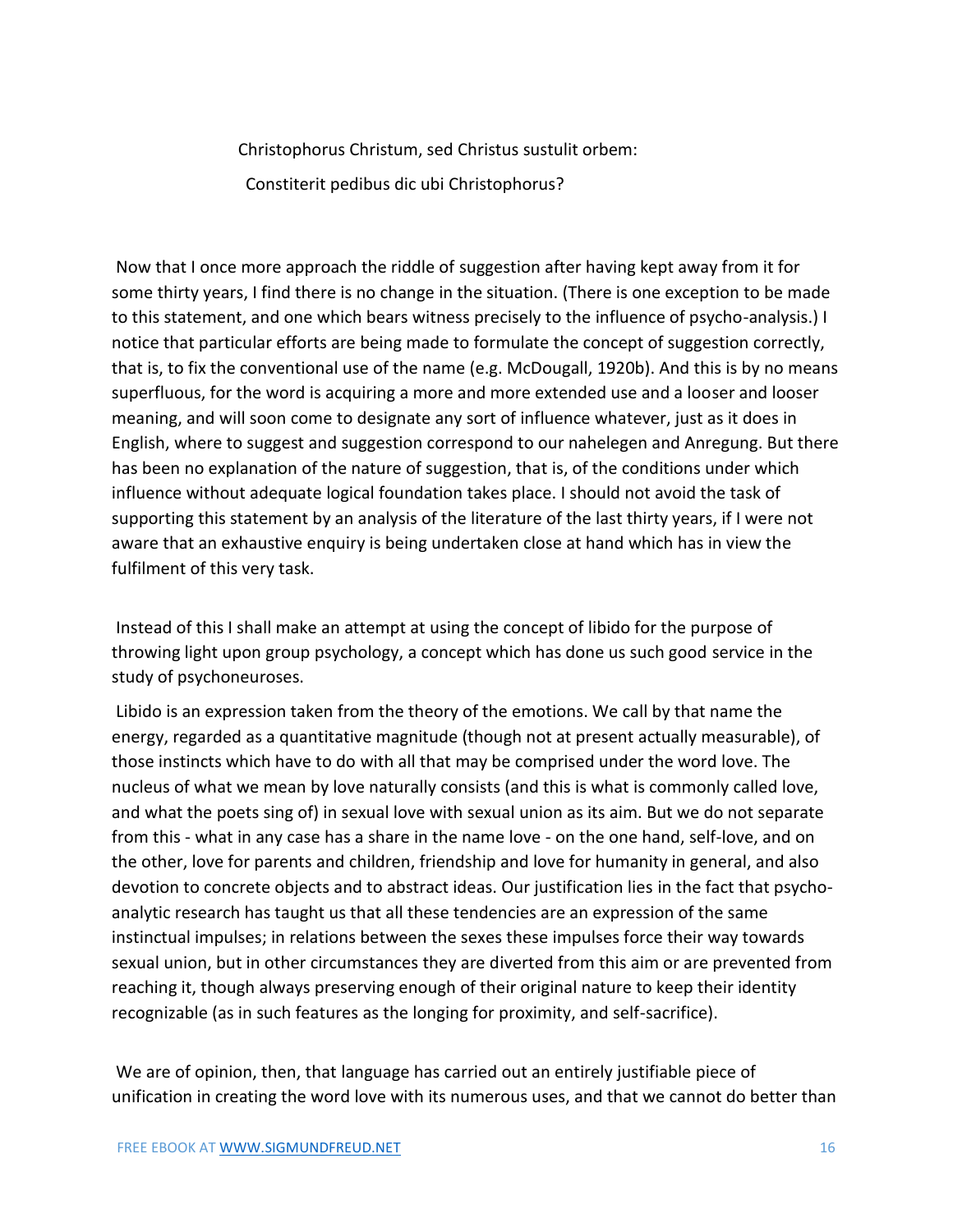Christophorus Christum, sed Christus sustulit orbem:

Constiterit pedibus dic ubi Christophorus?

Now that I once more approach the riddle of suggestion after having kept away from it for some thirty years, I find there is no change in the situation. (There is one exception to be made to this statement, and one which bears witness precisely to the influence of psycho-analysis.) I notice that particular efforts are being made to formulate the concept of suggestion correctly, that is, to fix the conventional use of the name (e.g. McDougall, 1920b). And this is by no means superfluous, for the word is acquiring a more and more extended use and a looser and looser meaning, and will soon come to designate any sort of influence whatever, just as it does in English, where to suggest and suggestion correspond to our nahelegen and Anregung. But there has been no explanation of the nature of suggestion, that is, of the conditions under which influence without adequate logical foundation takes place. I should not avoid the task of supporting this statement by an analysis of the literature of the last thirty years, if I were not aware that an exhaustive enquiry is being undertaken close at hand which has in view the fulfilment of this very task.

Instead of this I shall make an attempt at using the concept of libido for the purpose of throwing light upon group psychology, a concept which has done us such good service in the study of psychoneuroses.

Libido is an expression taken from the theory of the emotions. We call by that name the energy, regarded as a quantitative magnitude (though not at present actually measurable), of those instincts which have to do with all that may be comprised under the word love. The nucleus of what we mean by love naturally consists (and this is what is commonly called love, and what the poets sing of) in sexual love with sexual union as its aim. But we do not separate from this - what in any case has a share in the name love - on the one hand, self-love, and on the other, love for parents and children, friendship and love for humanity in general, and also devotion to concrete objects and to abstract ideas. Our justification lies in the fact that psycho-analytic research has taught us that all these tendencies are an expression of the same instinctual impulses; in relations between the sexes these impulses force their way towards sexual union, but in other circumstances they are diverted from this aim or are prevented from reaching it, though always preserving enough of their original nature to keep their identity recognizable (as in such features as the longing for proximity, and self-sacrifice).

We are of opinion, then, that language has carried out an entirely justifiable piece of unification in creating the word love with its numerous uses, and that we cannot do better than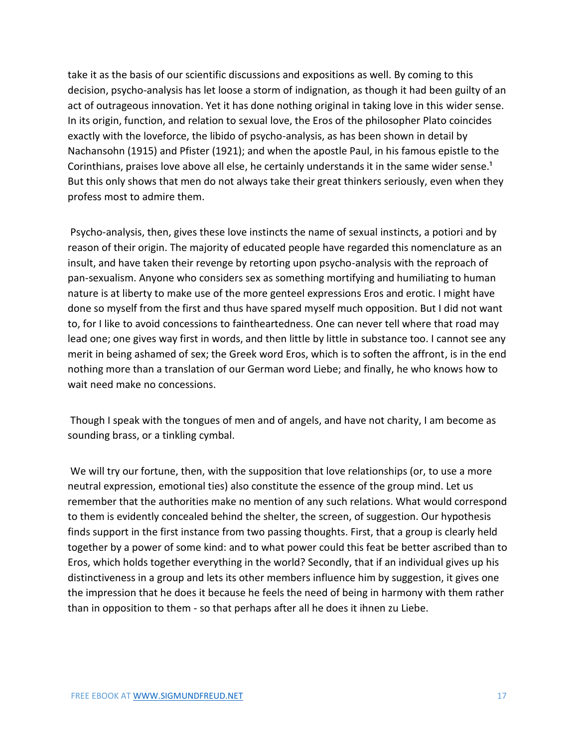take it as the basis of our scientific discussions and expositions as well. By coming to this decision, psycho-analysis has let loose a storm of indignation, as though it had been guilty of an act of outrageous innovation. Yet it has done nothing original in taking love in this wider sense. In its origin, function, and relation to sexual love, the Eros of the philosopher Plato coincides exactly with the loveforce, the libido of psycho-analysis, as has been shown in detail by Nachansohn (1915) and Pfister (1921); and when the apostle Paul, in his famous epistle to the Corinthians, praises love above all else, he certainly understands it in the same wider sense.[1] But this only shows that men do not always take their great thinkers seriously, even when they profess most to admire them.

Psycho-analysis, then, gives these love instincts the name of sexual instincts, a potiori and by reason of their origin. The majority of educated people have regarded this nomenclature as an insult, and have taken their revenge by retorting upon psycho-analysis with the reproach of pan-sexualism. Anyone who considers sex as something mortifying and humiliating to human nature is at liberty to make use of the more genteel expressions Eros and erotic. I might have done so myself from the first and thus have spared myself much opposition. But I did not want to, for I like to avoid concessions to faintheartedness. One can never tell where that road may lead one; one gives way first in words, and then little by little in substance too. I cannot see any merit in being ashamed of sex; the Greek word Eros, which is to soften the affront, is in the end nothing more than a translation of our German word Liebe; and finally, he who knows how to wait need make no concessions.

Though I speak with the tongues of men and of angels, and have not charity, I am become as sounding brass, or a tinkling cymbal.

We will try our fortune, then, with the supposition that love relationships (or, to use a more neutral expression, emotional ties) also constitute the essence of the group mind. Let us remember that the authorities make no mention of any such relations. What would correspond to them is evidently concealed behind the shelter, the screen, of suggestion. Our hypothesis finds support in the first instance from two passing thoughts. First, that a group is clearly held together by a power of some kind: and to what power could this feat be better ascribed than to Eros, which holds together everything in the world? Secondly, that if an individual gives up his distinctiveness in a group and lets its other members influence him by suggestion, it gives one the impression that he does it because he feels the need of being in harmony with them rather than in opposition to them - so that perhaps after all he does it ihnen zu Liebe.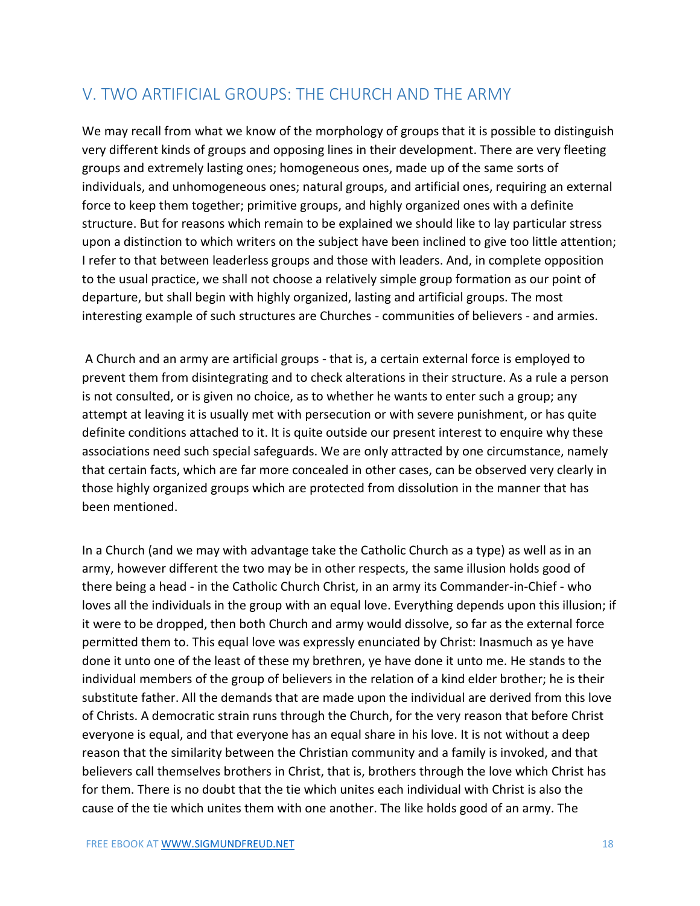## V. TWO ARTIFICIAL GROUPS: THE CHURCH AND THE ARMY

We may recall from what we know of the morphology of groups that it is possible to distinguish very different kinds of groups and opposing lines in their development. There are very fleeting groups and extremely lasting ones; homogeneous ones, made up of the same sorts of individuals, and unhomogeneous ones; natural groups, and artificial ones, requiring an external force to keep them together; primitive groups, and highly organized ones with a definite structure. But for reasons which remain to be explained we should like to lay particular stress upon a distinction to which writers on the subject have been inclined to give too little attention; I refer to that between leaderless groups and those with leaders. And, in complete opposition to the usual practice, we shall not choose a relatively simple group formation as our point of departure, but shall begin with highly organized, lasting and artificial groups. The most interesting example of such structures are Churches - communities of believers - and armies.

A Church and an army are artificial groups - that is, a certain external force is employed to prevent them from disintegrating and to check alterations in their structure. As a rule a person is not consulted, or is given no choice, as to whether he wants to enter such a group; any attempt at leaving it is usually met with persecution or with severe punishment, or has quite definite conditions attached to it. It is quite outside our present interest to enquire why these associations need such special safeguards. We are only attracted by one circumstance, namely that certain facts, which are far more concealed in other cases, can be observed very clearly in those highly organized groups which are protected from dissolution in the manner that has been mentioned.

In a Church (and we may with advantage take the Catholic Church as a type) as well as in an army, however different the two may be in other respects, the same illusion holds good of there being a head - in the Catholic Church Christ, in an army its Commander-in-Chief - who loves all the individuals in the group with an equal love. Everything depends upon this illusion; if it were to be dropped, then both Church and army would dissolve, so far as the external force permitted them to. This equal love was expressly enunciated by Christ: Inasmuch as ye have done it unto one of the least of these my brethren, ye have done it unto me. He stands to the individual members of the group of believers in the relation of a kind elder brother; he is their substitute father. All the demands that are made upon the individual are derived from this love of Christs. A democratic strain runs through the Church, for the very reason that before Christ everyone is equal, and that everyone has an equal share in his love. It is not without a deep reason that the similarity between the Christian community and a family is invoked, and that believers call themselves brothers in Christ, that is, brothers through the love which Christ has for them. There is no doubt that the tie which unites each individual with Christ is also the cause of the tie which unites them with one another. The like holds good of an army. The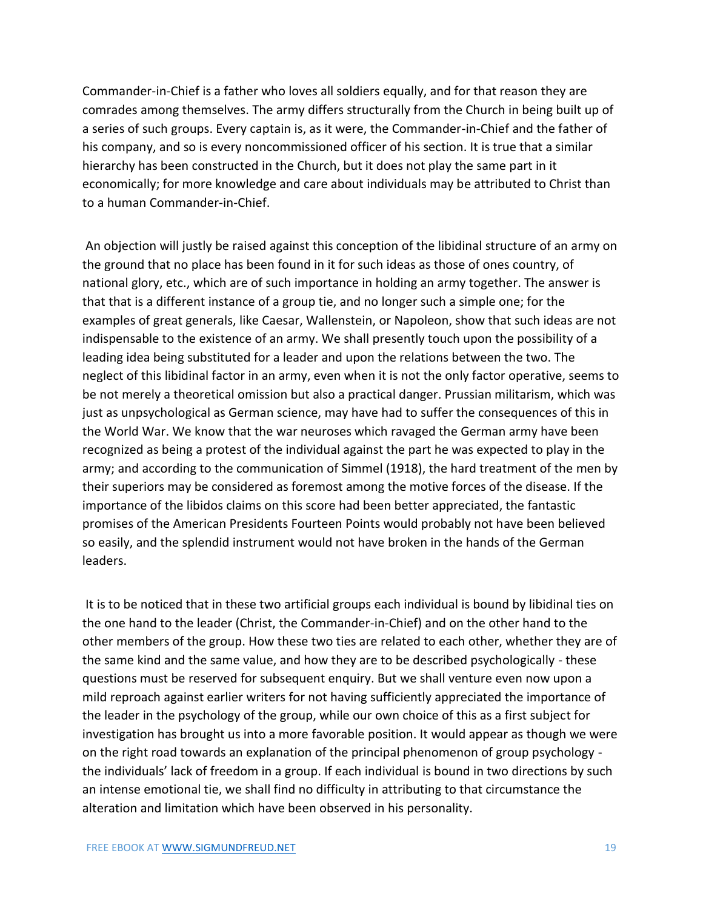Commander-in-Chief is a father who loves all soldiers equally, and for that reason they are comrades among themselves. The army differs structurally from the Church in being built up of a series of such groups. Every captain is, as it were, the Commander-in-Chief and the father of his company, and so is every noncommissioned officer of his section. It is true that a similar hierarchy has been constructed in the Church, but it does not play the same part in it economically; for more knowledge and care about individuals may be attributed to Christ than to a human Commander-in-Chief.

An objection will justly be raised against this conception of the libidinal structure of an army on the ground that no place has been found in it for such ideas as those of ones country, of national glory, etc., which are of such importance in holding an army together. The answer is that that is a different instance of a group tie, and no longer such a simple one; for the examples of great generals, like Caesar, Wallenstein, or Napoleon, show that such ideas are not indispensable to the existence of an army. We shall presently touch upon the possibility of a leading idea being substituted for a leader and upon the relations between the two. The neglect of this libidinal factor in an army, even when it is not the only factor operative, seems to be not merely a theoretical omission but also a practical danger. Prussian militarism, which was just as unpsychological as German science, may have had to suffer the consequences of this in the World War. We know that the war neuroses which ravaged the German army have been recognized as being a protest of the individual against the part he was expected to play in the army; and according to the communication of Simmel (1918), the hard treatment of the men by their superiors may be considered as foremost among the motive forces of the disease. If the importance of the libidos claims on this score had been better appreciated, the fantastic promises of the American Presidents Fourteen Points would probably not have been believed so easily, and the splendid instrument would not have broken in the hands of the German leaders.

It is to be noticed that in these two artificial groups each individual is bound by libidinal ties on the one hand to the leader (Christ, the Commander-in-Chief) and on the other hand to the other members of the group. How these two ties are related to each other, whether they are of the same kind and the same value, and how they are to be described psychologically - these questions must be reserved for subsequent enquiry. But we shall venture even now upon a mild reproach against earlier writers for not having sufficiently appreciated the importance of the leader in the psychology of the group, while our own choice of this as a first subject for investigation has brought us into a more favorable position. It would appear as though we were on the right road towards an explanation of the principal phenomenon of group psychology - the individuals' lack of freedom in a group. If each individual is bound in two directions by such an intense emotional tie, we shall find no difficulty in attributing to that circumstance the alteration and limitation which have been observed in his personality.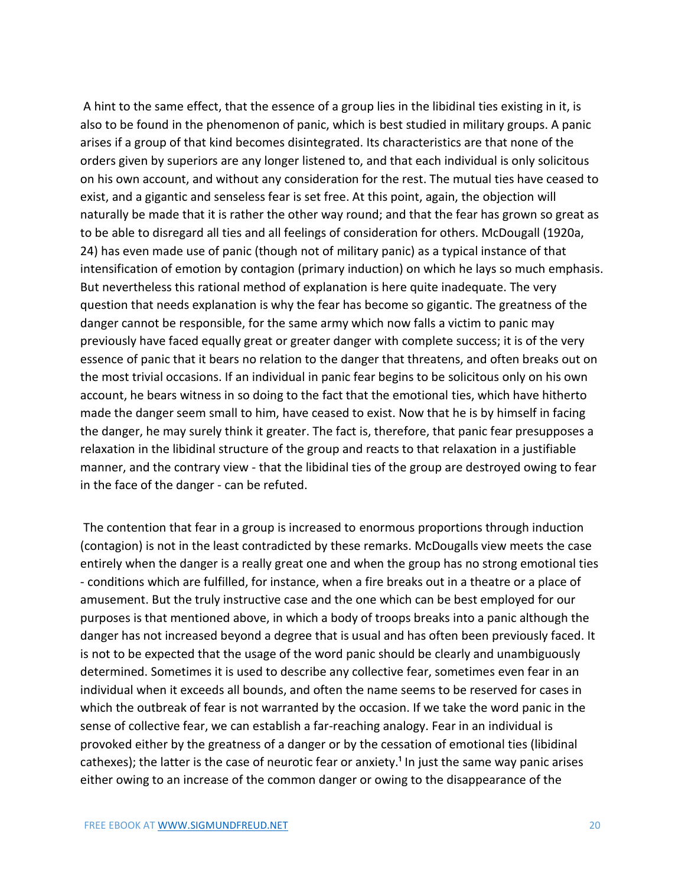A hint to the same effect, that the essence of a group lies in the libidinal ties existing in it, is also to be found in the phenomenon of panic, which is best studied in military groups. A panic arises if a group of that kind becomes disintegrated. Its characteristics are that none of the orders given by superiors are any longer listened to, and that each individual is only solicitous on his own account, and without any consideration for the rest. The mutual ties have ceased to exist, and a gigantic and senseless fear is set free. At this point, again, the objection will naturally be made that it is rather the other way round; and that the fear has grown so great as to be able to disregard all ties and all feelings of consideration for others. McDougall (1920a, 24) has even made use of panic (though not of military panic) as a typical instance of that intensification of emotion by contagion (primary induction) on which he lays so much emphasis. But nevertheless this rational method of explanation is here quite inadequate. The very question that needs explanation is why the fear has become so gigantic. The greatness of the danger cannot be responsible, for the same army which now falls a victim to panic may previously have faced equally great or greater danger with complete success; it is of the very essence of panic that it bears no relation to the danger that threatens, and often breaks out on the most trivial occasions. If an individual in panic fear begins to be solicitous only on his own account, he bears witness in so doing to the fact that the emotional ties, which have hitherto made the danger seem small to him, have ceased to exist. Now that he is by himself in facing the danger, he may surely think it greater. The fact is, therefore, that panic fear presupposes a relaxation in the libidinal structure of the group and reacts to that relaxation in a justifiable manner, and the contrary view - that the libidinal ties of the group are destroyed owing to fear in the face of the danger - can be refuted.

The contention that fear in a group is increased to enormous proportions through induction (contagion) is not in the least contradicted by these remarks. McDougalls view meets the case entirely when the danger is a really great one and when the group has no strong emotional ties - conditions which are fulfilled, for instance, when a fire breaks out in a theatre or a place of amusement. But the truly instructive case and the one which can be best employed for our purposes is that mentioned above, in which a body of troops breaks into a panic although the danger has not increased beyond a degree that is usual and has often been previously faced. It is not to be expected that the usage of the word panic should be clearly and unambiguously determined. Sometimes it is used to describe any collective fear, sometimes even fear in an individual when it exceeds all bounds, and often the name seems to be reserved for cases in which the outbreak of fear is not warranted by the occasion. If we take the word panic in the sense of collective fear, we can establish a far-reaching analogy. Fear in an individual is provoked either by the greatness of a danger or by the cessation of emotional ties (libidinal cathexes); the latter is the case of neurotic fear or anxiety.[1] In just the same way panic arises either owing to an increase of the common danger or owing to the disappearance of the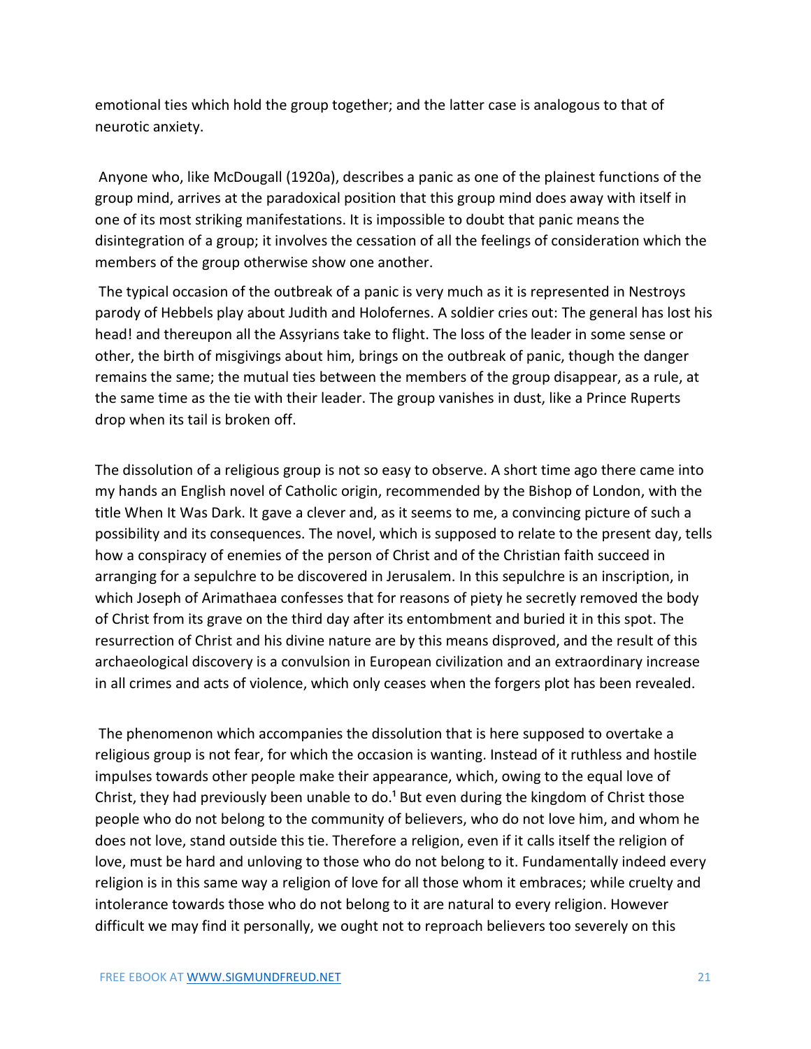emotional ties which hold the group together; and the latter case is analogous to that of neurotic anxiety.

Anyone who, like McDougall (1920a), describes a panic as one of the plainest functions of the group mind, arrives at the paradoxical position that this group mind does away with itself in one of its most striking manifestations. It is impossible to doubt that panic means the disintegration of a group; it involves the cessation of all the feelings of consideration which the members of the group otherwise show one another.

The typical occasion of the outbreak of a panic is very much as it is represented in Nestroys parody of Hebbels play about Judith and Holofernes. A soldier cries out: The general has lost his head! and thereupon all the Assyrians take to flight. The loss of the leader in some sense or other, the birth of misgivings about him, brings on the outbreak of panic, though the danger remains the same; the mutual ties between the members of the group disappear, as a rule, at the same time as the tie with their leader. The group vanishes in dust, like a Prince Ruperts drop when its tail is broken off.

The dissolution of a religious group is not so easy to observe. A short time ago there came into my hands an English novel of Catholic origin, recommended by the Bishop of London, with the title When It Was Dark. It gave a clever and, as it seems to me, a convincing picture of such a possibility and its consequences. The novel, which is supposed to relate to the present day, tells how a conspiracy of enemies of the person of Christ and of the Christian faith succeed in arranging for a sepulchre to be discovered in Jerusalem. In this sepulchre is an inscription, in which Joseph of Arimathaea confesses that for reasons of piety he secretly removed the body of Christ from its grave on the third day after its entombment and buried it in this spot. The resurrection of Christ and his divine nature are by this means disproved, and the result of this archaeological discovery is a convulsion in European civilization and an extraordinary increase in all crimes and acts of violence, which only ceases when the forgers plot has been revealed.

The phenomenon which accompanies the dissolution that is here supposed to overtake a religious group is not fear, for which the occasion is wanting. Instead of it ruthless and hostile impulses towards other people make their appearance, which, owing to the equal love of Christ, they had previously been unable to do.[1] But even during the kingdom of Christ those people who do not belong to the community of believers, who do not love him, and whom he does not love, stand outside this tie. Therefore a religion, even if it calls itself the religion of love, must be hard and unloving to those who do not belong to it. Fundamentally indeed every religion is in this same way a religion of love for all those whom it embraces; while cruelty and intolerance towards those who do not belong to it are natural to every religion. However difficult we may find it personally, we ought not to reproach believers too severely on this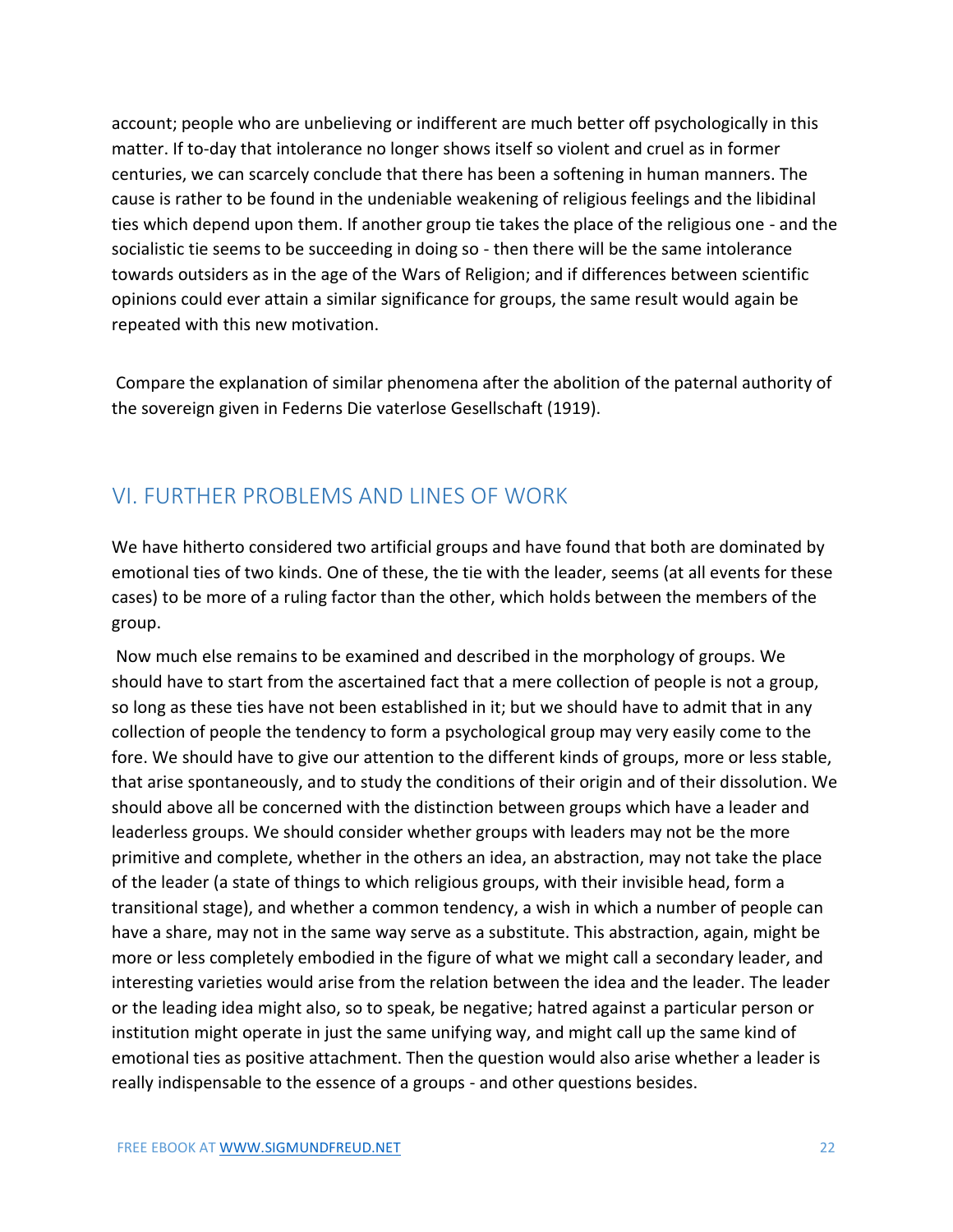account; people who are unbelieving or indifferent are much better off psychologically in this matter. If to-day that intolerance no longer shows itself so violent and cruel as in former centuries, we can scarcely conclude that there has been a softening in human manners. The cause is rather to be found in the undeniable weakening of religious feelings and the libidinal ties which depend upon them. If another group tie takes the place of the religious one - and the socialistic tie seems to be succeeding in doing so - then there will be the same intolerance towards outsiders as in the age of the Wars of Religion; and if differences between scientific opinions could ever attain a similar significance for groups, the same result would again be repeated with this new motivation.

Compare the explanation of similar phenomena after the abolition of the paternal authority of the sovereign given in Federns Die vaterlose Gesellschaft (1919).

## VI. FURTHER PROBLEMS AND LINES OF WORK

We have hitherto considered two artificial groups and have found that both are dominated by emotional ties of two kinds. One of these, the tie with the leader, seems (at all events for these cases) to be more of a ruling factor than the other, which holds between the members of the group.

Now much else remains to be examined and described in the morphology of groups. We should have to start from the ascertained fact that a mere collection of people is not a group, so long as these ties have not been established in it; but we should have to admit that in any collection of people the tendency to form a psychological group may very easily come to the fore. We should have to give our attention to the different kinds of groups, more or less stable, that arise spontaneously, and to study the conditions of their origin and of their dissolution. We should above all be concerned with the distinction between groups which have a leader and leaderless groups. We should consider whether groups with leaders may not be the more primitive and complete, whether in the others an idea, an abstraction, may not take the place of the leader (a state of things to which religious groups, with their invisible head, form a transitional stage), and whether a common tendency, a wish in which a number of people can have a share, may not in the same way serve as a substitute. This abstraction, again, might be more or less completely embodied in the figure of what we might call a secondary leader, and interesting varieties would arise from the relation between the idea and the leader. The leader or the leading idea might also, so to speak, be negative; hatred against a particular person or institution might operate in just the same unifying way, and might call up the same kind of emotional ties as positive attachment. Then the question would also arise whether a leader is really indispensable to the essence of a groups - and other questions besides.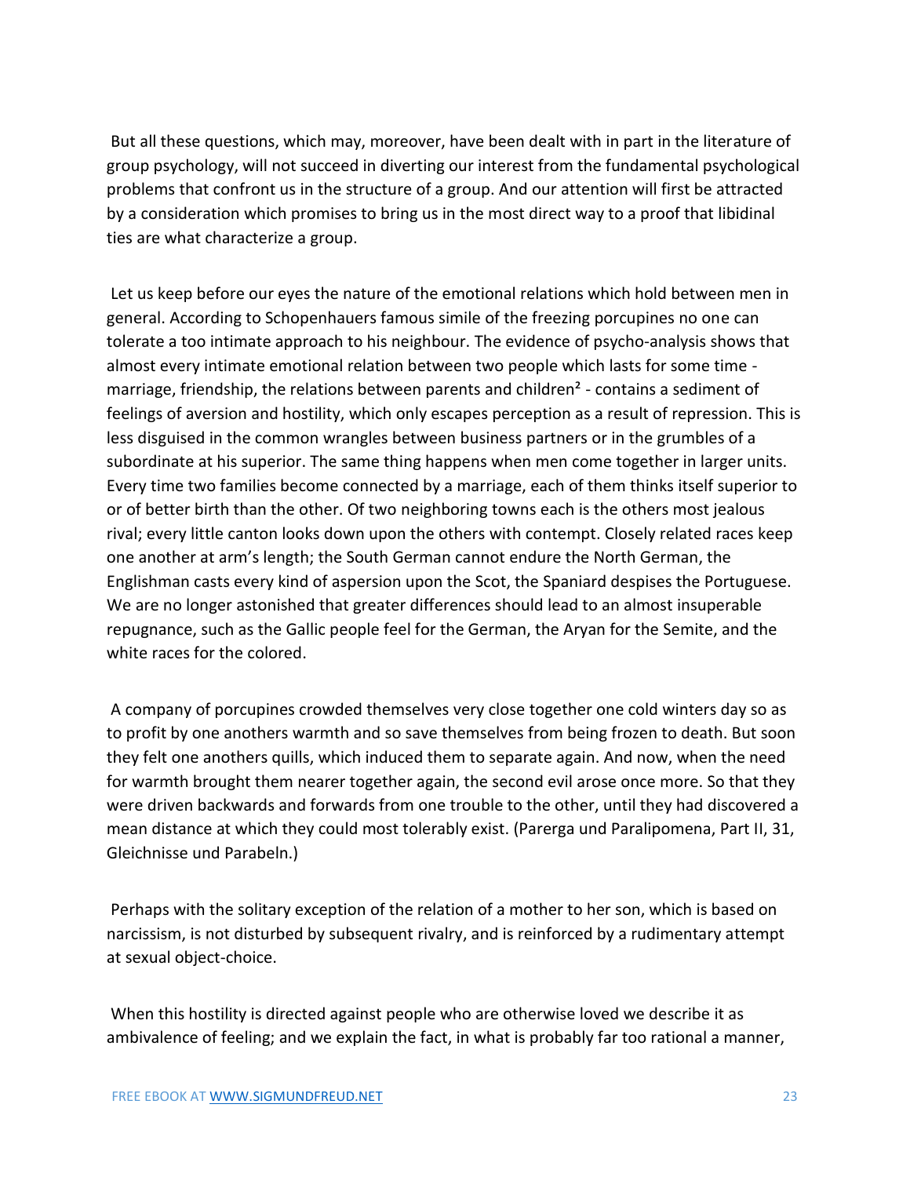But all these questions, which may, moreover, have been dealt with in part in the literature of group psychology, will not succeed in diverting our interest from the fundamental psychological problems that confront us in the structure of a group. And our attention will first be attracted by a consideration which promises to bring us in the most direct way to a proof that libidinal ties are what characterize a group.

Let us keep before our eyes the nature of the emotional relations which hold between men in general. According to Schopenhauers famous simile of the freezing porcupines no one can tolerate a too intimate approach to his neighbour. The evidence of psycho-analysis shows that almost every intimate emotional relation between two people which lasts for some time - marriage, friendship, the relations between parents and children[2] - contains a sediment of feelings of aversion and hostility, which only escapes perception as a result of repression. This is less disguised in the common wrangles between business partners or in the grumbles of a subordinate at his superior. The same thing happens when men come together in larger units. Every time two families become connected by a marriage, each of them thinks itself superior to or of better birth than the other. Of two neighboring towns each is the others most jealous rival; every little canton looks down upon the others with contempt. Closely related races keep one another at arm's length; the South German cannot endure the North German, the Englishman casts every kind of aspersion upon the Scot, the Spaniard despises the Portuguese. We are no longer astonished that greater differences should lead to an almost insuperable repugnance, such as the Gallic people feel for the German, the Aryan for the Semite, and the white races for the colored.

A company of porcupines crowded themselves very close together one cold winters day so as to profit by one anothers warmth and so save themselves from being frozen to death. But soon they felt one anothers quills, which induced them to separate again. And now, when the need for warmth brought them nearer together again, the second evil arose once more. So that they were driven backwards and forwards from one trouble to the other, until they had discovered a mean distance at which they could most tolerably exist. (Parerga und Paralipomena, Part II, 31, Gleichnisse und Parabeln.)

Perhaps with the solitary exception of the relation of a mother to her son, which is based on narcissism, is not disturbed by subsequent rivalry, and is reinforced by a rudimentary attempt at sexual object-choice.

When this hostility is directed against people who are otherwise loved we describe it as ambivalence of feeling; and we explain the fact, in what is probably far too rational a manner,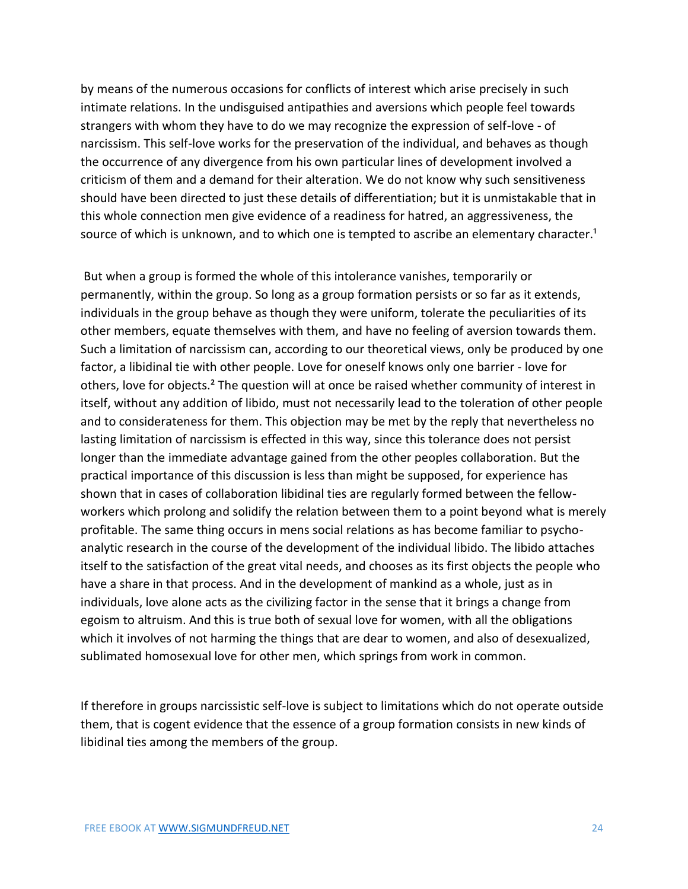by means of the numerous occasions for conflicts of interest which arise precisely in such intimate relations. In the undisguised antipathies and aversions which people feel towards strangers with whom they have to do we may recognize the expression of self-love - of narcissism. This self-love works for the preservation of the individual, and behaves as though the occurrence of any divergence from his own particular lines of development involved a criticism of them and a demand for their alteration. We do not know why such sensitiveness should have been directed to just these details of differentiation; but it is unmistakable that in this whole connection men give evidence of a readiness for hatred, an aggressiveness, the source of which is unknown, and to which one is tempted to ascribe an elementary character.[1]

But when a group is formed the whole of this intolerance vanishes, temporarily or permanently, within the group. So long as a group formation persists or so far as it extends, individuals in the group behave as though they were uniform, tolerate the peculiarities of its other members, equate themselves with them, and have no feeling of aversion towards them. Such a limitation of narcissism can, according to our theoretical views, only be produced by one factor, a libidinal tie with other people. Love for oneself knows only one barrier - love for others, love for objects.[2] The question will at once be raised whether community of interest in itself, without any addition of libido, must not necessarily lead to the toleration of other people and to considerateness for them. This objection may be met by the reply that nevertheless no lasting limitation of narcissism is effected in this way, since this tolerance does not persist longer than the immediate advantage gained from the other peoples collaboration. But the practical importance of this discussion is less than might be supposed, for experience has shown that in cases of collaboration libidinal ties are regularly formed between the fellow-workers which prolong and solidify the relation between them to a point beyond what is merely profitable. The same thing occurs in mens social relations as has become familiar to psycho-analytic research in the course of the development of the individual libido. The libido attaches itself to the satisfaction of the great vital needs, and chooses as its first objects the people who have a share in that process. And in the development of mankind as a whole, just as in individuals, love alone acts as the civilizing factor in the sense that it brings a change from egoism to altruism. And this is true both of sexual love for women, with all the obligations which it involves of not harming the things that are dear to women, and also of desexualized, sublimated homosexual love for other men, which springs from work in common.

If therefore in groups narcissistic self-love is subject to limitations which do not operate outside them, that is cogent evidence that the essence of a group formation consists in new kinds of libidinal ties among the members of the group.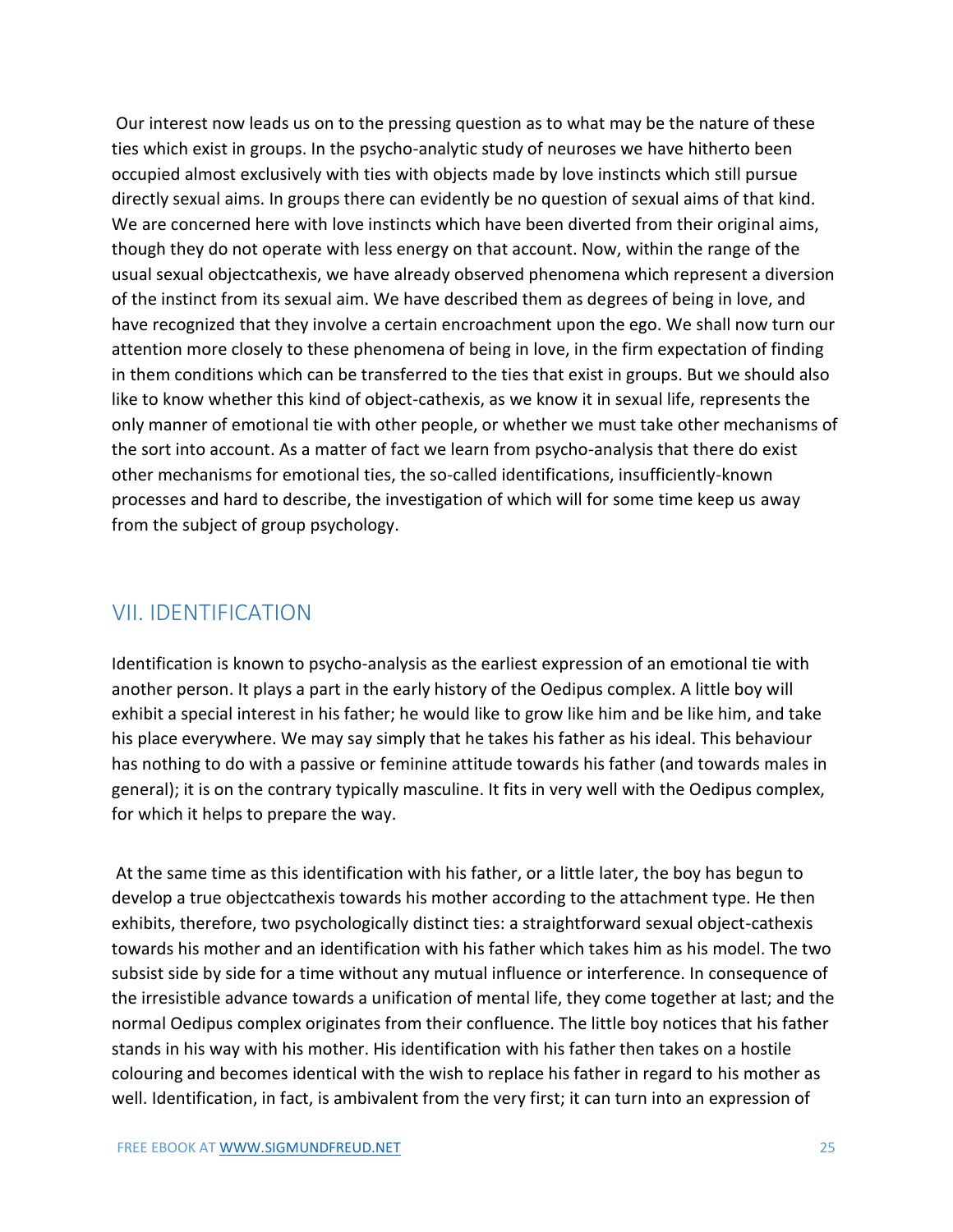Our interest now leads us on to the pressing question as to what may be the nature of these ties which exist in groups. In the psycho-analytic study of neuroses we have hitherto been occupied almost exclusively with ties with objects made by love instincts which still pursue directly sexual aims. In groups there can evidently be no question of sexual aims of that kind. We are concerned here with love instincts which have been diverted from their original aims, though they do not operate with less energy on that account. Now, within the range of the usual sexual objectcathexis, we have already observed phenomena which represent a diversion of the instinct from its sexual aim. We have described them as degrees of being in love, and have recognized that they involve a certain encroachment upon the ego. We shall now turn our attention more closely to these phenomena of being in love, in the firm expectation of finding in them conditions which can be transferred to the ties that exist in groups. But we should also like to know whether this kind of object-cathexis, as we know it in sexual life, represents the only manner of emotional tie with other people, or whether we must take other mechanisms of the sort into account. As a matter of fact we learn from psycho-analysis that there do exist other mechanisms for emotional ties, the so-called identifications, insufficiently-known processes and hard to describe, the investigation of which will for some time keep us away from the subject of group psychology.

## VII. IDENTIFICATION

Identification is known to psycho-analysis as the earliest expression of an emotional tie with another person. It plays a part in the early history of the Oedipus complex. A little boy will exhibit a special interest in his father; he would like to grow like him and be like him, and take his place everywhere. We may say simply that he takes his father as his ideal. This behaviour has nothing to do with a passive or feminine attitude towards his father (and towards males in general); it is on the contrary typically masculine. It fits in very well with the Oedipus complex, for which it helps to prepare the way.

At the same time as this identification with his father, or a little later, the boy has begun to develop a true objectcathexis towards his mother according to the attachment type. He then exhibits, therefore, two psychologically distinct ties: a straightforward sexual object-cathexis towards his mother and an identification with his father which takes him as his model. The two subsist side by side for a time without any mutual influence or interference. In consequence of the irresistible advance towards a unification of mental life, they come together at last; and the normal Oedipus complex originates from their confluence. The little boy notices that his father stands in his way with his mother. His identification with his father then takes on a hostile colouring and becomes identical with the wish to replace his father in regard to his mother as well. Identification, in fact, is ambivalent from the very first; it can turn into an expression of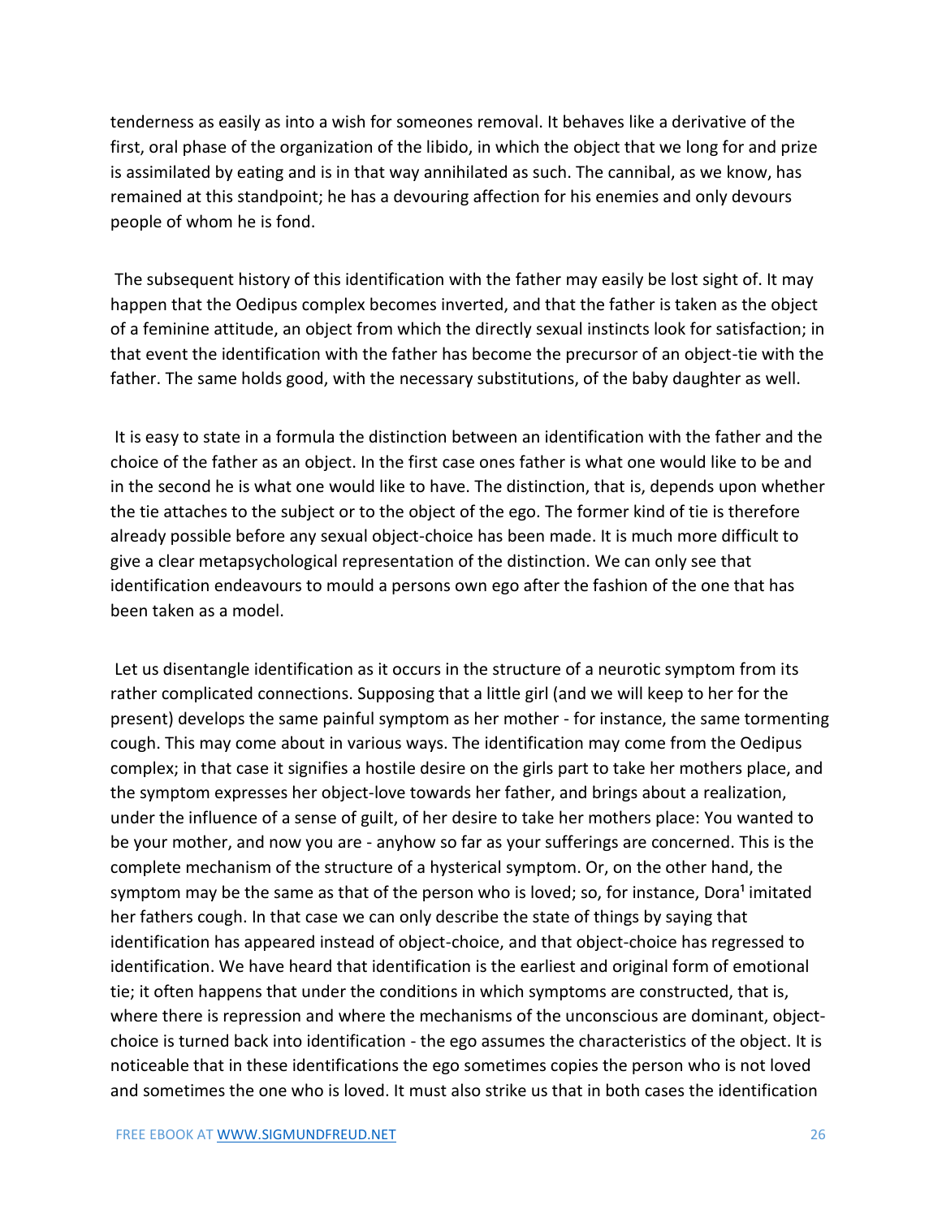tenderness as easily as into a wish for someones removal. It behaves like a derivative of the first, oral phase of the organization of the libido, in which the object that we long for and prize is assimilated by eating and is in that way annihilated as such. The cannibal, as we know, has remained at this standpoint; he has a devouring affection for his enemies and only devours people of whom he is fond.

The subsequent history of this identification with the father may easily be lost sight of. It may happen that the Oedipus complex becomes inverted, and that the father is taken as the object of a feminine attitude, an object from which the directly sexual instincts look for satisfaction; in that event the identification with the father has become the precursor of an object-tie with the father. The same holds good, with the necessary substitutions, of the baby daughter as well.

It is easy to state in a formula the distinction between an identification with the father and the choice of the father as an object. In the first case ones father is what one would like to be and in the second he is what one would like to have. The distinction, that is, depends upon whether the tie attaches to the subject or to the object of the ego. The former kind of tie is therefore already possible before any sexual object-choice has been made. It is much more difficult to give a clear metapsychological representation of the distinction. We can only see that identification endeavours to mould a persons own ego after the fashion of the one that has been taken as a model.

Let us disentangle identification as it occurs in the structure of a neurotic symptom from its rather complicated connections. Supposing that a little girl (and we will keep to her for the present) develops the same painful symptom as her mother - for instance, the same tormenting cough. This may come about in various ways. The identification may come from the Oedipus complex; in that case it signifies a hostile desire on the girls part to take her mothers place, and the symptom expresses her object-love towards her father, and brings about a realization, under the influence of a sense of guilt, of her desire to take her mothers place: You wanted to be your mother, and now you are - anyhow so far as your sufferings are concerned. This is the complete mechanism of the structure of a hysterical symptom. Or, on the other hand, the symptom may be the same as that of the person who is loved; so, for instance, Dora[1] imitated her fathers cough. In that case we can only describe the state of things by saying that identification has appeared instead of object-choice, and that object-choice has regressed to identification. We have heard that identification is the earliest and original form of emotional tie; it often happens that under the conditions in which symptoms are constructed, that is, where there is repression and where the mechanisms of the unconscious are dominant, object-choice is turned back into identification - the ego assumes the characteristics of the object. It is noticeable that in these identifications the ego sometimes copies the person who is not loved and sometimes the one who is loved. It must also strike us that in both cases the identification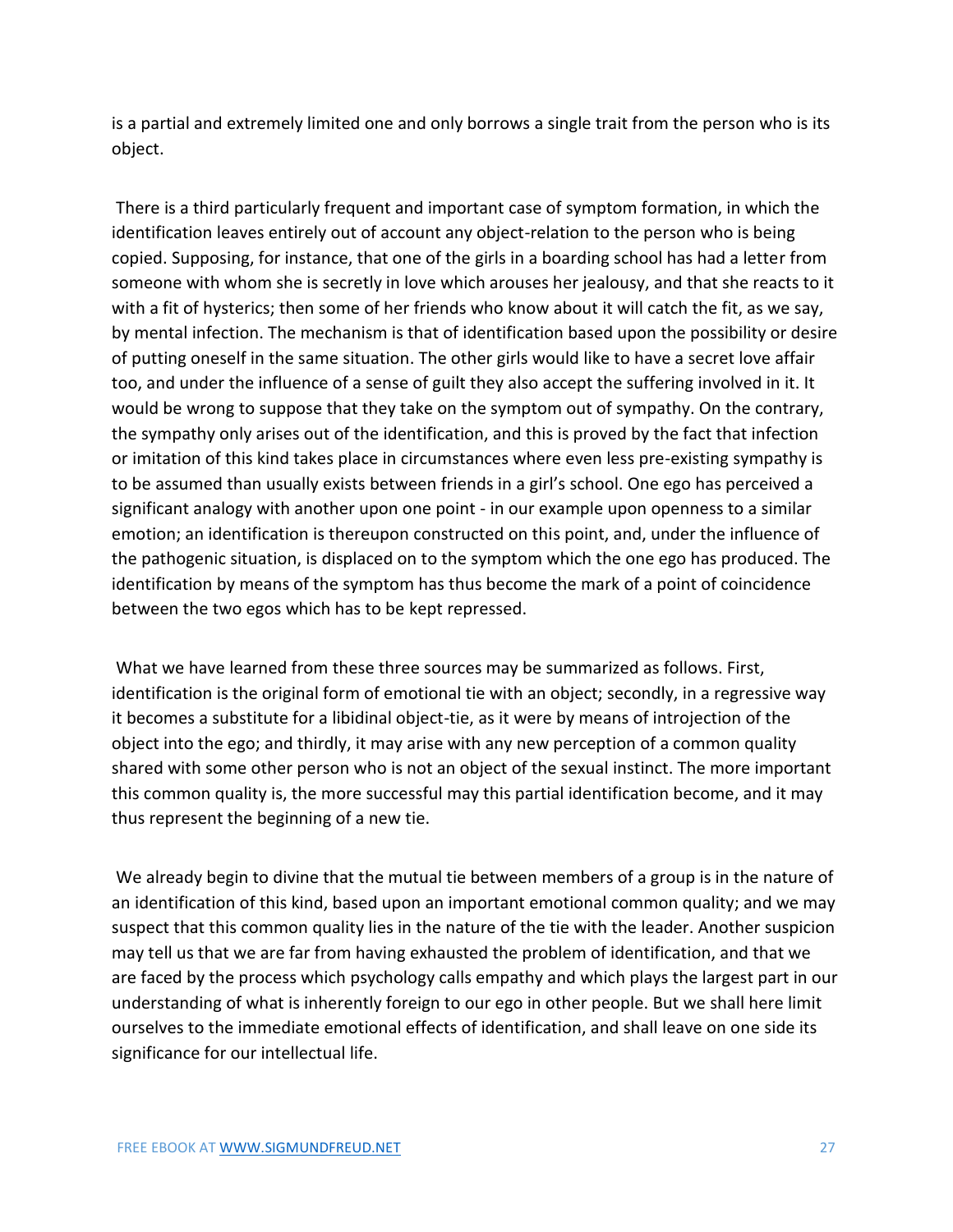is a partial and extremely limited one and only borrows a single trait from the person who is its object.

There is a third particularly frequent and important case of symptom formation, in which the identification leaves entirely out of account any object-relation to the person who is being copied. Supposing, for instance, that one of the girls in a boarding school has had a letter from someone with whom she is secretly in love which arouses her jealousy, and that she reacts to it with a fit of hysterics; then some of her friends who know about it will catch the fit, as we say, by mental infection. The mechanism is that of identification based upon the possibility or desire of putting oneself in the same situation. The other girls would like to have a secret love affair too, and under the influence of a sense of guilt they also accept the suffering involved in it. It would be wrong to suppose that they take on the symptom out of sympathy. On the contrary, the sympathy only arises out of the identification, and this is proved by the fact that infection or imitation of this kind takes place in circumstances where even less pre-existing sympathy is to be assumed than usually exists between friends in a girl's school. One ego has perceived a significant analogy with another upon one point - in our example upon openness to a similar emotion; an identification is thereupon constructed on this point, and, under the influence of the pathogenic situation, is displaced on to the symptom which the one ego has produced. The identification by means of the symptom has thus become the mark of a point of coincidence between the two egos which has to be kept repressed.

What we have learned from these three sources may be summarized as follows. First, identification is the original form of emotional tie with an object; secondly, in a regressive way it becomes a substitute for a libidinal object-tie, as it were by means of introjection of the object into the ego; and thirdly, it may arise with any new perception of a common quality shared with some other person who is not an object of the sexual instinct. The more important this common quality is, the more successful may this partial identification become, and it may thus represent the beginning of a new tie.

We already begin to divine that the mutual tie between members of a group is in the nature of an identification of this kind, based upon an important emotional common quality; and we may suspect that this common quality lies in the nature of the tie with the leader. Another suspicion may tell us that we are far from having exhausted the problem of identification, and that we are faced by the process which psychology calls empathy and which plays the largest part in our understanding of what is inherently foreign to our ego in other people. But we shall here limit ourselves to the immediate emotional effects of identification, and shall leave on one side its significance for our intellectual life.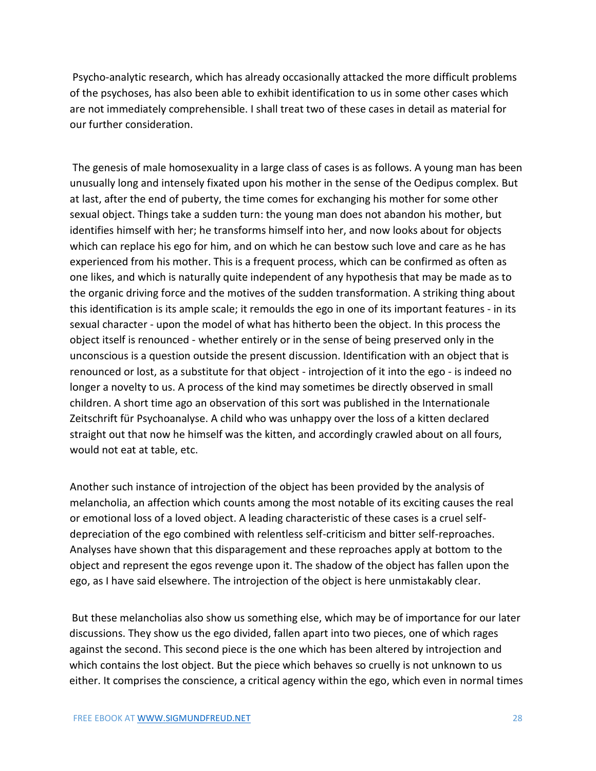Psycho-analytic research, which has already occasionally attacked the more difficult problems of the psychoses, has also been able to exhibit identification to us in some other cases which are not immediately comprehensible. I shall treat two of these cases in detail as material for our further consideration.

The genesis of male homosexuality in a large class of cases is as follows. A young man has been unusually long and intensely fixated upon his mother in the sense of the Oedipus complex. But at last, after the end of puberty, the time comes for exchanging his mother for some other sexual object. Things take a sudden turn: the young man does not abandon his mother, but identifies himself with her; he transforms himself into her, and now looks about for objects which can replace his ego for him, and on which he can bestow such love and care as he has experienced from his mother. This is a frequent process, which can be confirmed as often as one likes, and which is naturally quite independent of any hypothesis that may be made as to the organic driving force and the motives of the sudden transformation. A striking thing about this identification is its ample scale; it remoulds the ego in one of its important features - in its sexual character - upon the model of what has hitherto been the object. In this process the object itself is renounced - whether entirely or in the sense of being preserved only in the unconscious is a question outside the present discussion. Identification with an object that is renounced or lost, as a substitute for that object - introjection of it into the ego - is indeed no longer a novelty to us. A process of the kind may sometimes be directly observed in small children. A short time ago an observation of this sort was published in the Internationale Zeitschrift für Psychoanalyse. A child who was unhappy over the loss of a kitten declared straight out that now he himself was the kitten, and accordingly crawled about on all fours, would not eat at table, etc.

Another such instance of introjection of the object has been provided by the analysis of melancholia, an affection which counts among the most notable of its exciting causes the real or emotional loss of a loved object. A leading characteristic of these cases is a cruel self-depreciation of the ego combined with relentless self-criticism and bitter self-reproaches. Analyses have shown that this disparagement and these reproaches apply at bottom to the object and represent the egos revenge upon it. The shadow of the object has fallen upon the ego, as I have said elsewhere. The introjection of the object is here unmistakably clear.

But these melancholias also show us something else, which may be of importance for our later discussions. They show us the ego divided, fallen apart into two pieces, one of which rages against the second. This second piece is the one which has been altered by introjection and which contains the lost object. But the piece which behaves so cruelly is not unknown to us either. It comprises the conscience, a critical agency within the ego, which even in normal times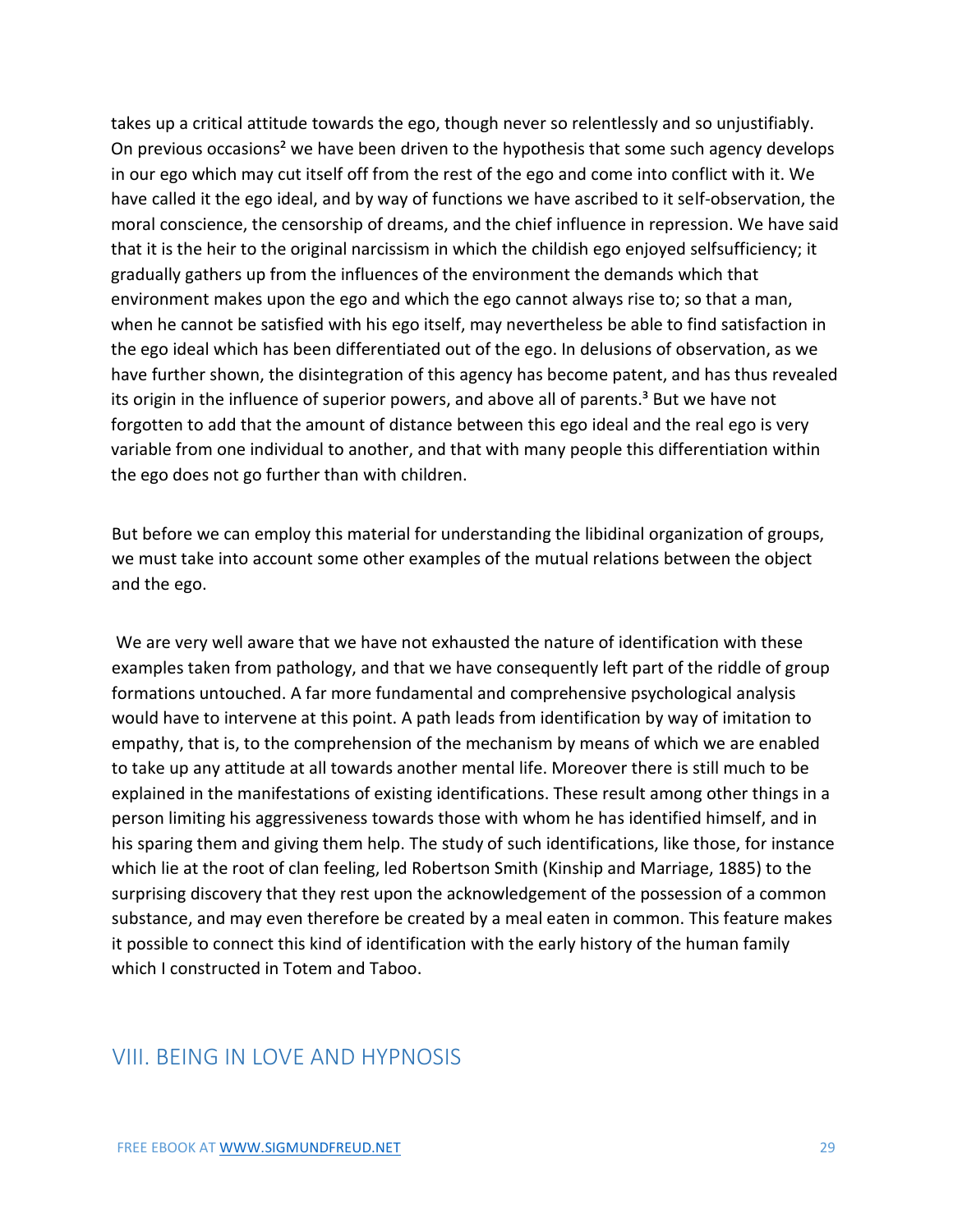takes up a critical attitude towards the ego, though never so relentlessly and so unjustifiably. On previous occasions[2] we have been driven to the hypothesis that some such agency develops in our ego which may cut itself off from the rest of the ego and come into conflict with it. We have called it the ego ideal, and by way of functions we have ascribed to it self-observation, the moral conscience, the censorship of dreams, and the chief influence in repression. We have said that it is the heir to the original narcissism in which the childish ego enjoyed selfsufficiency; it gradually gathers up from the influences of the environment the demands which that environment makes upon the ego and which the ego cannot always rise to; so that a man, when he cannot be satisfied with his ego itself, may nevertheless be able to find satisfaction in the ego ideal which has been differentiated out of the ego. In delusions of observation, as we have further shown, the disintegration of this agency has become patent, and has thus revealed its origin in the influence of superior powers, and above all of parents.[3] But we have not forgotten to add that the amount of distance between this ego ideal and the real ego is very variable from one individual to another, and that with many people this differentiation within the ego does not go further than with children.

But before we can employ this material for understanding the libidinal organization of groups, we must take into account some other examples of the mutual relations between the object and the ego.

We are very well aware that we have not exhausted the nature of identification with these examples taken from pathology, and that we have consequently left part of the riddle of group formations untouched. A far more fundamental and comprehensive psychological analysis would have to intervene at this point. A path leads from identification by way of imitation to empathy, that is, to the comprehension of the mechanism by means of which we are enabled to take up any attitude at all towards another mental life. Moreover there is still much to be explained in the manifestations of existing identifications. These result among other things in a person limiting his aggressiveness towards those with whom he has identified himself, and in his sparing them and giving them help. The study of such identifications, like those, for instance which lie at the root of clan feeling, led Robertson Smith (Kinship and Marriage, 1885) to the surprising discovery that they rest upon the acknowledgement of the possession of a common substance, and may even therefore be created by a meal eaten in common. This feature makes it possible to connect this kind of identification with the early history of the human family which I constructed in Totem and Taboo.

## VIII. BEING IN LOVE AND HYPNOSIS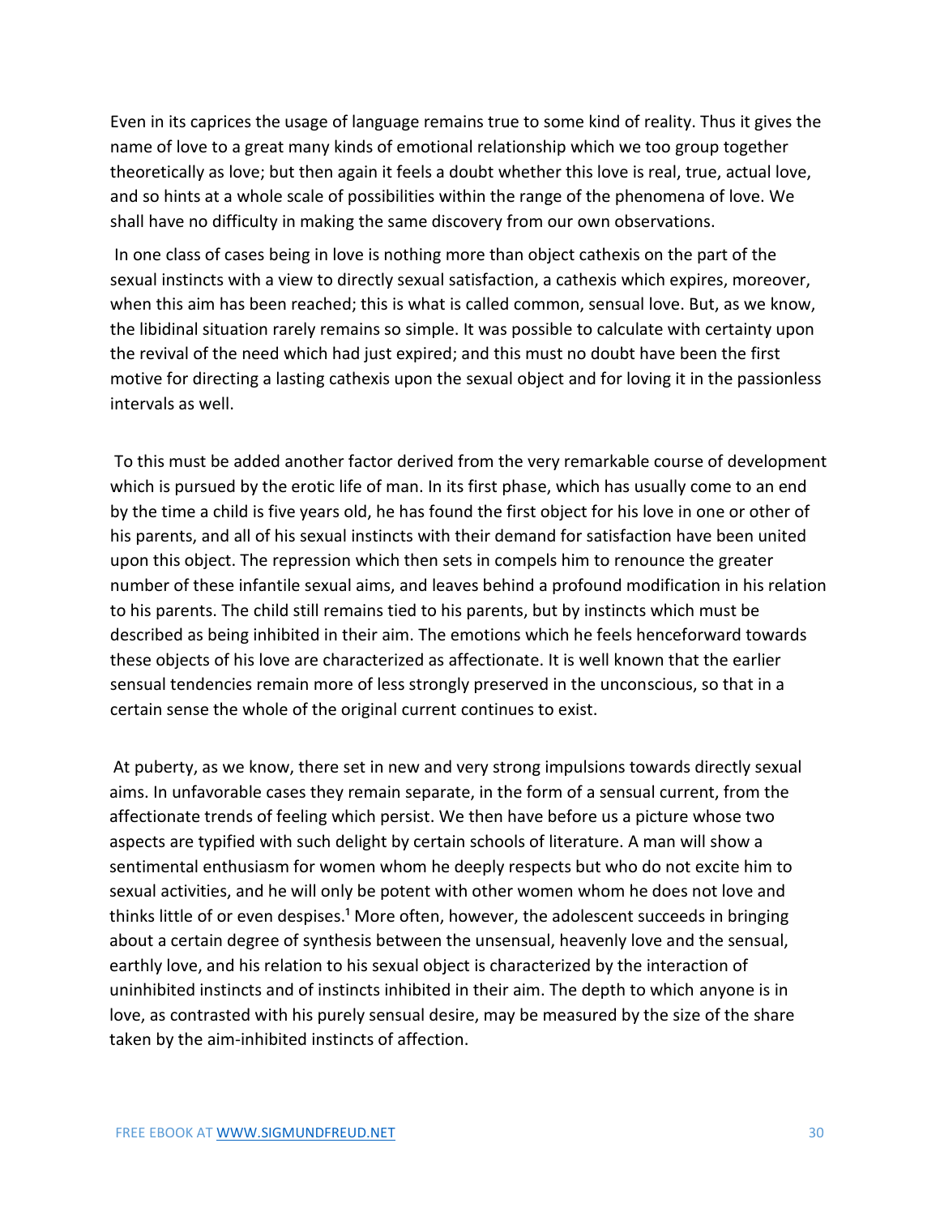Even in its caprices the usage of language remains true to some kind of reality. Thus it gives the name of love to a great many kinds of emotional relationship which we too group together theoretically as love; but then again it feels a doubt whether this love is real, true, actual love, and so hints at a whole scale of possibilities within the range of the phenomena of love. We shall have no difficulty in making the same discovery from our own observations.

In one class of cases being in love is nothing more than object cathexis on the part of the sexual instincts with a view to directly sexual satisfaction, a cathexis which expires, moreover, when this aim has been reached; this is what is called common, sensual love. But, as we know, the libidinal situation rarely remains so simple. It was possible to calculate with certainty upon the revival of the need which had just expired; and this must no doubt have been the first motive for directing a lasting cathexis upon the sexual object and for loving it in the passionless intervals as well.

To this must be added another factor derived from the very remarkable course of development which is pursued by the erotic life of man. In its first phase, which has usually come to an end by the time a child is five years old, he has found the first object for his love in one or other of his parents, and all of his sexual instincts with their demand for satisfaction have been united upon this object. The repression which then sets in compels him to renounce the greater number of these infantile sexual aims, and leaves behind a profound modification in his relation to his parents. The child still remains tied to his parents, but by instincts which must be described as being inhibited in their aim. The emotions which he feels henceforward towards these objects of his love are characterized as affectionate. It is well known that the earlier sensual tendencies remain more of less strongly preserved in the unconscious, so that in a certain sense the whole of the original current continues to exist.

At puberty, as we know, there set in new and very strong impulsions towards directly sexual aims. In unfavorable cases they remain separate, in the form of a sensual current, from the affectionate trends of feeling which persist. We then have before us a picture whose two aspects are typified with such delight by certain schools of literature. A man will show a sentimental enthusiasm for women whom he deeply respects but who do not excite him to sexual activities, and he will only be potent with other women whom he does not love and thinks little of or even despises.[1] More often, however, the adolescent succeeds in bringing about a certain degree of synthesis between the unsensual, heavenly love and the sensual, earthly love, and his relation to his sexual object is characterized by the interaction of uninhibited instincts and of instincts inhibited in their aim. The depth to which anyone is in love, as contrasted with his purely sensual desire, may be measured by the size of the share taken by the aim-inhibited instincts of affection.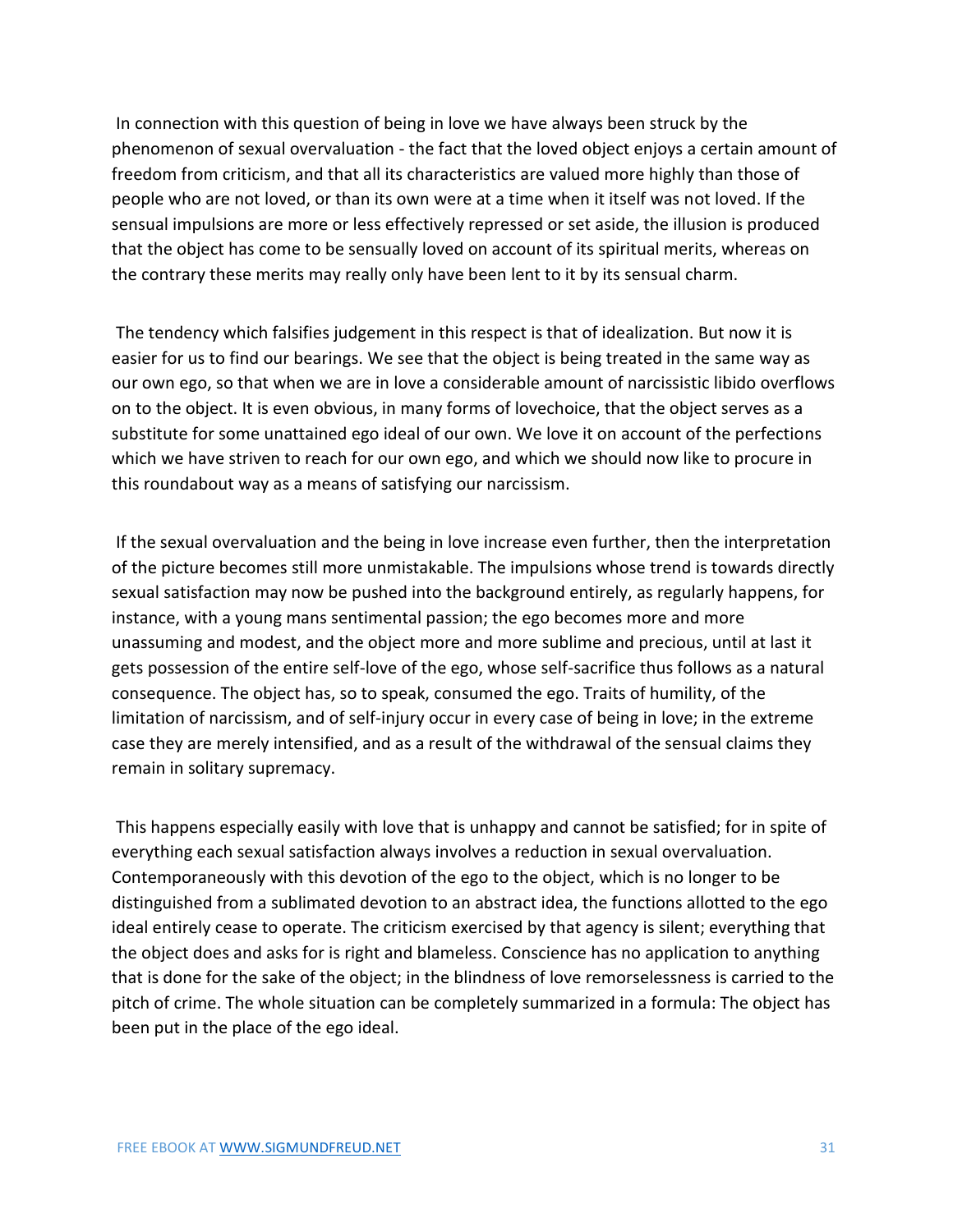In connection with this question of being in love we have always been struck by the phenomenon of sexual overvaluation - the fact that the loved object enjoys a certain amount of freedom from criticism, and that all its characteristics are valued more highly than those of people who are not loved, or than its own were at a time when it itself was not loved. If the sensual impulsions are more or less effectively repressed or set aside, the illusion is produced that the object has come to be sensually loved on account of its spiritual merits, whereas on the contrary these merits may really only have been lent to it by its sensual charm.

The tendency which falsifies judgement in this respect is that of idealization. But now it is easier for us to find our bearings. We see that the object is being treated in the same way as our own ego, so that when we are in love a considerable amount of narcissistic libido overflows on to the object. It is even obvious, in many forms of lovechoice, that the object serves as a substitute for some unattained ego ideal of our own. We love it on account of the perfections which we have striven to reach for our own ego, and which we should now like to procure in this roundabout way as a means of satisfying our narcissism.

If the sexual overvaluation and the being in love increase even further, then the interpretation of the picture becomes still more unmistakable. The impulsions whose trend is towards directly sexual satisfaction may now be pushed into the background entirely, as regularly happens, for instance, with a young mans sentimental passion; the ego becomes more and more unassuming and modest, and the object more and more sublime and precious, until at last it gets possession of the entire self-love of the ego, whose self-sacrifice thus follows as a natural consequence. The object has, so to speak, consumed the ego. Traits of humility, of the limitation of narcissism, and of self-injury occur in every case of being in love; in the extreme case they are merely intensified, and as a result of the withdrawal of the sensual claims they remain in solitary supremacy.

This happens especially easily with love that is unhappy and cannot be satisfied; for in spite of everything each sexual satisfaction always involves a reduction in sexual overvaluation. Contemporaneously with this devotion of the ego to the object, which is no longer to be distinguished from a sublimated devotion to an abstract idea, the functions allotted to the ego ideal entirely cease to operate. The criticism exercised by that agency is silent; everything that the object does and asks for is right and blameless. Conscience has no application to anything that is done for the sake of the object; in the blindness of love remorselessness is carried to the pitch of crime. The whole situation can be completely summarized in a formula: The object has been put in the place of the ego ideal.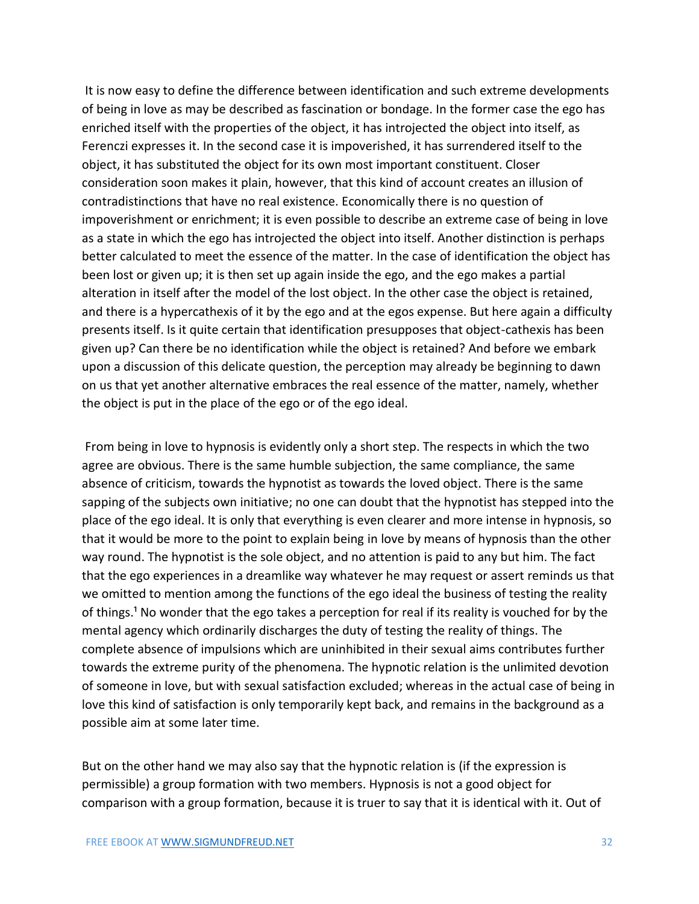It is now easy to define the difference between identification and such extreme developments of being in love as may be described as fascination or bondage. In the former case the ego has enriched itself with the properties of the object, it has introjected the object into itself, as Ferenczi expresses it. In the second case it is impoverished, it has surrendered itself to the object, it has substituted the object for its own most important constituent. Closer consideration soon makes it plain, however, that this kind of account creates an illusion of contradistinctions that have no real existence. Economically there is no question of impoverishment or enrichment; it is even possible to describe an extreme case of being in love as a state in which the ego has introjected the object into itself. Another distinction is perhaps better calculated to meet the essence of the matter. In the case of identification the object has been lost or given up; it is then set up again inside the ego, and the ego makes a partial alteration in itself after the model of the lost object. In the other case the object is retained, and there is a hypercathexis of it by the ego and at the egos expense. But here again a difficulty presents itself. Is it quite certain that identification presupposes that object-cathexis has been given up? Can there be no identification while the object is retained? And before we embark upon a discussion of this delicate question, the perception may already be beginning to dawn on us that yet another alternative embraces the real essence of the matter, namely, whether the object is put in the place of the ego or of the ego ideal.

From being in love to hypnosis is evidently only a short step. The respects in which the two agree are obvious. There is the same humble subjection, the same compliance, the same absence of criticism, towards the hypnotist as towards the loved object. There is the same sapping of the subjects own initiative; no one can doubt that the hypnotist has stepped into the place of the ego ideal. It is only that everything is even clearer and more intense in hypnosis, so that it would be more to the point to explain being in love by means of hypnosis than the other way round. The hypnotist is the sole object, and no attention is paid to any but him. The fact that the ego experiences in a dreamlike way whatever he may request or assert reminds us that we omitted to mention among the functions of the ego ideal the business of testing the reality of things.[1] No wonder that the ego takes a perception for real if its reality is vouched for by the mental agency which ordinarily discharges the duty of testing the reality of things. The complete absence of impulsions which are uninhibited in their sexual aims contributes further towards the extreme purity of the phenomena. The hypnotic relation is the unlimited devotion of someone in love, but with sexual satisfaction excluded; whereas in the actual case of being in love this kind of satisfaction is only temporarily kept back, and remains in the background as a possible aim at some later time.

But on the other hand we may also say that the hypnotic relation is (if the expression is permissible) a group formation with two members. Hypnosis is not a good object for comparison with a group formation, because it is truer to say that it is identical with it. Out of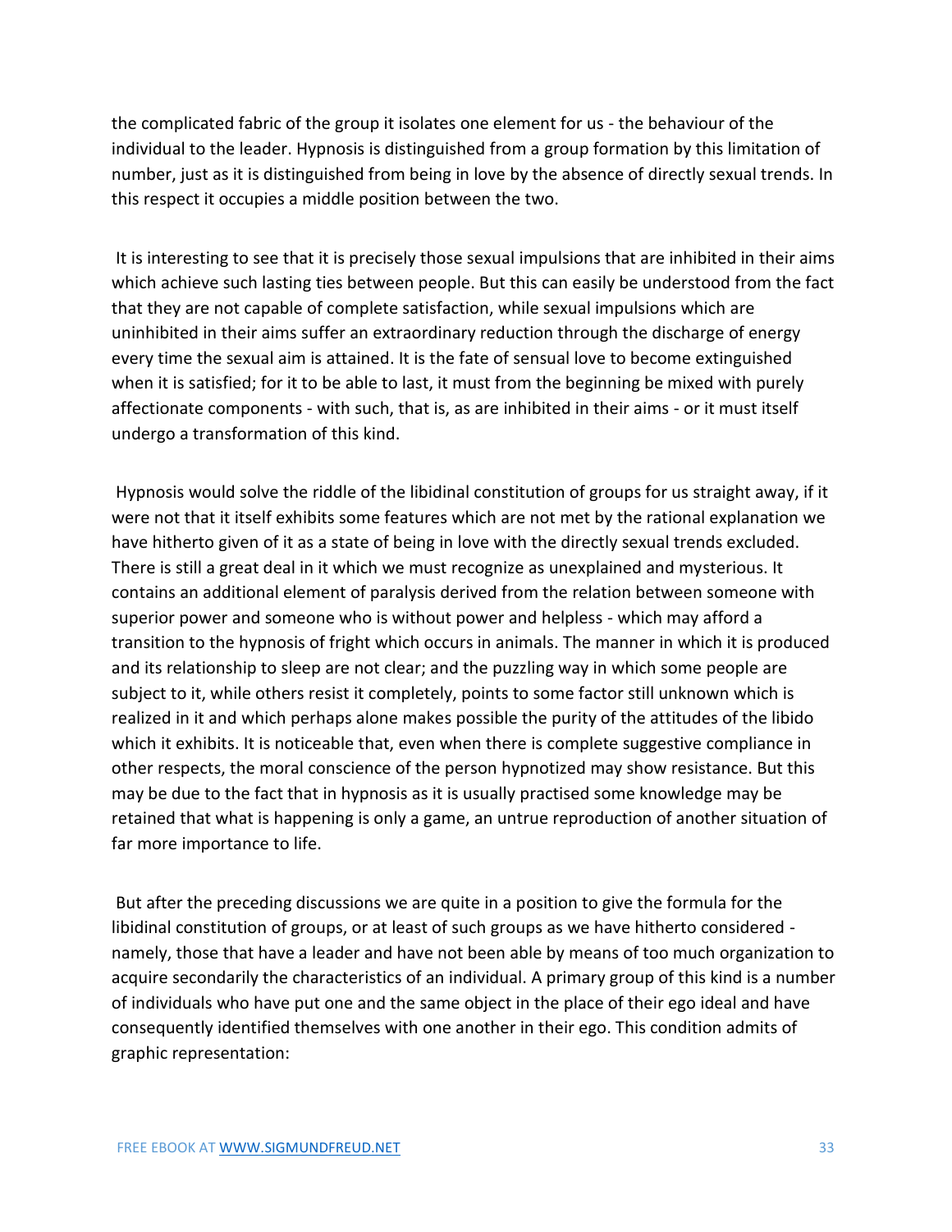the complicated fabric of the group it isolates one element for us - the behaviour of the individual to the leader. Hypnosis is distinguished from a group formation by this limitation of number, just as it is distinguished from being in love by the absence of directly sexual trends. In this respect it occupies a middle position between the two.

It is interesting to see that it is precisely those sexual impulsions that are inhibited in their aims which achieve such lasting ties between people. But this can easily be understood from the fact that they are not capable of complete satisfaction, while sexual impulsions which are uninhibited in their aims suffer an extraordinary reduction through the discharge of energy every time the sexual aim is attained. It is the fate of sensual love to become extinguished when it is satisfied; for it to be able to last, it must from the beginning be mixed with purely affectionate components - with such, that is, as are inhibited in their aims - or it must itself undergo a transformation of this kind.

Hypnosis would solve the riddle of the libidinal constitution of groups for us straight away, if it were not that it itself exhibits some features which are not met by the rational explanation we have hitherto given of it as a state of being in love with the directly sexual trends excluded. There is still a great deal in it which we must recognize as unexplained and mysterious. It contains an additional element of paralysis derived from the relation between someone with superior power and someone who is without power and helpless - which may afford a transition to the hypnosis of fright which occurs in animals. The manner in which it is produced and its relationship to sleep are not clear; and the puzzling way in which some people are subject to it, while others resist it completely, points to some factor still unknown which is realized in it and which perhaps alone makes possible the purity of the attitudes of the libido which it exhibits. It is noticeable that, even when there is complete suggestive compliance in other respects, the moral conscience of the person hypnotized may show resistance. But this may be due to the fact that in hypnosis as it is usually practised some knowledge may be retained that what is happening is only a game, an untrue reproduction of another situation of far more importance to life.

But after the preceding discussions we are quite in a position to give the formula for the libidinal constitution of groups, or at least of such groups as we have hitherto considered - namely, those that have a leader and have not been able by means of too much organization to acquire secondarily the characteristics of an individual. A primary group of this kind is a number of individuals who have put one and the same object in the place of their ego ideal and have consequently identified themselves with one another in their ego. This condition admits of graphic representation: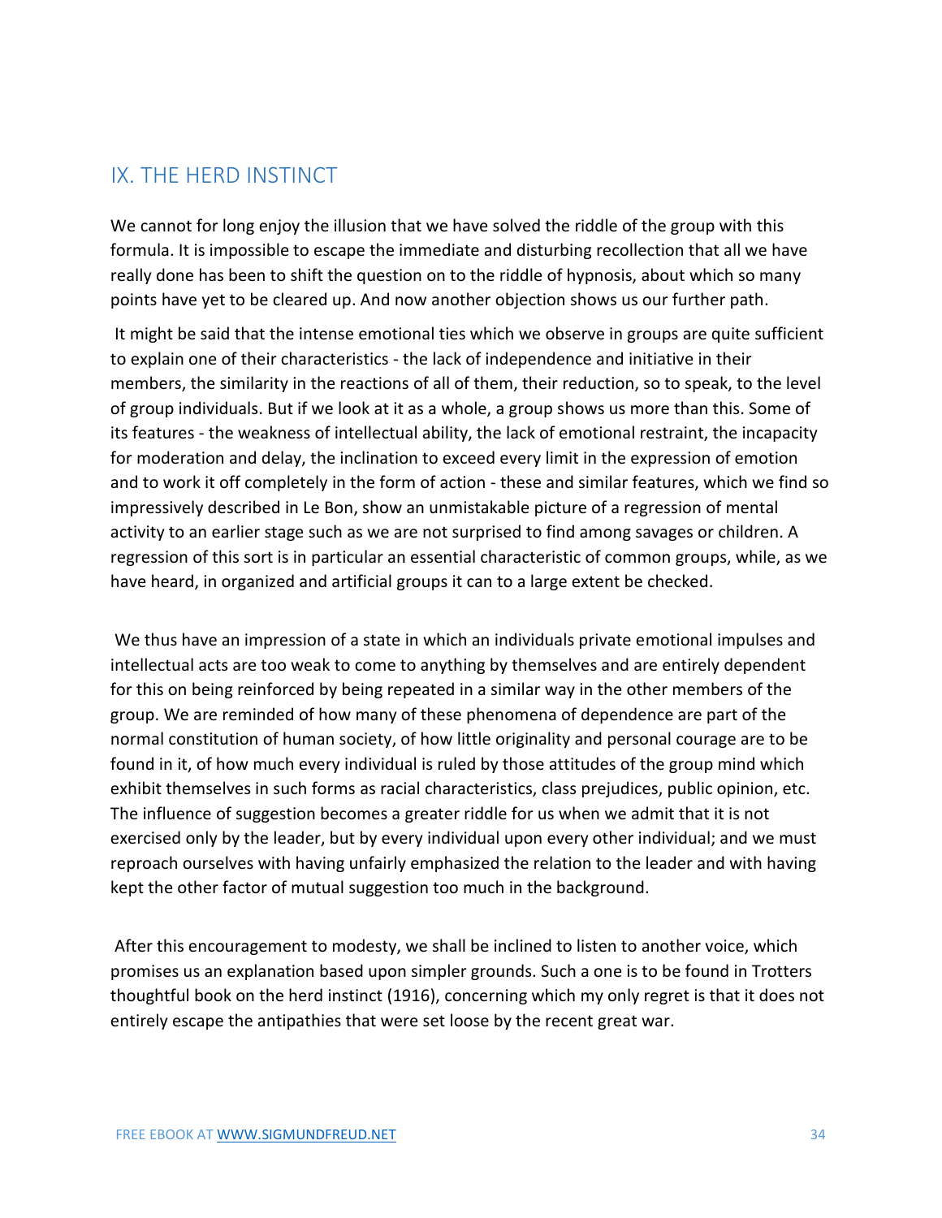## IX. THE HERD INSTINCT

We cannot for long enjoy the illusion that we have solved the riddle of the group with this formula. It is impossible to escape the immediate and disturbing recollection that all we have really done has been to shift the question on to the riddle of hypnosis, about which so many points have yet to be cleared up. And now another objection shows us our further path.

It might be said that the intense emotional ties which we observe in groups are quite sufficient to explain one of their characteristics - the lack of independence and initiative in their members, the similarity in the reactions of all of them, their reduction, so to speak, to the level of group individuals. But if we look at it as a whole, a group shows us more than this. Some of its features - the weakness of intellectual ability, the lack of emotional restraint, the incapacity for moderation and delay, the inclination to exceed every limit in the expression of emotion and to work it off completely in the form of action - these and similar features, which we find so impressively described in Le Bon, show an unmistakable picture of a regression of mental activity to an earlier stage such as we are not surprised to find among savages or children. A regression of this sort is in particular an essential characteristic of common groups, while, as we have heard, in organized and artificial groups it can to a large extent be checked.

We thus have an impression of a state in which an individuals private emotional impulses and intellectual acts are too weak to come to anything by themselves and are entirely dependent for this on being reinforced by being repeated in a similar way in the other members of the group. We are reminded of how many of these phenomena of dependence are part of the normal constitution of human society, of how little originality and personal courage are to be found in it, of how much every individual is ruled by those attitudes of the group mind which exhibit themselves in such forms as racial characteristics, class prejudices, public opinion, etc. The influence of suggestion becomes a greater riddle for us when we admit that it is not exercised only by the leader, but by every individual upon every other individual; and we must reproach ourselves with having unfairly emphasized the relation to the leader and with having kept the other factor of mutual suggestion too much in the background.

After this encouragement to modesty, we shall be inclined to listen to another voice, which promises us an explanation based upon simpler grounds. Such a one is to be found in Trotters thoughtful book on the herd instinct (1916), concerning which my only regret is that it does not entirely escape the antipathies that were set loose by the recent great war.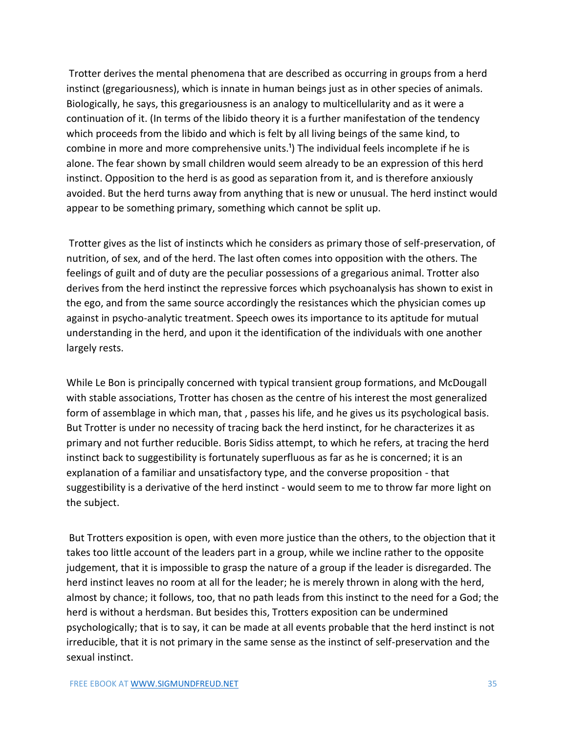Trotter derives the mental phenomena that are described as occurring in groups from a herd instinct (gregariousness), which is innate in human beings just as in other species of animals. Biologically, he says, this gregariousness is an analogy to multicellularity and as it were a continuation of it. (In terms of the libido theory it is a further manifestation of the tendency which proceeds from the libido and which is felt by all living beings of the same kind, to combine in more and more comprehensive units.[1]) The individual feels incomplete if he is alone. The fear shown by small children would seem already to be an expression of this herd instinct. Opposition to the herd is as good as separation from it, and is therefore anxiously avoided. But the herd turns away from anything that is new or unusual. The herd instinct would appear to be something primary, something which cannot be split up.

Trotter gives as the list of instincts which he considers as primary those of self-preservation, of nutrition, of sex, and of the herd. The last often comes into opposition with the others. The feelings of guilt and of duty are the peculiar possessions of a gregarious animal. Trotter also derives from the herd instinct the repressive forces which psychoanalysis has shown to exist in the ego, and from the same source accordingly the resistances which the physician comes up against in psycho-analytic treatment. Speech owes its importance to its aptitude for mutual understanding in the herd, and upon it the identification of the individuals with one another largely rests.

While Le Bon is principally concerned with typical transient group formations, and McDougall with stable associations, Trotter has chosen as the centre of his interest the most generalized form of assemblage in which man, that , passes his life, and he gives us its psychological basis. But Trotter is under no necessity of tracing back the herd instinct, for he characterizes it as primary and not further reducible. Boris Sidiss attempt, to which he refers, at tracing the herd instinct back to suggestibility is fortunately superfluous as far as he is concerned; it is an explanation of a familiar and unsatisfactory type, and the converse proposition - that suggestibility is a derivative of the herd instinct - would seem to me to throw far more light on the subject.

But Trotters exposition is open, with even more justice than the others, to the objection that it takes too little account of the leaders part in a group, while we incline rather to the opposite judgement, that it is impossible to grasp the nature of a group if the leader is disregarded. The herd instinct leaves no room at all for the leader; he is merely thrown in along with the herd, almost by chance; it follows, too, that no path leads from this instinct to the need for a God; the herd is without a herdsman. But besides this, Trotters exposition can be undermined psychologically; that is to say, it can be made at all events probable that the herd instinct is not irreducible, that it is not primary in the same sense as the instinct of self-preservation and the sexual instinct.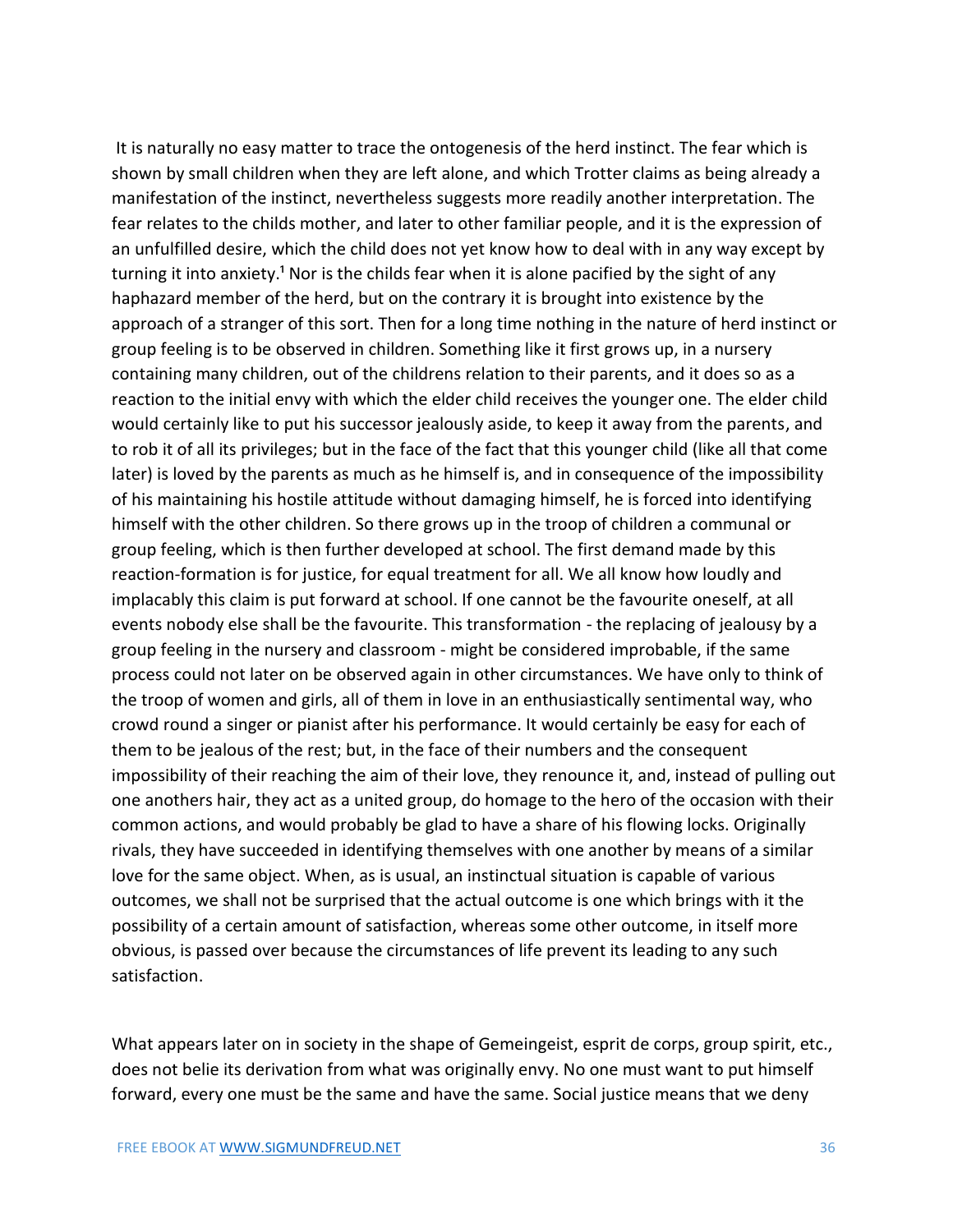It is naturally no easy matter to trace the ontogenesis of the herd instinct. The fear which is shown by small children when they are left alone, and which Trotter claims as being already a manifestation of the instinct, nevertheless suggests more readily another interpretation. The fear relates to the childs mother, and later to other familiar people, and it is the expression of an unfulfilled desire, which the child does not yet know how to deal with in any way except by turning it into anxiety.[1] Nor is the childs fear when it is alone pacified by the sight of any haphazard member of the herd, but on the contrary it is brought into existence by the approach of a stranger of this sort. Then for a long time nothing in the nature of herd instinct or group feeling is to be observed in children. Something like it first grows up, in a nursery containing many children, out of the childrens relation to their parents, and it does so as a reaction to the initial envy with which the elder child receives the younger one. The elder child would certainly like to put his successor jealously aside, to keep it away from the parents, and to rob it of all its privileges; but in the face of the fact that this younger child (like all that come later) is loved by the parents as much as he himself is, and in consequence of the impossibility of his maintaining his hostile attitude without damaging himself, he is forced into identifying himself with the other children. So there grows up in the troop of children a communal or group feeling, which is then further developed at school. The first demand made by this reaction-formation is for justice, for equal treatment for all. We all know how loudly and implacably this claim is put forward at school. If one cannot be the favourite oneself, at all events nobody else shall be the favourite. This transformation - the replacing of jealousy by a group feeling in the nursery and classroom - might be considered improbable, if the same process could not later on be observed again in other circumstances. We have only to think of the troop of women and girls, all of them in love in an enthusiastically sentimental way, who crowd round a singer or pianist after his performance. It would certainly be easy for each of them to be jealous of the rest; but, in the face of their numbers and the consequent impossibility of their reaching the aim of their love, they renounce it, and, instead of pulling out one anothers hair, they act as a united group, do homage to the hero of the occasion with their common actions, and would probably be glad to have a share of his flowing locks. Originally rivals, they have succeeded in identifying themselves with one another by means of a similar love for the same object. When, as is usual, an instinctual situation is capable of various outcomes, we shall not be surprised that the actual outcome is one which brings with it the possibility of a certain amount of satisfaction, whereas some other outcome, in itself more obvious, is passed over because the circumstances of life prevent its leading to any such satisfaction.

What appears later on in society in the shape of Gemeingeist, esprit de corps, group spirit, etc., does not belie its derivation from what was originally envy. No one must want to put himself forward, every one must be the same and have the same. Social justice means that we deny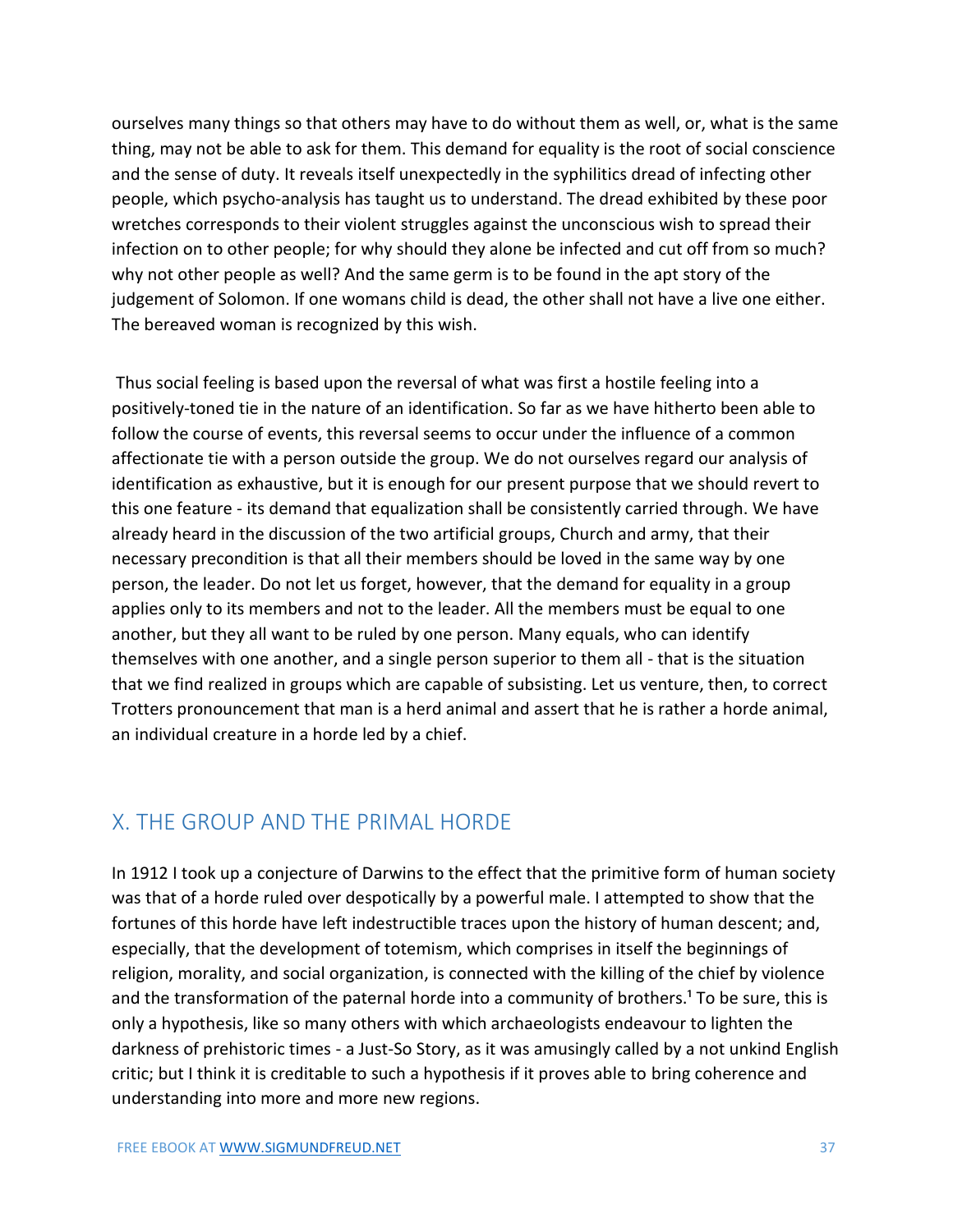ourselves many things so that others may have to do without them as well, or, what is the same thing, may not be able to ask for them. This demand for equality is the root of social conscience and the sense of duty. It reveals itself unexpectedly in the syphilitics dread of infecting other people, which psycho-analysis has taught us to understand. The dread exhibited by these poor wretches corresponds to their violent struggles against the unconscious wish to spread their infection on to other people; for why should they alone be infected and cut off from so much? why not other people as well? And the same germ is to be found in the apt story of the judgement of Solomon. If one womans child is dead, the other shall not have a live one either. The bereaved woman is recognized by this wish.

Thus social feeling is based upon the reversal of what was first a hostile feeling into a positively-toned tie in the nature of an identification. So far as we have hitherto been able to follow the course of events, this reversal seems to occur under the influence of a common affectionate tie with a person outside the group. We do not ourselves regard our analysis of identification as exhaustive, but it is enough for our present purpose that we should revert to this one feature - its demand that equalization shall be consistently carried through. We have already heard in the discussion of the two artificial groups, Church and army, that their necessary precondition is that all their members should be loved in the same way by one person, the leader. Do not let us forget, however, that the demand for equality in a group applies only to its members and not to the leader. All the members must be equal to one another, but they all want to be ruled by one person. Many equals, who can identify themselves with one another, and a single person superior to them all - that is the situation that we find realized in groups which are capable of subsisting. Let us venture, then, to correct Trotters pronouncement that man is a herd animal and assert that he is rather a horde animal, an individual creature in a horde led by a chief.

## X. THE GROUP AND THE PRIMAL HORDE

In 1912 I took up a conjecture of Darwins to the effect that the primitive form of human society was that of a horde ruled over despotically by a powerful male. I attempted to show that the fortunes of this horde have left indestructible traces upon the history of human descent; and, especially, that the development of totemism, which comprises in itself the beginnings of religion, morality, and social organization, is connected with the killing of the chief by violence and the transformation of the paternal horde into a community of brothers.[1] To be sure, this is only a hypothesis, like so many others with which archaeologists endeavour to lighten the darkness of prehistoric times - a Just-So Story, as it was amusingly called by a not unkind English critic; but I think it is creditable to such a hypothesis if it proves able to bring coherence and understanding into more and more new regions.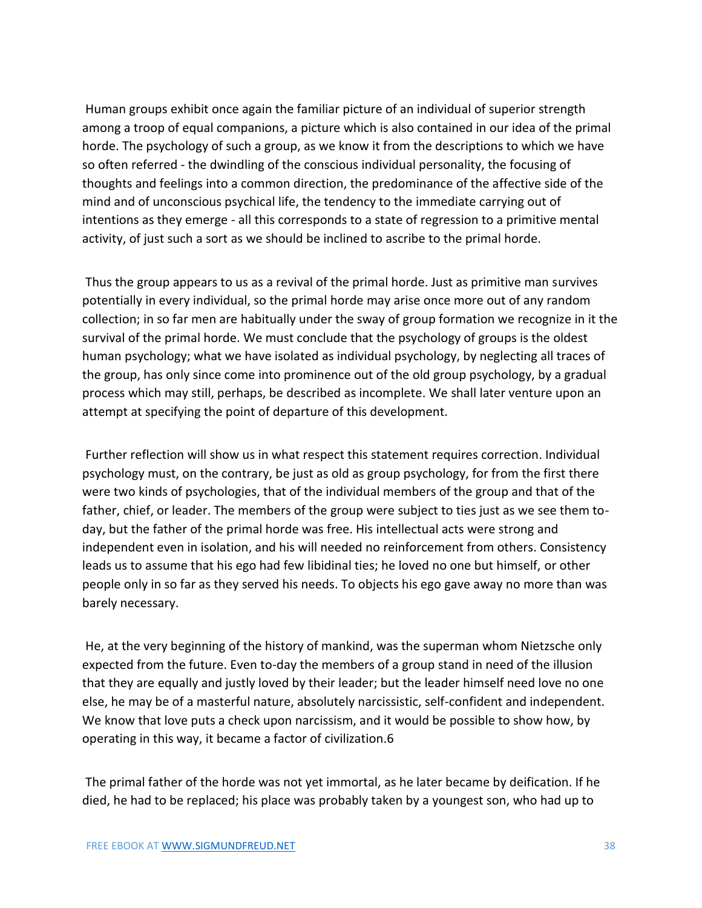Human groups exhibit once again the familiar picture of an individual of superior strength among a troop of equal companions, a picture which is also contained in our idea of the primal horde. The psychology of such a group, as we know it from the descriptions to which we have so often referred - the dwindling of the conscious individual personality, the focusing of thoughts and feelings into a common direction, the predominance of the affective side of the mind and of unconscious psychical life, the tendency to the immediate carrying out of intentions as they emerge - all this corresponds to a state of regression to a primitive mental activity, of just such a sort as we should be inclined to ascribe to the primal horde.

Thus the group appears to us as a revival of the primal horde. Just as primitive man survives potentially in every individual, so the primal horde may arise once more out of any random collection; in so far men are habitually under the sway of group formation we recognize in it the survival of the primal horde. We must conclude that the psychology of groups is the oldest human psychology; what we have isolated as individual psychology, by neglecting all traces of the group, has only since come into prominence out of the old group psychology, by a gradual process which may still, perhaps, be described as incomplete. We shall later venture upon an attempt at specifying the point of departure of this development.

Further reflection will show us in what respect this statement requires correction. Individual psychology must, on the contrary, be just as old as group psychology, for from the first there were two kinds of psychologies, that of the individual members of the group and that of the father, chief, or leader. The members of the group were subject to ties just as we see them to-day, but the father of the primal horde was free. His intellectual acts were strong and independent even in isolation, and his will needed no reinforcement from others. Consistency leads us to assume that his ego had few libidinal ties; he loved no one but himself, or other people only in so far as they served his needs. To objects his ego gave away no more than was barely necessary.

He, at the very beginning of the history of mankind, was the superman whom Nietzsche only expected from the future. Even to-day the members of a group stand in need of the illusion that they are equally and justly loved by their leader; but the leader himself need love no one else, he may be of a masterful nature, absolutely narcissistic, self-confident and independent. We know that love puts a check upon narcissism, and it would be possible to show how, by operating in this way, it became a factor of civilization.6

The primal father of the horde was not yet immortal, as he later became by deification. If he died, he had to be replaced; his place was probably taken by a youngest son, who had up to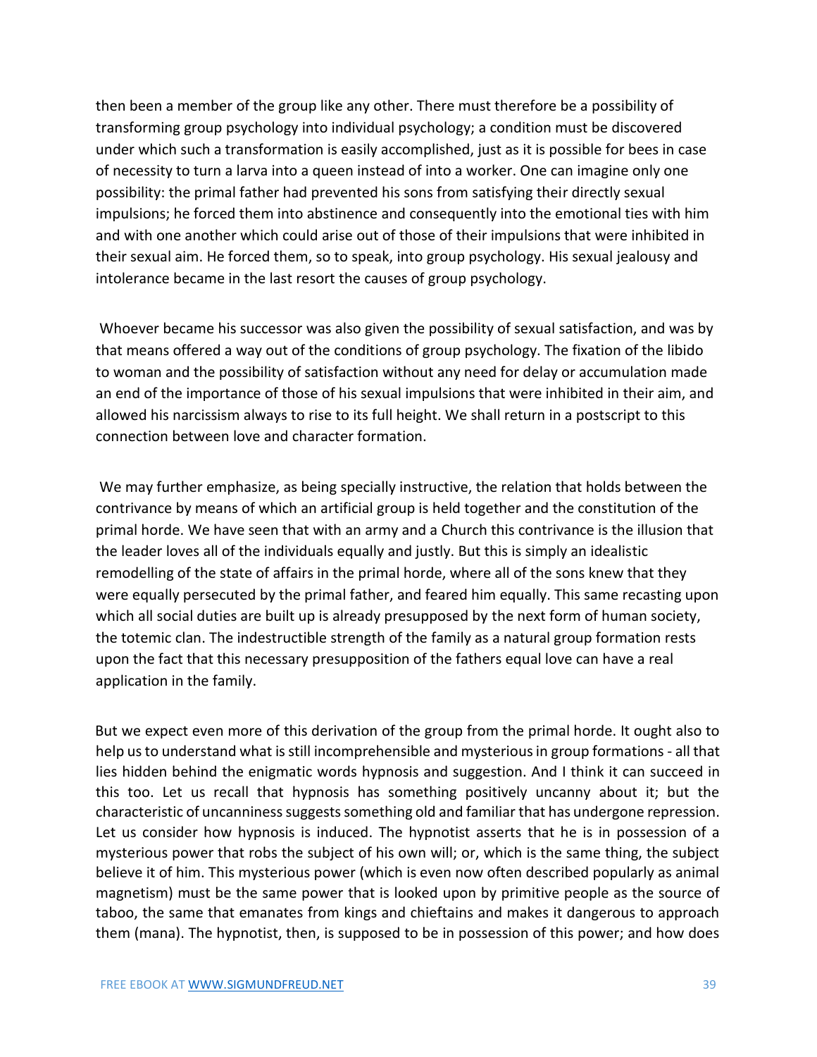then been a member of the group like any other. There must therefore be a possibility of transforming group psychology into individual psychology; a condition must be discovered under which such a transformation is easily accomplished, just as it is possible for bees in case of necessity to turn a larva into a queen instead of into a worker. One can imagine only one possibility: the primal father had prevented his sons from satisfying their directly sexual impulsions; he forced them into abstinence and consequently into the emotional ties with him and with one another which could arise out of those of their impulsions that were inhibited in their sexual aim. He forced them, so to speak, into group psychology. His sexual jealousy and intolerance became in the last resort the causes of group psychology.

Whoever became his successor was also given the possibility of sexual satisfaction, and was by that means offered a way out of the conditions of group psychology. The fixation of the libido to woman and the possibility of satisfaction without any need for delay or accumulation made an end of the importance of those of his sexual impulsions that were inhibited in their aim, and allowed his narcissism always to rise to its full height. We shall return in a postscript to this connection between love and character formation.

We may further emphasize, as being specially instructive, the relation that holds between the contrivance by means of which an artificial group is held together and the constitution of the primal horde. We have seen that with an army and a Church this contrivance is the illusion that the leader loves all of the individuals equally and justly. But this is simply an idealistic remodelling of the state of affairs in the primal horde, where all of the sons knew that they were equally persecuted by the primal father, and feared him equally. This same recasting upon which all social duties are built up is already presupposed by the next form of human society, the totemic clan. The indestructible strength of the family as a natural group formation rests upon the fact that this necessary presupposition of the fathers equal love can have a real application in the family.

But we expect even more of this derivation of the group from the primal horde. It ought also to help us to understand what is still incomprehensible and mysterious in group formations - all that lies hidden behind the enigmatic words hypnosis and suggestion. And I think it can succeed in this too. Let us recall that hypnosis has something positively uncanny about it; but the characteristic of uncanniness suggests something old and familiar that has undergone repression. Let us consider how hypnosis is induced. The hypnotist asserts that he is in possession of a mysterious power that robs the subject of his own will; or, which is the same thing, the subject believe it of him. This mysterious power (which is even now often described popularly as animal magnetism) must be the same power that is looked upon by primitive people as the source of taboo, the same that emanates from kings and chieftains and makes it dangerous to approach them (mana). The hypnotist, then, is supposed to be in possession of this power; and how does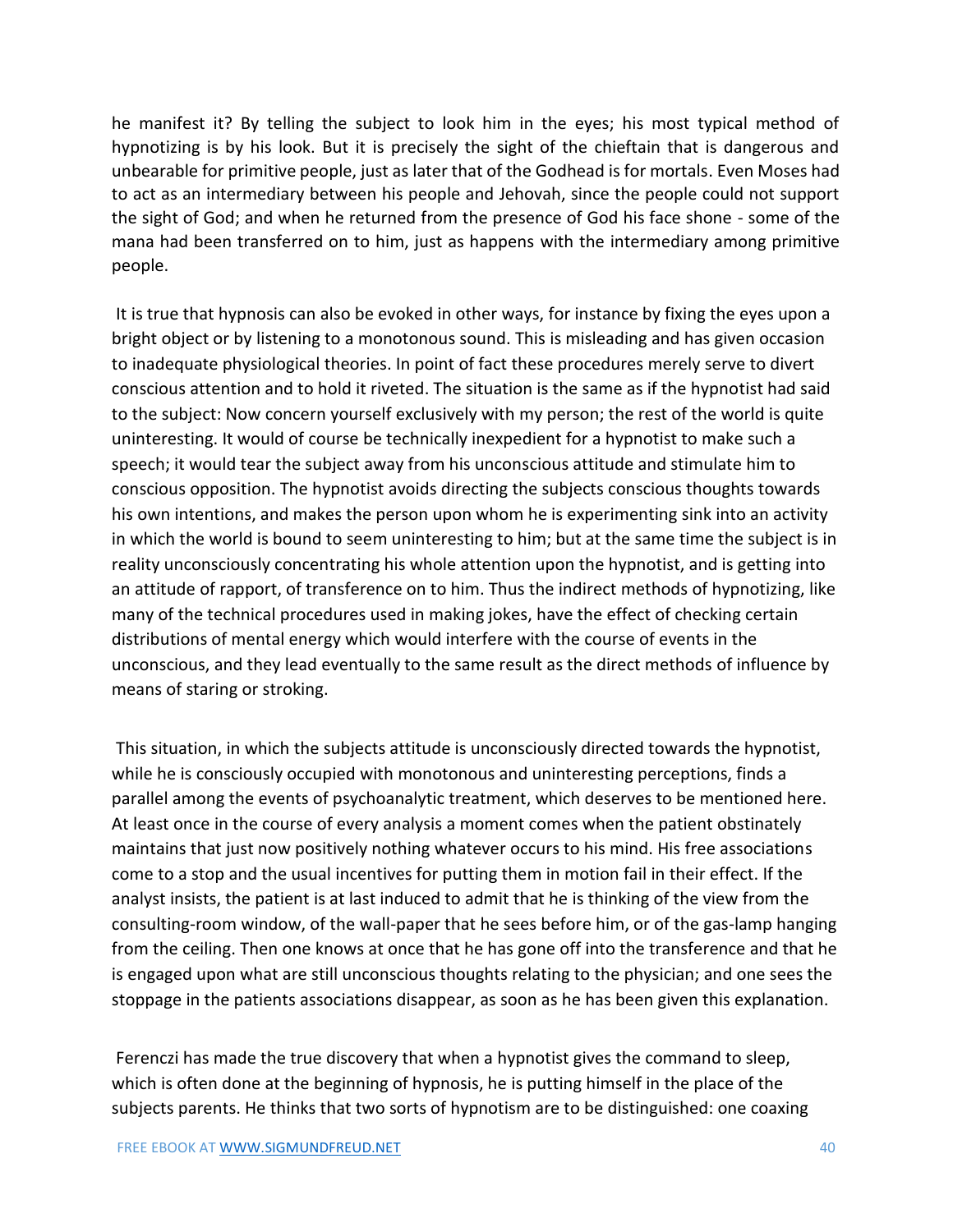he manifest it? By telling the subject to look him in the eyes; his most typical method of hypnotizing is by his look. But it is precisely the sight of the chieftain that is dangerous and unbearable for primitive people, just as later that of the Godhead is for mortals. Even Moses had to act as an intermediary between his people and Jehovah, since the people could not support the sight of God; and when he returned from the presence of God his face shone - some of the mana had been transferred on to him, just as happens with the intermediary among primitive people.

It is true that hypnosis can also be evoked in other ways, for instance by fixing the eyes upon a bright object or by listening to a monotonous sound. This is misleading and has given occasion to inadequate physiological theories. In point of fact these procedures merely serve to divert conscious attention and to hold it riveted. The situation is the same as if the hypnotist had said to the subject: Now concern yourself exclusively with my person; the rest of the world is quite uninteresting. It would of course be technically inexpedient for a hypnotist to make such a speech; it would tear the subject away from his unconscious attitude and stimulate him to conscious opposition. The hypnotist avoids directing the subjects conscious thoughts towards his own intentions, and makes the person upon whom he is experimenting sink into an activity in which the world is bound to seem uninteresting to him; but at the same time the subject is in reality unconsciously concentrating his whole attention upon the hypnotist, and is getting into an attitude of rapport, of transference on to him. Thus the indirect methods of hypnotizing, like many of the technical procedures used in making jokes, have the effect of checking certain distributions of mental energy which would interfere with the course of events in the unconscious, and they lead eventually to the same result as the direct methods of influence by means of staring or stroking.

This situation, in which the subjects attitude is unconsciously directed towards the hypnotist, while he is consciously occupied with monotonous and uninteresting perceptions, finds a parallel among the events of psychoanalytic treatment, which deserves to be mentioned here. At least once in the course of every analysis a moment comes when the patient obstinately maintains that just now positively nothing whatever occurs to his mind. His free associations come to a stop and the usual incentives for putting them in motion fail in their effect. If the analyst insists, the patient is at last induced to admit that he is thinking of the view from the consulting-room window, of the wall-paper that he sees before him, or of the gas-lamp hanging from the ceiling. Then one knows at once that he has gone off into the transference and that he is engaged upon what are still unconscious thoughts relating to the physician; and one sees the stoppage in the patients associations disappear, as soon as he has been given this explanation.

Ferenczi has made the true discovery that when a hypnotist gives the command to sleep, which is often done at the beginning of hypnosis, he is putting himself in the place of the subjects parents. He thinks that two sorts of hypnotism are to be distinguished: one coaxing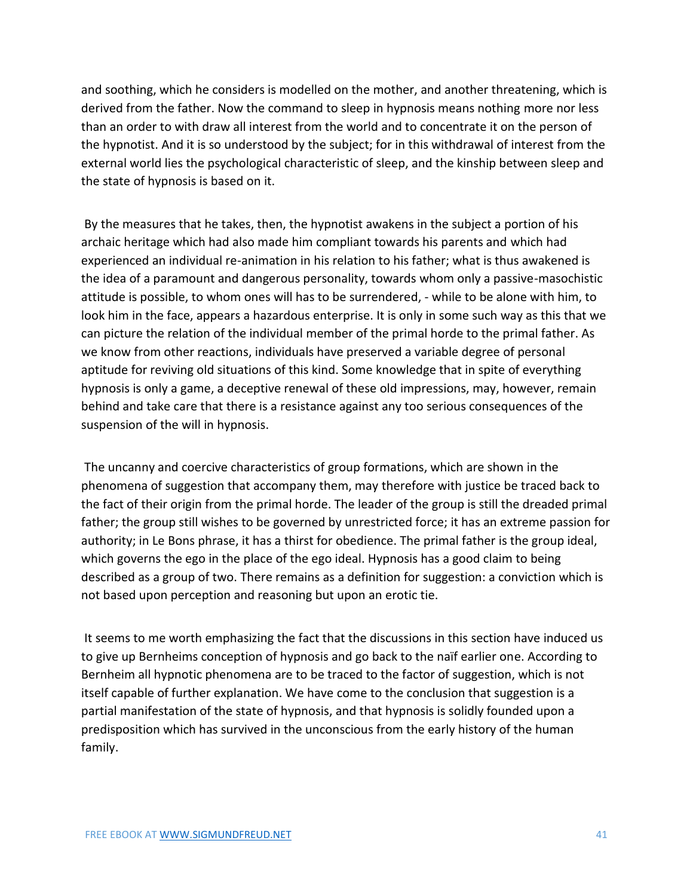and soothing, which he considers is modelled on the mother, and another threatening, which is derived from the father. Now the command to sleep in hypnosis means nothing more nor less than an order to with draw all interest from the world and to concentrate it on the person of the hypnotist. And it is so understood by the subject; for in this withdrawal of interest from the external world lies the psychological characteristic of sleep, and the kinship between sleep and the state of hypnosis is based on it.

By the measures that he takes, then, the hypnotist awakens in the subject a portion of his archaic heritage which had also made him compliant towards his parents and which had experienced an individual re-animation in his relation to his father; what is thus awakened is the idea of a paramount and dangerous personality, towards whom only a passive-masochistic attitude is possible, to whom ones will has to be surrendered, - while to be alone with him, to look him in the face, appears a hazardous enterprise. It is only in some such way as this that we can picture the relation of the individual member of the primal horde to the primal father. As we know from other reactions, individuals have preserved a variable degree of personal aptitude for reviving old situations of this kind. Some knowledge that in spite of everything hypnosis is only a game, a deceptive renewal of these old impressions, may, however, remain behind and take care that there is a resistance against any too serious consequences of the suspension of the will in hypnosis.

The uncanny and coercive characteristics of group formations, which are shown in the phenomena of suggestion that accompany them, may therefore with justice be traced back to the fact of their origin from the primal horde. The leader of the group is still the dreaded primal father; the group still wishes to be governed by unrestricted force; it has an extreme passion for authority; in Le Bons phrase, it has a thirst for obedience. The primal father is the group ideal, which governs the ego in the place of the ego ideal. Hypnosis has a good claim to being described as a group of two. There remains as a definition for suggestion: a conviction which is not based upon perception and reasoning but upon an erotic tie.

It seems to me worth emphasizing the fact that the discussions in this section have induced us to give up Bernheims conception of hypnosis and go back to the naïf earlier one. According to Bernheim all hypnotic phenomena are to be traced to the factor of suggestion, which is not itself capable of further explanation. We have come to the conclusion that suggestion is a partial manifestation of the state of hypnosis, and that hypnosis is solidly founded upon a predisposition which has survived in the unconscious from the early history of the human family.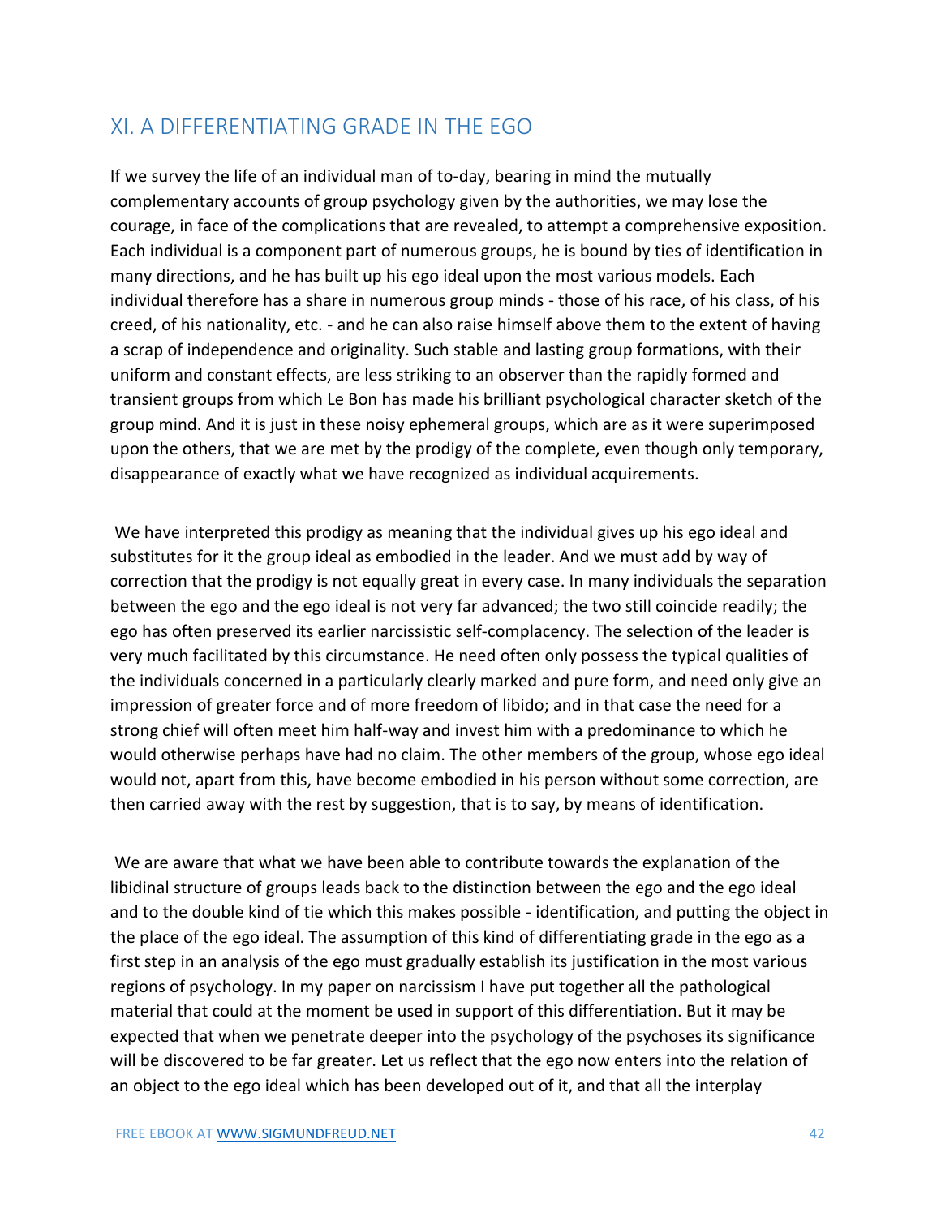## XI. A DIFFERENTIATING GRADE IN THE EGO

If we survey the life of an individual man of to-day, bearing in mind the mutually complementary accounts of group psychology given by the authorities, we may lose the courage, in face of the complications that are revealed, to attempt a comprehensive exposition. Each individual is a component part of numerous groups, he is bound by ties of identification in many directions, and he has built up his ego ideal upon the most various models. Each individual therefore has a share in numerous group minds - those of his race, of his class, of his creed, of his nationality, etc. - and he can also raise himself above them to the extent of having a scrap of independence and originality. Such stable and lasting group formations, with their uniform and constant effects, are less striking to an observer than the rapidly formed and transient groups from which Le Bon has made his brilliant psychological character sketch of the group mind. And it is just in these noisy ephemeral groups, which are as it were superimposed upon the others, that we are met by the prodigy of the complete, even though only temporary, disappearance of exactly what we have recognized as individual acquirements.

We have interpreted this prodigy as meaning that the individual gives up his ego ideal and substitutes for it the group ideal as embodied in the leader. And we must add by way of correction that the prodigy is not equally great in every case. In many individuals the separation between the ego and the ego ideal is not very far advanced; the two still coincide readily; the ego has often preserved its earlier narcissistic self-complacency. The selection of the leader is very much facilitated by this circumstance. He need often only possess the typical qualities of the individuals concerned in a particularly clearly marked and pure form, and need only give an impression of greater force and of more freedom of libido; and in that case the need for a strong chief will often meet him half-way and invest him with a predominance to which he would otherwise perhaps have had no claim. The other members of the group, whose ego ideal would not, apart from this, have become embodied in his person without some correction, are then carried away with the rest by suggestion, that is to say, by means of identification.

We are aware that what we have been able to contribute towards the explanation of the libidinal structure of groups leads back to the distinction between the ego and the ego ideal and to the double kind of tie which this makes possible - identification, and putting the object in the place of the ego ideal. The assumption of this kind of differentiating grade in the ego as a first step in an analysis of the ego must gradually establish its justification in the most various regions of psychology. In my paper on narcissism I have put together all the pathological material that could at the moment be used in support of this differentiation. But it may be expected that when we penetrate deeper into the psychology of the psychoses its significance will be discovered to be far greater. Let us reflect that the ego now enters into the relation of an object to the ego ideal which has been developed out of it, and that all the interplay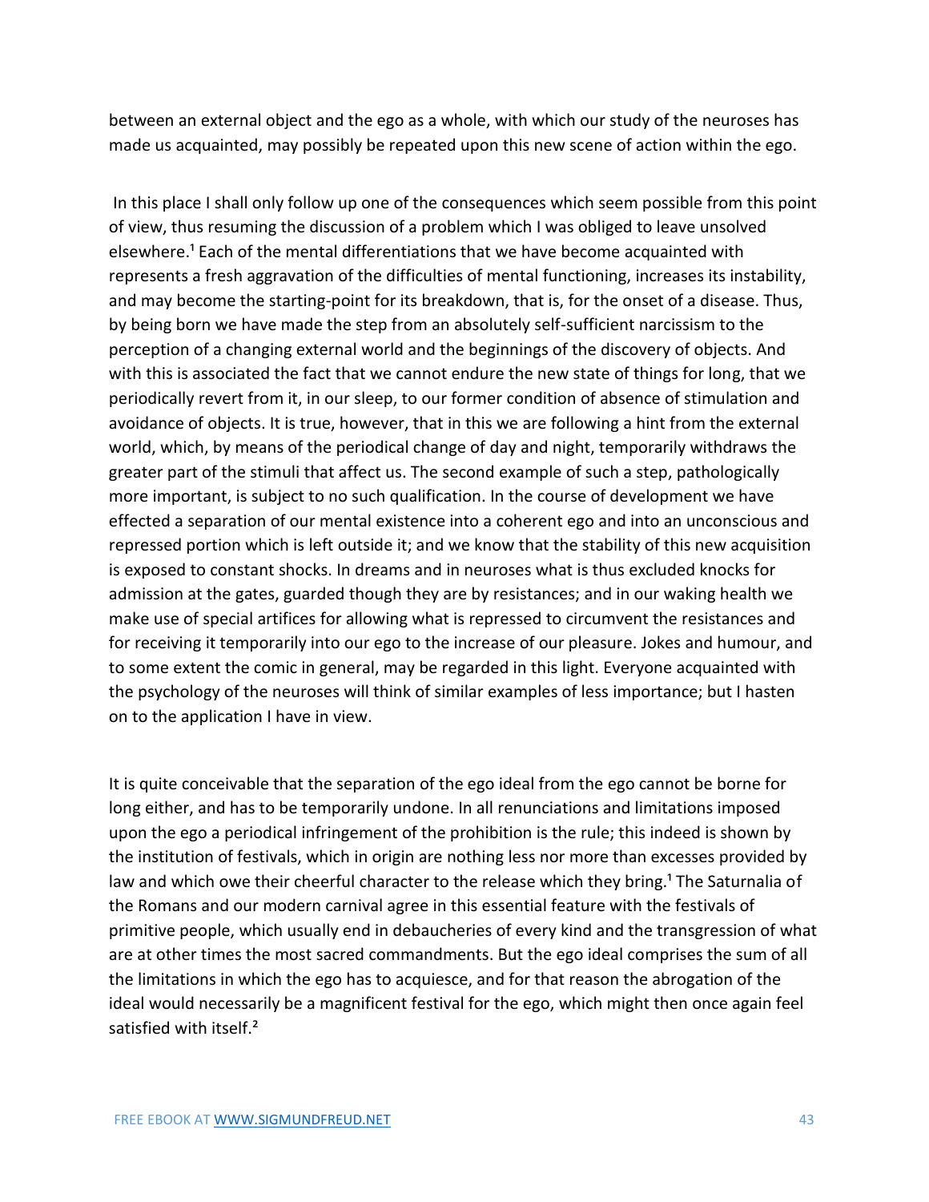between an external object and the ego as a whole, with which our study of the neuroses has made us acquainted, may possibly be repeated upon this new scene of action within the ego.

In this place I shall only follow up one of the consequences which seem possible from this point of view, thus resuming the discussion of a problem which I was obliged to leave unsolved elsewhere.[1] Each of the mental differentiations that we have become acquainted with represents a fresh aggravation of the difficulties of mental functioning, increases its instability, and may become the starting-point for its breakdown, that is, for the onset of a disease. Thus, by being born we have made the step from an absolutely self-sufficient narcissism to the perception of a changing external world and the beginnings of the discovery of objects. And with this is associated the fact that we cannot endure the new state of things for long, that we periodically revert from it, in our sleep, to our former condition of absence of stimulation and avoidance of objects. It is true, however, that in this we are following a hint from the external world, which, by means of the periodical change of day and night, temporarily withdraws the greater part of the stimuli that affect us. The second example of such a step, pathologically more important, is subject to no such qualification. In the course of development we have effected a separation of our mental existence into a coherent ego and into an unconscious and repressed portion which is left outside it; and we know that the stability of this new acquisition is exposed to constant shocks. In dreams and in neuroses what is thus excluded knocks for admission at the gates, guarded though they are by resistances; and in our waking health we make use of special artifices for allowing what is repressed to circumvent the resistances and for receiving it temporarily into our ego to the increase of our pleasure. Jokes and humour, and to some extent the comic in general, may be regarded in this light. Everyone acquainted with the psychology of the neuroses will think of similar examples of less importance; but I hasten on to the application I have in view.

It is quite conceivable that the separation of the ego ideal from the ego cannot be borne for long either, and has to be temporarily undone. In all renunciations and limitations imposed upon the ego a periodical infringement of the prohibition is the rule; this indeed is shown by the institution of festivals, which in origin are nothing less nor more than excesses provided by law and which owe their cheerful character to the release which they bring.[1] The Saturnalia of the Romans and our modern carnival agree in this essential feature with the festivals of primitive people, which usually end in debaucheries of every kind and the transgression of what are at other times the most sacred commandments. But the ego ideal comprises the sum of all the limitations in which the ego has to acquiesce, and for that reason the abrogation of the ideal would necessarily be a magnificent festival for the ego, which might then once again feel satisfied with itself.[2]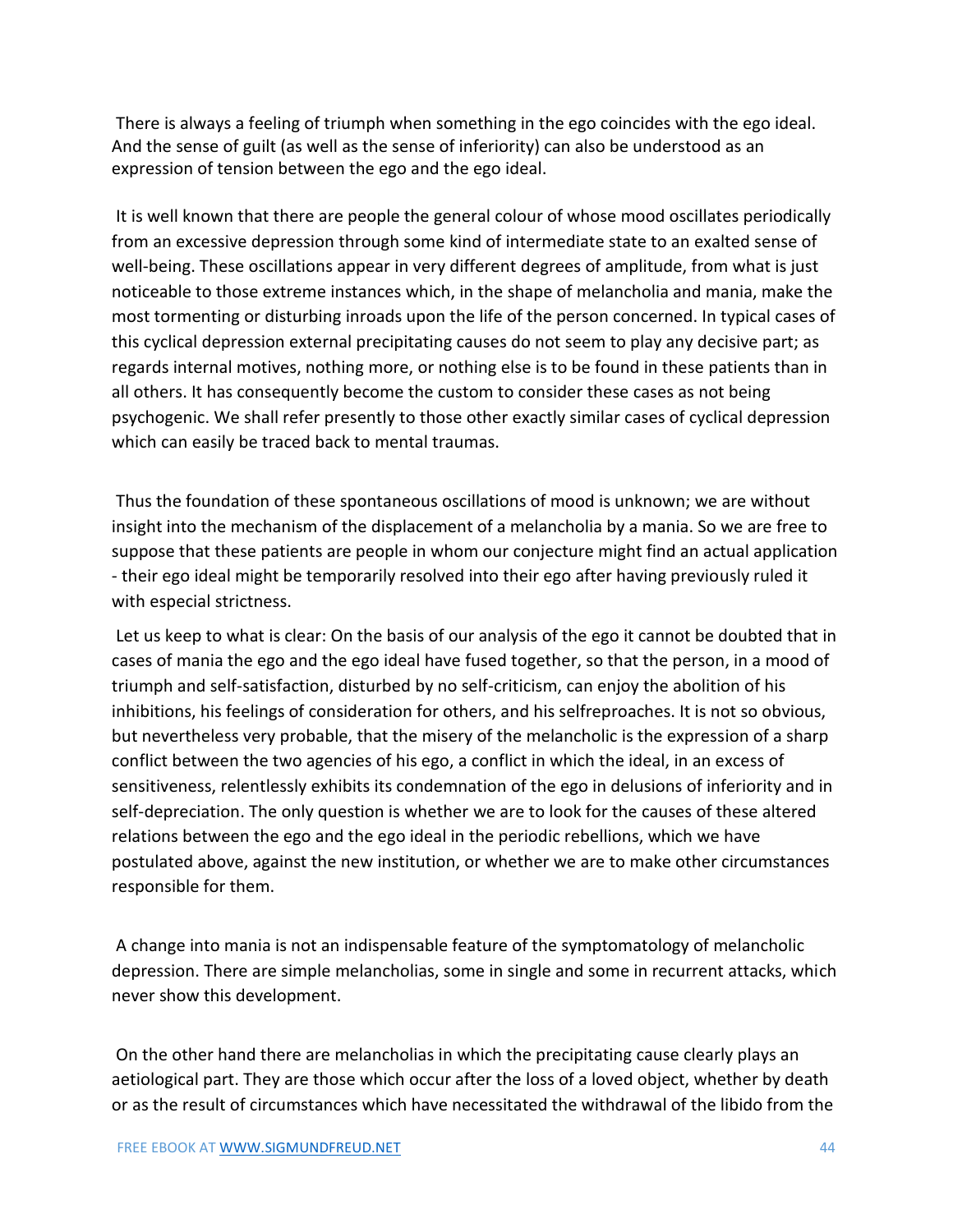There is always a feeling of triumph when something in the ego coincides with the ego ideal. And the sense of guilt (as well as the sense of inferiority) can also be understood as an expression of tension between the ego and the ego ideal.

It is well known that there are people the general colour of whose mood oscillates periodically from an excessive depression through some kind of intermediate state to an exalted sense of well-being. These oscillations appear in very different degrees of amplitude, from what is just noticeable to those extreme instances which, in the shape of melancholia and mania, make the most tormenting or disturbing inroads upon the life of the person concerned. In typical cases of this cyclical depression external precipitating causes do not seem to play any decisive part; as regards internal motives, nothing more, or nothing else is to be found in these patients than in all others. It has consequently become the custom to consider these cases as not being psychogenic. We shall refer presently to those other exactly similar cases of cyclical depression which can easily be traced back to mental traumas.

Thus the foundation of these spontaneous oscillations of mood is unknown; we are without insight into the mechanism of the displacement of a melancholia by a mania. So we are free to suppose that these patients are people in whom our conjecture might find an actual application - their ego ideal might be temporarily resolved into their ego after having previously ruled it with especial strictness.

Let us keep to what is clear: On the basis of our analysis of the ego it cannot be doubted that in cases of mania the ego and the ego ideal have fused together, so that the person, in a mood of triumph and self-satisfaction, disturbed by no self-criticism, can enjoy the abolition of his inhibitions, his feelings of consideration for others, and his selfreproaches. It is not so obvious, but nevertheless very probable, that the misery of the melancholic is the expression of a sharp conflict between the two agencies of his ego, a conflict in which the ideal, in an excess of sensitiveness, relentlessly exhibits its condemnation of the ego in delusions of inferiority and in self-depreciation. The only question is whether we are to look for the causes of these altered relations between the ego and the ego ideal in the periodic rebellions, which we have postulated above, against the new institution, or whether we are to make other circumstances responsible for them.

A change into mania is not an indispensable feature of the symptomatology of melancholic depression. There are simple melancholias, some in single and some in recurrent attacks, which never show this development.

On the other hand there are melancholias in which the precipitating cause clearly plays an aetiological part. They are those which occur after the loss of a loved object, whether by death or as the result of circumstances which have necessitated the withdrawal of the libido from the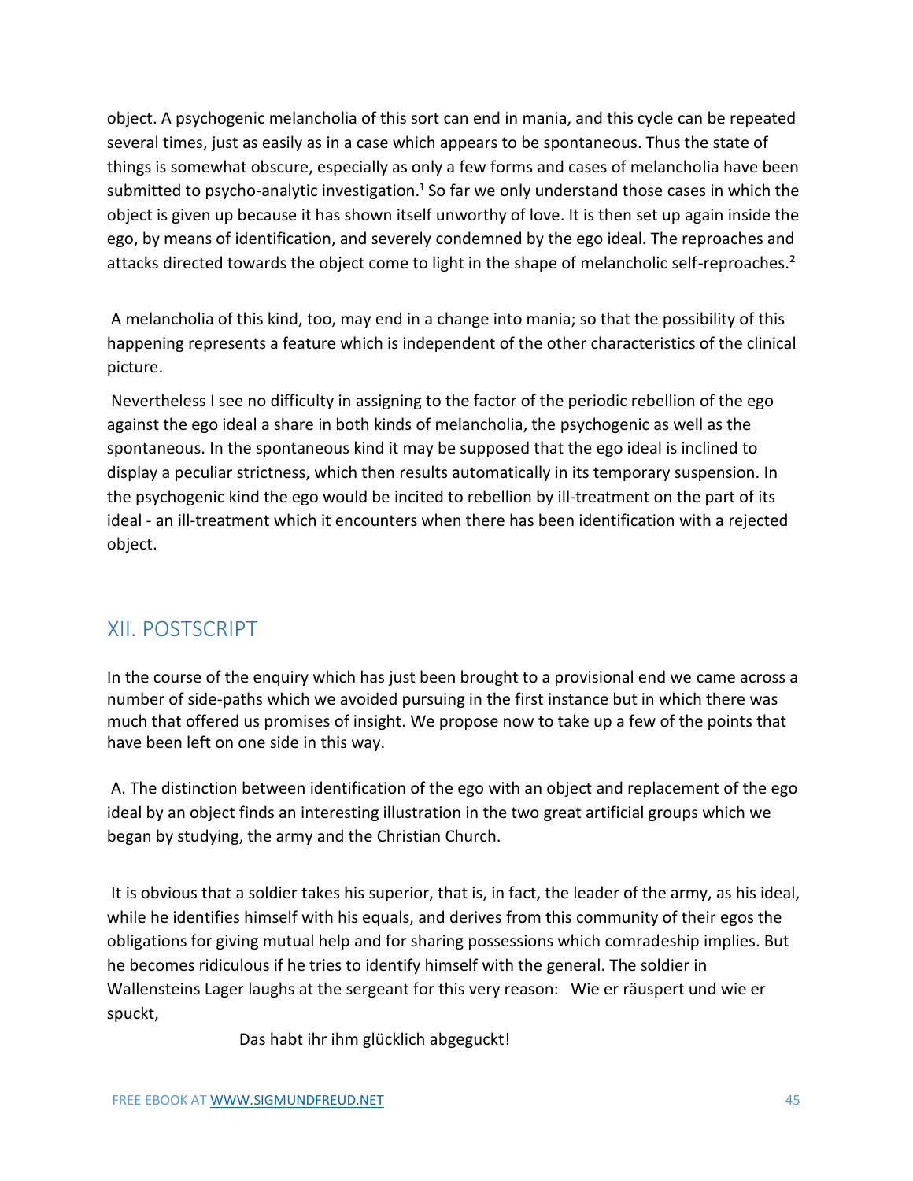object. A psychogenic melancholia of this sort can end in mania, and this cycle can be repeated several times, just as easily as in a case which appears to be spontaneous. Thus the state of things is somewhat obscure, especially as only a few forms and cases of melancholia have been submitted to psycho-analytic investigation.[1] So far we only understand those cases in which the object is given up because it has shown itself unworthy of love. It is then set up again inside the ego, by means of identification, and severely condemned by the ego ideal. The reproaches and attacks directed towards the object come to light in the shape of melancholic self-reproaches.[2]

A melancholia of this kind, too, may end in a change into mania; so that the possibility of this happening represents a feature which is independent of the other characteristics of the clinical picture.

Nevertheless I see no difficulty in assigning to the factor of the periodic rebellion of the ego against the ego ideal a share in both kinds of melancholia, the psychogenic as well as the spontaneous. In the spontaneous kind it may be supposed that the ego ideal is inclined to display a peculiar strictness, which then results automatically in its temporary suspension. In the psychogenic kind the ego would be incited to rebellion by ill-treatment on the part of its ideal - an ill-treatment which it encounters when there has been identification with a rejected object.

## XII. POSTSCRIPT

In the course of the enquiry which has just been brought to a provisional end we came across a number of side-paths which we avoided pursuing in the first instance but in which there was much that offered us promises of insight. We propose now to take up a few of the points that have been left on one side in this way.

A. The distinction between identification of the ego with an object and replacement of the ego ideal by an object finds an interesting illustration in the two great artificial groups which we began by studying, the army and the Christian Church.

It is obvious that a soldier takes his superior, that is, in fact, the leader of the army, as his ideal, while he identifies himself with his equals, and derives from this community of their egos the obligations for giving mutual help and for sharing possessions which comradeship implies. But he becomes ridiculous if he tries to identify himself with the general. The soldier in Wallensteins Lager laughs at the sergeant for this very reason: Wie er räuspert und wie er spuckt,

Das habt ihr ihm glücklich abgeguckt!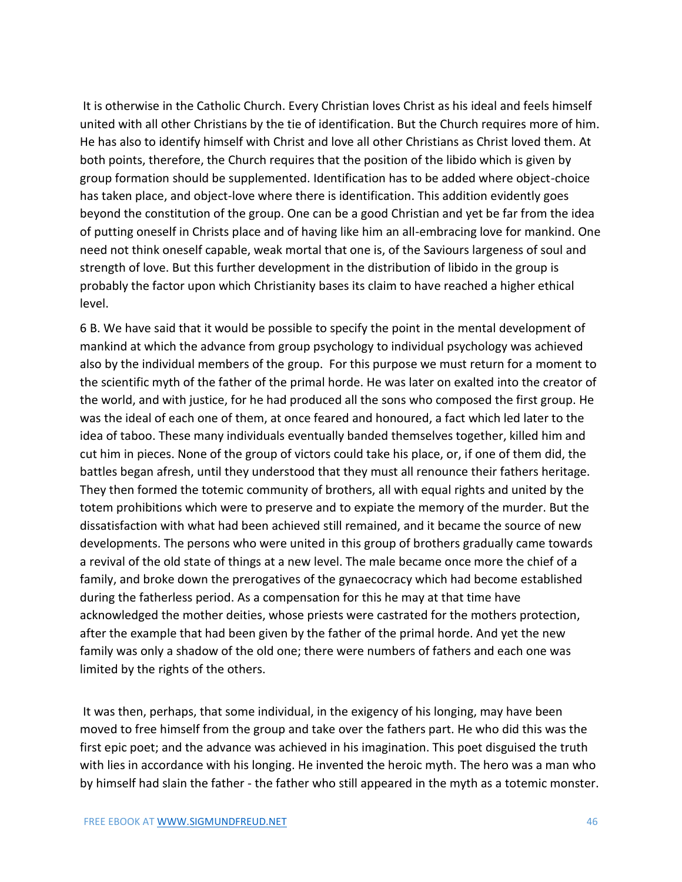It is otherwise in the Catholic Church. Every Christian loves Christ as his ideal and feels himself united with all other Christians by the tie of identification. But the Church requires more of him. He has also to identify himself with Christ and love all other Christians as Christ loved them. At both points, therefore, the Church requires that the position of the libido which is given by group formation should be supplemented. Identification has to be added where object-choice has taken place, and object-love where there is identification. This addition evidently goes beyond the constitution of the group. One can be a good Christian and yet be far from the idea of putting oneself in Christs place and of having like him an all-embracing love for mankind. One need not think oneself capable, weak mortal that one is, of the Saviours largeness of soul and strength of love. But this further development in the distribution of libido in the group is probably the factor upon which Christianity bases its claim to have reached a higher ethical level.

6 B. We have said that it would be possible to specify the point in the mental development of mankind at which the advance from group psychology to individual psychology was achieved also by the individual members of the group. For this purpose we must return for a moment to the scientific myth of the father of the primal horde. He was later on exalted into the creator of the world, and with justice, for he had produced all the sons who composed the first group. He was the ideal of each one of them, at once feared and honoured, a fact which led later to the idea of taboo. These many individuals eventually banded themselves together, killed him and cut him in pieces. None of the group of victors could take his place, or, if one of them did, the battles began afresh, until they understood that they must all renounce their fathers heritage. They then formed the totemic community of brothers, all with equal rights and united by the totem prohibitions which were to preserve and to expiate the memory of the murder. But the dissatisfaction with what had been achieved still remained, and it became the source of new developments. The persons who were united in this group of brothers gradually came towards a revival of the old state of things at a new level. The male became once more the chief of a family, and broke down the prerogatives of the gynaecocracy which had become established during the fatherless period. As a compensation for this he may at that time have acknowledged the mother deities, whose priests were castrated for the mothers protection, after the example that had been given by the father of the primal horde. And yet the new family was only a shadow of the old one; there were numbers of fathers and each one was limited by the rights of the others.

It was then, perhaps, that some individual, in the exigency of his longing, may have been moved to free himself from the group and take over the fathers part. He who did this was the first epic poet; and the advance was achieved in his imagination. This poet disguised the truth with lies in accordance with his longing. He invented the heroic myth. The hero was a man who by himself had slain the father - the father who still appeared in the myth as a totemic monster.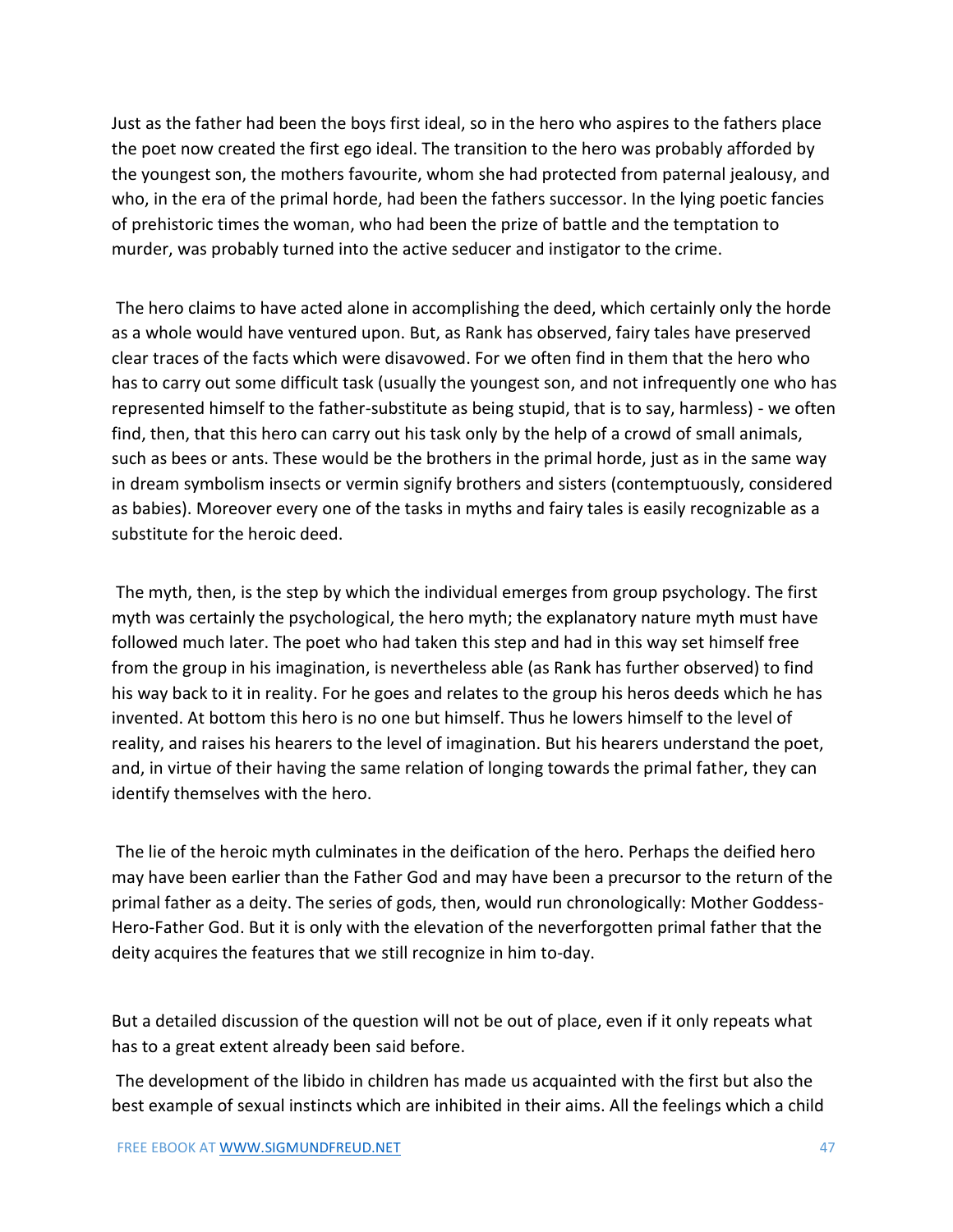Just as the father had been the boys first ideal, so in the hero who aspires to the fathers place the poet now created the first ego ideal. The transition to the hero was probably afforded by the youngest son, the mothers favourite, whom she had protected from paternal jealousy, and who, in the era of the primal horde, had been the fathers successor. In the lying poetic fancies of prehistoric times the woman, who had been the prize of battle and the temptation to murder, was probably turned into the active seducer and instigator to the crime.

The hero claims to have acted alone in accomplishing the deed, which certainly only the horde as a whole would have ventured upon. But, as Rank has observed, fairy tales have preserved clear traces of the facts which were disavowed. For we often find in them that the hero who has to carry out some difficult task (usually the youngest son, and not infrequently one who has represented himself to the father-substitute as being stupid, that is to say, harmless) - we often find, then, that this hero can carry out his task only by the help of a crowd of small animals, such as bees or ants. These would be the brothers in the primal horde, just as in the same way in dream symbolism insects or vermin signify brothers and sisters (contemptuously, considered as babies). Moreover every one of the tasks in myths and fairy tales is easily recognizable as a substitute for the heroic deed.

The myth, then, is the step by which the individual emerges from group psychology. The first myth was certainly the psychological, the hero myth; the explanatory nature myth must have followed much later. The poet who had taken this step and had in this way set himself free from the group in his imagination, is nevertheless able (as Rank has further observed) to find his way back to it in reality. For he goes and relates to the group his heros deeds which he has invented. At bottom this hero is no one but himself. Thus he lowers himself to the level of reality, and raises his hearers to the level of imagination. But his hearers understand the poet, and, in virtue of their having the same relation of longing towards the primal father, they can identify themselves with the hero.

The lie of the heroic myth culminates in the deification of the hero. Perhaps the deified hero may have been earlier than the Father God and may have been a precursor to the return of the primal father as a deity. The series of gods, then, would run chronologically: Mother Goddess-Hero-Father God. But it is only with the elevation of the neverforgotten primal father that the deity acquires the features that we still recognize in him to-day.

But a detailed discussion of the question will not be out of place, even if it only repeats what has to a great extent already been said before.

The development of the libido in children has made us acquainted with the first but also the best example of sexual instincts which are inhibited in their aims. All the feelings which a child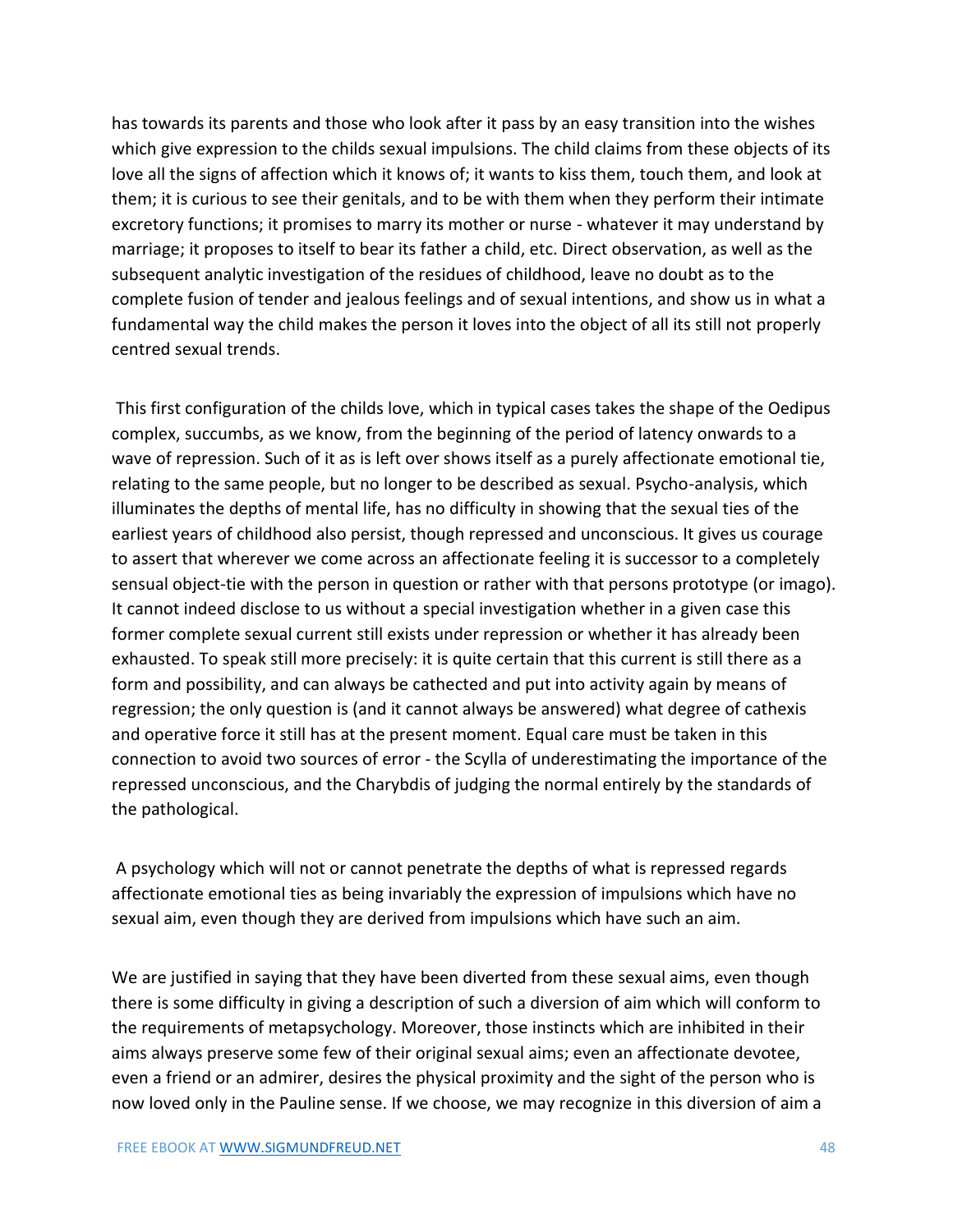has towards its parents and those who look after it pass by an easy transition into the wishes which give expression to the childs sexual impulsions. The child claims from these objects of its love all the signs of affection which it knows of; it wants to kiss them, touch them, and look at them; it is curious to see their genitals, and to be with them when they perform their intimate excretory functions; it promises to marry its mother or nurse - whatever it may understand by marriage; it proposes to itself to bear its father a child, etc. Direct observation, as well as the subsequent analytic investigation of the residues of childhood, leave no doubt as to the complete fusion of tender and jealous feelings and of sexual intentions, and show us in what a fundamental way the child makes the person it loves into the object of all its still not properly centred sexual trends.

This first configuration of the childs love, which in typical cases takes the shape of the Oedipus complex, succumbs, as we know, from the beginning of the period of latency onwards to a wave of repression. Such of it as is left over shows itself as a purely affectionate emotional tie, relating to the same people, but no longer to be described as sexual. Psycho-analysis, which illuminates the depths of mental life, has no difficulty in showing that the sexual ties of the earliest years of childhood also persist, though repressed and unconscious. It gives us courage to assert that wherever we come across an affectionate feeling it is successor to a completely sensual object-tie with the person in question or rather with that persons prototype (or imago). It cannot indeed disclose to us without a special investigation whether in a given case this former complete sexual current still exists under repression or whether it has already been exhausted. To speak still more precisely: it is quite certain that this current is still there as a form and possibility, and can always be cathected and put into activity again by means of regression; the only question is (and it cannot always be answered) what degree of cathexis and operative force it still has at the present moment. Equal care must be taken in this connection to avoid two sources of error - the Scylla of underestimating the importance of the repressed unconscious, and the Charybdis of judging the normal entirely by the standards of the pathological.

A psychology which will not or cannot penetrate the depths of what is repressed regards affectionate emotional ties as being invariably the expression of impulsions which have no sexual aim, even though they are derived from impulsions which have such an aim.

We are justified in saying that they have been diverted from these sexual aims, even though there is some difficulty in giving a description of such a diversion of aim which will conform to the requirements of metapsychology. Moreover, those instincts which are inhibited in their aims always preserve some few of their original sexual aims; even an affectionate devotee, even a friend or an admirer, desires the physical proximity and the sight of the person who is now loved only in the Pauline sense. If we choose, we may recognize in this diversion of aim a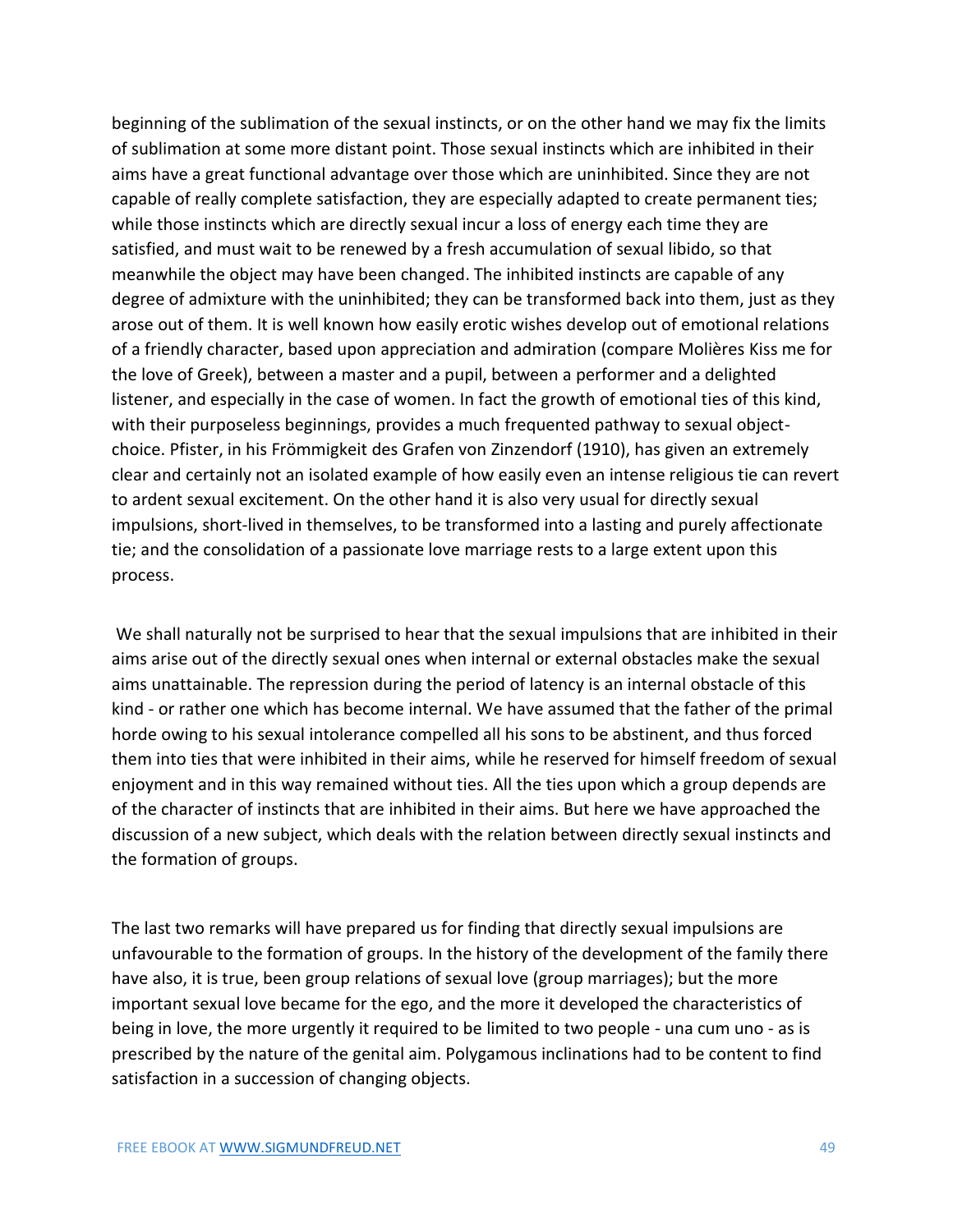beginning of the sublimation of the sexual instincts, or on the other hand we may fix the limits of sublimation at some more distant point. Those sexual instincts which are inhibited in their aims have a great functional advantage over those which are uninhibited. Since they are not capable of really complete satisfaction, they are especially adapted to create permanent ties; while those instincts which are directly sexual incur a loss of energy each time they are satisfied, and must wait to be renewed by a fresh accumulation of sexual libido, so that meanwhile the object may have been changed. The inhibited instincts are capable of any degree of admixture with the uninhibited; they can be transformed back into them, just as they arose out of them. It is well known how easily erotic wishes develop out of emotional relations of a friendly character, based upon appreciation and admiration (compare Molières Kiss me for the love of Greek), between a master and a pupil, between a performer and a delighted listener, and especially in the case of women. In fact the growth of emotional ties of this kind, with their purposeless beginnings, provides a much frequented pathway to sexual object-choice. Pfister, in his Frömmigkeit des Grafen von Zinzendorf (1910), has given an extremely clear and certainly not an isolated example of how easily even an intense religious tie can revert to ardent sexual excitement. On the other hand it is also very usual for directly sexual impulsions, short-lived in themselves, to be transformed into a lasting and purely affectionate tie; and the consolidation of a passionate love marriage rests to a large extent upon this process.

We shall naturally not be surprised to hear that the sexual impulsions that are inhibited in their aims arise out of the directly sexual ones when internal or external obstacles make the sexual aims unattainable. The repression during the period of latency is an internal obstacle of this kind - or rather one which has become internal. We have assumed that the father of the primal horde owing to his sexual intolerance compelled all his sons to be abstinent, and thus forced them into ties that were inhibited in their aims, while he reserved for himself freedom of sexual enjoyment and in this way remained without ties. All the ties upon which a group depends are of the character of instincts that are inhibited in their aims. But here we have approached the discussion of a new subject, which deals with the relation between directly sexual instincts and the formation of groups.

The last two remarks will have prepared us for finding that directly sexual impulsions are unfavourable to the formation of groups. In the history of the development of the family there have also, it is true, been group relations of sexual love (group marriages); but the more important sexual love became for the ego, and the more it developed the characteristics of being in love, the more urgently it required to be limited to two people - una cum uno - as is prescribed by the nature of the genital aim. Polygamous inclinations had to be content to find satisfaction in a succession of changing objects.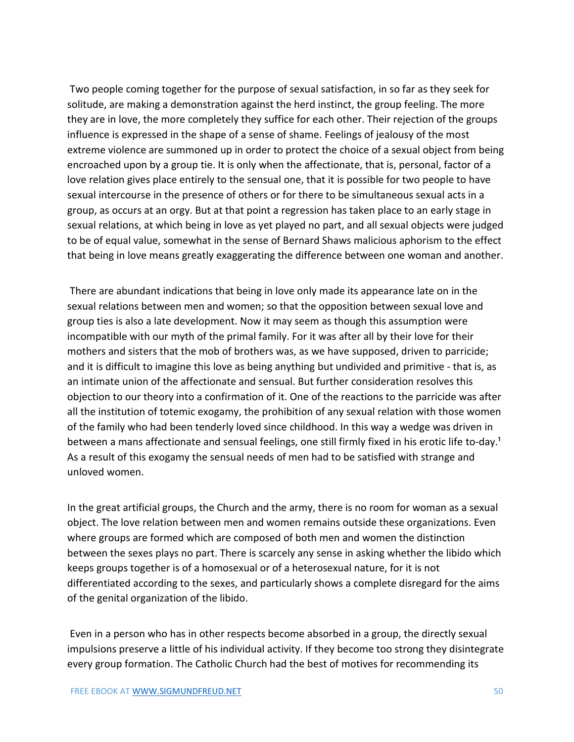Two people coming together for the purpose of sexual satisfaction, in so far as they seek for solitude, are making a demonstration against the herd instinct, the group feeling. The more they are in love, the more completely they suffice for each other. Their rejection of the groups influence is expressed in the shape of a sense of shame. Feelings of jealousy of the most extreme violence are summoned up in order to protect the choice of a sexual object from being encroached upon by a group tie. It is only when the affectionate, that is, personal, factor of a love relation gives place entirely to the sensual one, that it is possible for two people to have sexual intercourse in the presence of others or for there to be simultaneous sexual acts in a group, as occurs at an orgy. But at that point a regression has taken place to an early stage in sexual relations, at which being in love as yet played no part, and all sexual objects were judged to be of equal value, somewhat in the sense of Bernard Shaws malicious aphorism to the effect that being in love means greatly exaggerating the difference between one woman and another.

There are abundant indications that being in love only made its appearance late on in the sexual relations between men and women; so that the opposition between sexual love and group ties is also a late development. Now it may seem as though this assumption were incompatible with our myth of the primal family. For it was after all by their love for their mothers and sisters that the mob of brothers was, as we have supposed, driven to parricide; and it is difficult to imagine this love as being anything but undivided and primitive - that is, as an intimate union of the affectionate and sensual. But further consideration resolves this objection to our theory into a confirmation of it. One of the reactions to the parricide was after all the institution of totemic exogamy, the prohibition of any sexual relation with those women of the family who had been tenderly loved since childhood. In this way a wedge was driven in between a mans affectionate and sensual feelings, one still firmly fixed in his erotic life to-day.[1] As a result of this exogamy the sensual needs of men had to be satisfied with strange and unloved women.

In the great artificial groups, the Church and the army, there is no room for woman as a sexual object. The love relation between men and women remains outside these organizations. Even where groups are formed which are composed of both men and women the distinction between the sexes plays no part. There is scarcely any sense in asking whether the libido which keeps groups together is of a homosexual or of a heterosexual nature, for it is not differentiated according to the sexes, and particularly shows a complete disregard for the aims of the genital organization of the libido.

Even in a person who has in other respects become absorbed in a group, the directly sexual impulsions preserve a little of his individual activity. If they become too strong they disintegrate every group formation. The Catholic Church had the best of motives for recommending its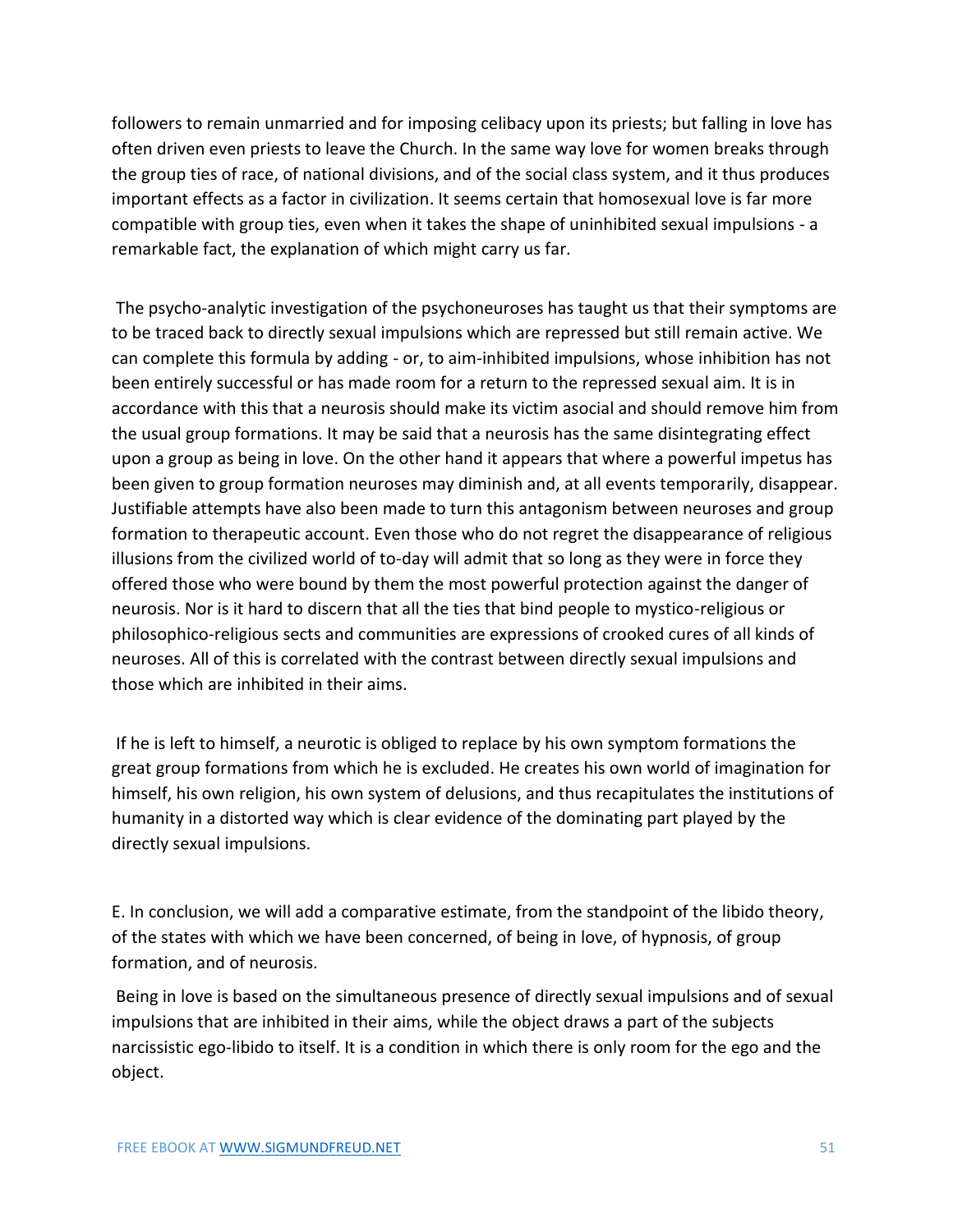followers to remain unmarried and for imposing celibacy upon its priests; but falling in love has often driven even priests to leave the Church. In the same way love for women breaks through the group ties of race, of national divisions, and of the social class system, and it thus produces important effects as a factor in civilization. It seems certain that homosexual love is far more compatible with group ties, even when it takes the shape of uninhibited sexual impulsions - a remarkable fact, the explanation of which might carry us far.

The psycho-analytic investigation of the psychoneuroses has taught us that their symptoms are to be traced back to directly sexual impulsions which are repressed but still remain active. We can complete this formula by adding - or, to aim-inhibited impulsions, whose inhibition has not been entirely successful or has made room for a return to the repressed sexual aim. It is in accordance with this that a neurosis should make its victim asocial and should remove him from the usual group formations. It may be said that a neurosis has the same disintegrating effect upon a group as being in love. On the other hand it appears that where a powerful impetus has been given to group formation neuroses may diminish and, at all events temporarily, disappear. Justifiable attempts have also been made to turn this antagonism between neuroses and group formation to therapeutic account. Even those who do not regret the disappearance of religious illusions from the civilized world of to-day will admit that so long as they were in force they offered those who were bound by them the most powerful protection against the danger of neurosis. Nor is it hard to discern that all the ties that bind people to mystico-religious or philosophico-religious sects and communities are expressions of crooked cures of all kinds of neuroses. All of this is correlated with the contrast between directly sexual impulsions and those which are inhibited in their aims.

If he is left to himself, a neurotic is obliged to replace by his own symptom formations the great group formations from which he is excluded. He creates his own world of imagination for himself, his own religion, his own system of delusions, and thus recapitulates the institutions of humanity in a distorted way which is clear evidence of the dominating part played by the directly sexual impulsions.

E. In conclusion, we will add a comparative estimate, from the standpoint of the libido theory, of the states with which we have been concerned, of being in love, of hypnosis, of group formation, and of neurosis.

Being in love is based on the simultaneous presence of directly sexual impulsions and of sexual impulsions that are inhibited in their aims, while the object draws a part of the subjects narcissistic ego-libido to itself. It is a condition in which there is only room for the ego and the object.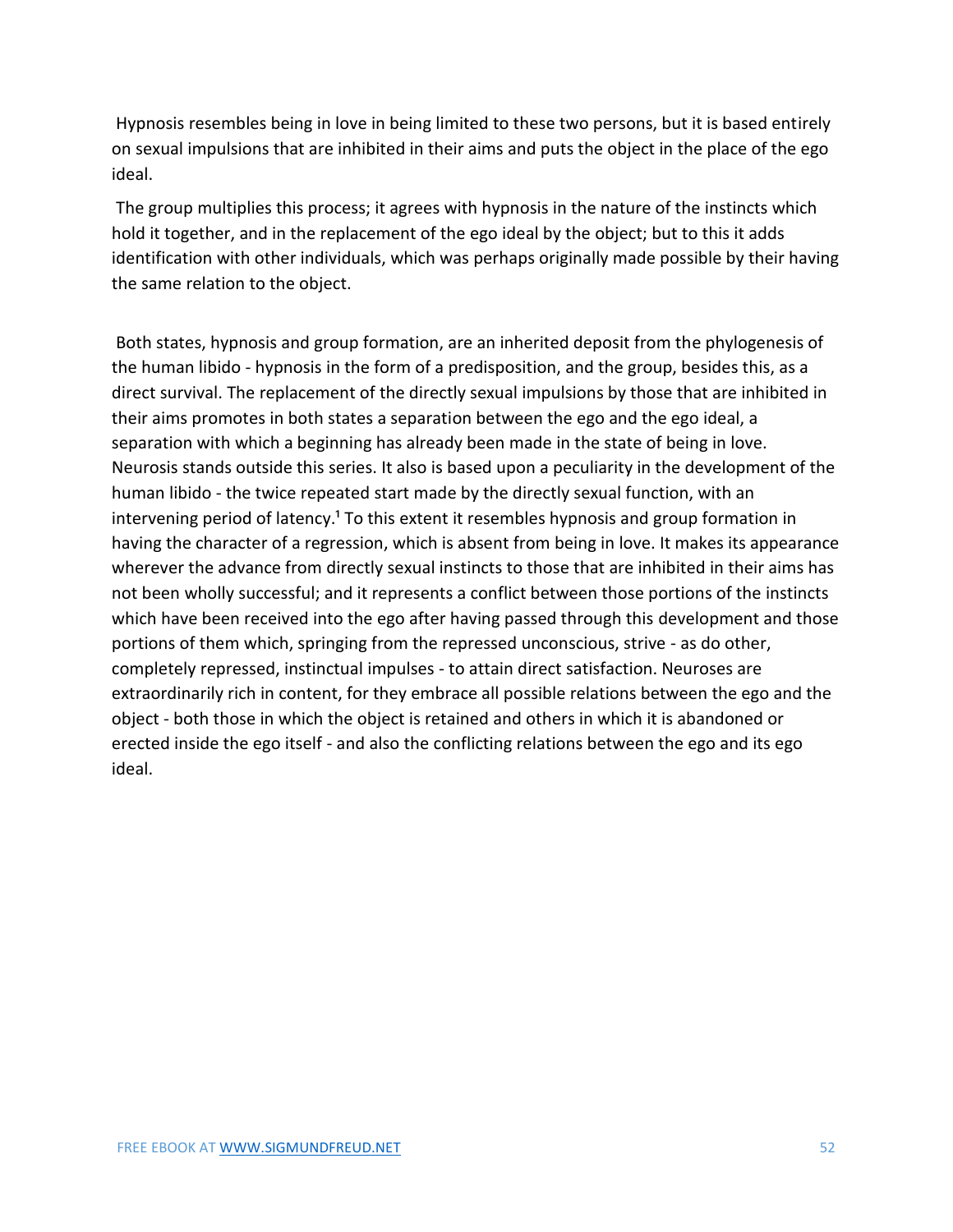Hypnosis resembles being in love in being limited to these two persons, but it is based entirely on sexual impulsions that are inhibited in their aims and puts the object in the place of the ego ideal.

The group multiplies this process; it agrees with hypnosis in the nature of the instincts which hold it together, and in the replacement of the ego ideal by the object; but to this it adds identification with other individuals, which was perhaps originally made possible by their having the same relation to the object.

Both states, hypnosis and group formation, are an inherited deposit from the phylogenesis of the human libido - hypnosis in the form of a predisposition, and the group, besides this, as a direct survival. The replacement of the directly sexual impulsions by those that are inhibited in their aims promotes in both states a separation between the ego and the ego ideal, a separation with which a beginning has already been made in the state of being in love. Neurosis stands outside this series. It also is based upon a peculiarity in the development of the human libido - the twice repeated start made by the directly sexual function, with an intervening period of latency.[1] To this extent it resembles hypnosis and group formation in having the character of a regression, which is absent from being in love. It makes its appearance wherever the advance from directly sexual instincts to those that are inhibited in their aims has not been wholly successful; and it represents a conflict between those portions of the instincts which have been received into the ego after having passed through this development and those portions of them which, springing from the repressed unconscious, strive - as do other, completely repressed, instinctual impulses - to attain direct satisfaction. Neuroses are extraordinarily rich in content, for they embrace all possible relations between the ego and the object - both those in which the object is retained and others in which it is abandoned or erected inside the ego itself - and also the conflicting relations between the ego and its ego ideal.